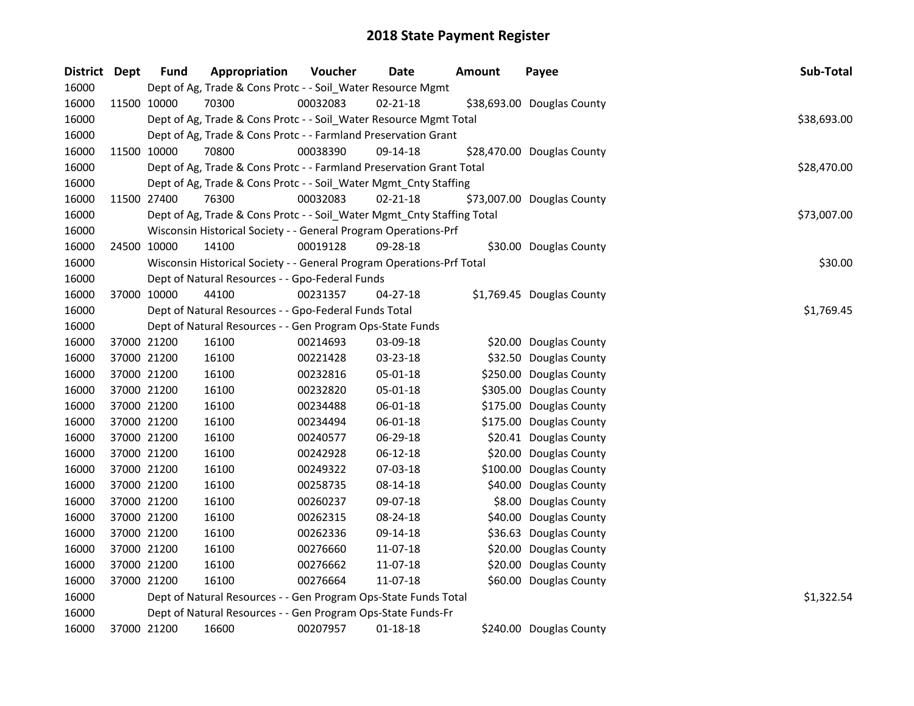# 2018 State Payment Register

| District | Dept | Fund | Appropriation | Voucher | Date | Amount | Payee | Sub-Total |
|---|---|---|---|---|---|---|---|---|
| 16000 | | Dept of Ag, Trade & Cons Protc - - Soil_Water Resource Mgmt | | | | | | |
| 16000 | 11500 | 10000 | 70300 | 00032083 | 02-21-18 | $38,693.00 | Douglas County | |
| 16000 | | Dept of Ag, Trade & Cons Protc - - Soil_Water Resource Mgmt Total | | | | | | $38,693.00 |
| 16000 | | Dept of Ag, Trade & Cons Protc - - Farmland Preservation Grant | | | | | | |
| 16000 | 11500 | 10000 | 70800 | 00038390 | 09-14-18 | $28,470.00 | Douglas County | |
| 16000 | | Dept of Ag, Trade & Cons Protc - - Farmland Preservation Grant Total | | | | | | $28,470.00 |
| 16000 | | Dept of Ag, Trade & Cons Protc - - Soil_Water Mgmt_Cnty Staffing | | | | | | |
| 16000 | 11500 | 27400 | 76300 | 00032083 | 02-21-18 | $73,007.00 | Douglas County | |
| 16000 | | Dept of Ag, Trade & Cons Protc - - Soil_Water Mgmt_Cnty Staffing Total | | | | | | $73,007.00 |
| 16000 | | Wisconsin Historical Society - - General Program Operations-Prf | | | | | | |
| 16000 | 24500 | 10000 | 14100 | 00019128 | 09-28-18 | $30.00 | Douglas County | |
| 16000 | | Wisconsin Historical Society - - General Program Operations-Prf Total | | | | | | $30.00 |
| 16000 | | Dept of Natural Resources - - Gpo-Federal Funds | | | | | | |
| 16000 | 37000 | 10000 | 44100 | 00231357 | 04-27-18 | $1,769.45 | Douglas County | |
| 16000 | | Dept of Natural Resources - - Gpo-Federal Funds Total | | | | | | $1,769.45 |
| 16000 | | Dept of Natural Resources - - Gen Program Ops-State Funds | | | | | | |
| 16000 | 37000 | 21200 | 16100 | 00214693 | 03-09-18 | $20.00 | Douglas County | |
| 16000 | 37000 | 21200 | 16100 | 00221428 | 03-23-18 | $32.50 | Douglas County | |
| 16000 | 37000 | 21200 | 16100 | 00232816 | 05-01-18 | $250.00 | Douglas County | |
| 16000 | 37000 | 21200 | 16100 | 00232820 | 05-01-18 | $305.00 | Douglas County | |
| 16000 | 37000 | 21200 | 16100 | 00234488 | 06-01-18 | $175.00 | Douglas County | |
| 16000 | 37000 | 21200 | 16100 | 00234494 | 06-01-18 | $175.00 | Douglas County | |
| 16000 | 37000 | 21200 | 16100 | 00240577 | 06-29-18 | $20.41 | Douglas County | |
| 16000 | 37000 | 21200 | 16100 | 00242928 | 06-12-18 | $20.00 | Douglas County | |
| 16000 | 37000 | 21200 | 16100 | 00249322 | 07-03-18 | $100.00 | Douglas County | |
| 16000 | 37000 | 21200 | 16100 | 00258735 | 08-14-18 | $40.00 | Douglas County | |
| 16000 | 37000 | 21200 | 16100 | 00260237 | 09-07-18 | $8.00 | Douglas County | |
| 16000 | 37000 | 21200 | 16100 | 00262315 | 08-24-18 | $40.00 | Douglas County | |
| 16000 | 37000 | 21200 | 16100 | 00262336 | 09-14-18 | $36.63 | Douglas County | |
| 16000 | 37000 | 21200 | 16100 | 00276660 | 11-07-18 | $20.00 | Douglas County | |
| 16000 | 37000 | 21200 | 16100 | 00276662 | 11-07-18 | $20.00 | Douglas County | |
| 16000 | 37000 | 21200 | 16100 | 00276664 | 11-07-18 | $60.00 | Douglas County | |
| 16000 | | Dept of Natural Resources - - Gen Program Ops-State Funds Total | | | | | | $1,322.54 |
| 16000 | | Dept of Natural Resources - - Gen Program Ops-State Funds-Fr | | | | | | |
| 16000 | 37000 | 21200 | 16600 | 00207957 | 01-18-18 | $240.00 | Douglas County | |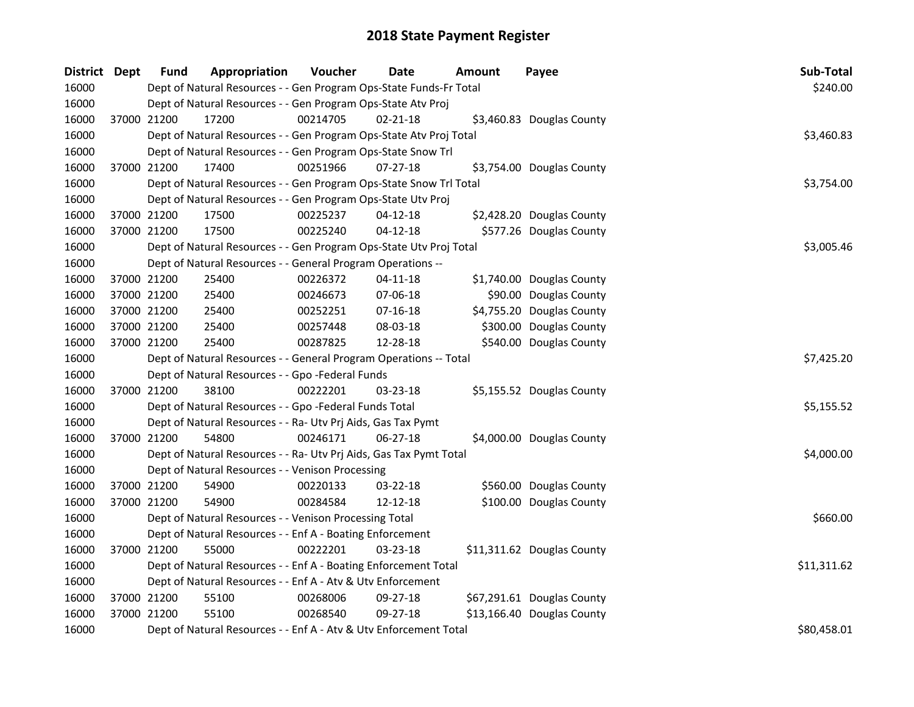# 2018 State Payment Register

| District | Dept | Fund | Appropriation | Voucher | Date | Amount | Payee | Sub-Total |
|---|---|---|---|---|---|---|---|---|
| 16000 | | Dept of Natural Resources - - Gen Program Ops-State Funds-Fr Total | | | | | | $240.00 |
| 16000 | | Dept of Natural Resources - - Gen Program Ops-State Atv Proj | | | | | | |
| 16000 | 37000 | 21200 | 17200 | 00214705 | 02-21-18 | $3,460.83 | Douglas County | |
| 16000 | | Dept of Natural Resources - - Gen Program Ops-State Atv Proj Total | | | | | | $3,460.83 |
| 16000 | | Dept of Natural Resources - - Gen Program Ops-State Snow Trl | | | | | | |
| 16000 | 37000 | 21200 | 17400 | 00251966 | 07-27-18 | $3,754.00 | Douglas County | |
| 16000 | | Dept of Natural Resources - - Gen Program Ops-State Snow Trl Total | | | | | | $3,754.00 |
| 16000 | | Dept of Natural Resources - - Gen Program Ops-State Utv Proj | | | | | | |
| 16000 | 37000 | 21200 | 17500 | 00225237 | 04-12-18 | $2,428.20 | Douglas County | |
| 16000 | 37000 | 21200 | 17500 | 00225240 | 04-12-18 | $577.26 | Douglas County | |
| 16000 | | Dept of Natural Resources - - Gen Program Ops-State Utv Proj Total | | | | | | $3,005.46 |
| 16000 | | Dept of Natural Resources - - General Program Operations -- | | | | | | |
| 16000 | 37000 | 21200 | 25400 | 00226372 | 04-11-18 | $1,740.00 | Douglas County | |
| 16000 | 37000 | 21200 | 25400 | 00246673 | 07-06-18 | $90.00 | Douglas County | |
| 16000 | 37000 | 21200 | 25400 | 00252251 | 07-16-18 | $4,755.20 | Douglas County | |
| 16000 | 37000 | 21200 | 25400 | 00257448 | 08-03-18 | $300.00 | Douglas County | |
| 16000 | 37000 | 21200 | 25400 | 00287825 | 12-28-18 | $540.00 | Douglas County | |
| 16000 | | Dept of Natural Resources - - General Program Operations -- Total | | | | | | $7,425.20 |
| 16000 | | Dept of Natural Resources - - Gpo -Federal Funds | | | | | | |
| 16000 | 37000 | 21200 | 38100 | 00222201 | 03-23-18 | $5,155.52 | Douglas County | |
| 16000 | | Dept of Natural Resources - - Gpo -Federal Funds Total | | | | | | $5,155.52 |
| 16000 | | Dept of Natural Resources - - Ra- Utv Prj Aids, Gas Tax Pymt | | | | | | |
| 16000 | 37000 | 21200 | 54800 | 00246171 | 06-27-18 | $4,000.00 | Douglas County | |
| 16000 | | Dept of Natural Resources - - Ra- Utv Prj Aids, Gas Tax Pymt Total | | | | | | $4,000.00 |
| 16000 | | Dept of Natural Resources - - Venison Processing | | | | | | |
| 16000 | 37000 | 21200 | 54900 | 00220133 | 03-22-18 | $560.00 | Douglas County | |
| 16000 | 37000 | 21200 | 54900 | 00284584 | 12-12-18 | $100.00 | Douglas County | |
| 16000 | | Dept of Natural Resources - - Venison Processing Total | | | | | | $660.00 |
| 16000 | | Dept of Natural Resources - - Enf A - Boating Enforcement | | | | | | |
| 16000 | 37000 | 21200 | 55000 | 00222201 | 03-23-18 | $11,311.62 | Douglas County | |
| 16000 | | Dept of Natural Resources - - Enf A - Boating Enforcement Total | | | | | | $11,311.62 |
| 16000 | | Dept of Natural Resources - - Enf A - Atv & Utv Enforcement | | | | | | |
| 16000 | 37000 | 21200 | 55100 | 00268006 | 09-27-18 | $67,291.61 | Douglas County | |
| 16000 | 37000 | 21200 | 55100 | 00268540 | 09-27-18 | $13,166.40 | Douglas County | |
| 16000 | | Dept of Natural Resources - - Enf A - Atv & Utv Enforcement Total | | | | | | $80,458.01 |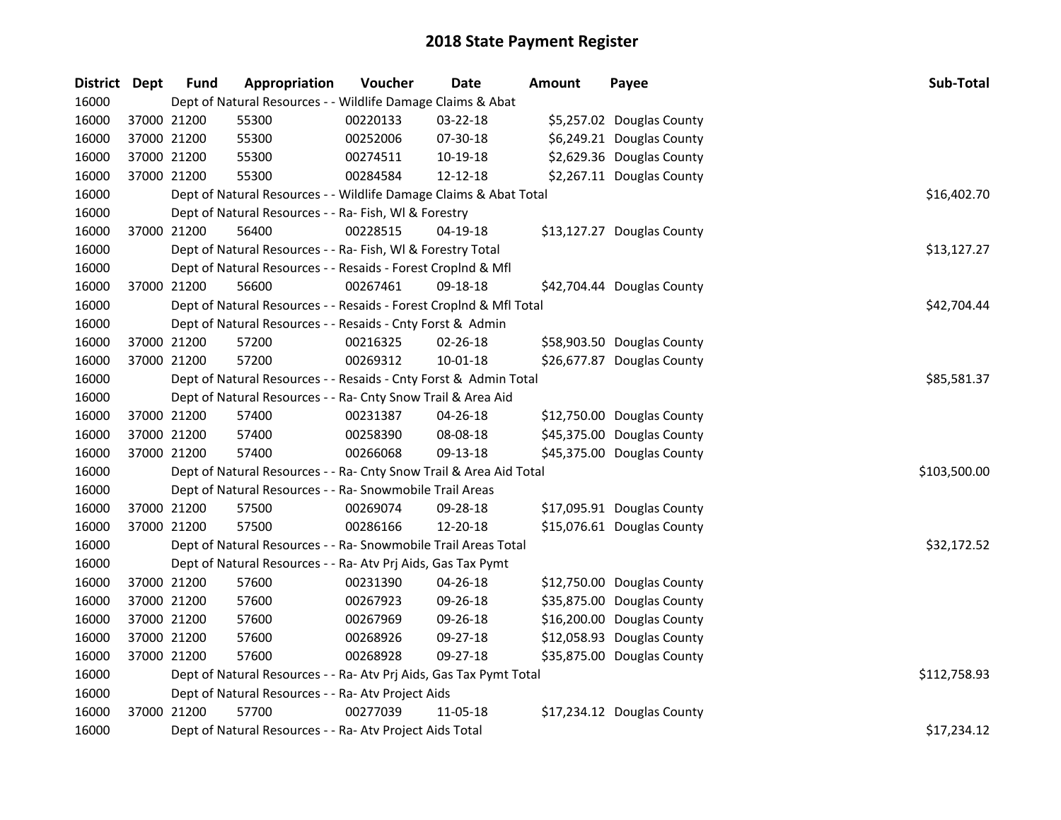# 2018 State Payment Register

| District | Dept | Fund | Appropriation | Voucher | Date | Amount | Payee | Sub-Total |
|---|---|---|---|---|---|---|---|---|
| 16000 | | Dept of Natural Resources - - Wildlife Damage Claims & Abat | | | | | | |
| 16000 | 37000 | 21200 | 55300 | 00220133 | 03-22-18 | $5,257.02 | Douglas County | |
| 16000 | 37000 | 21200 | 55300 | 00252006 | 07-30-18 | $6,249.21 | Douglas County | |
| 16000 | 37000 | 21200 | 55300 | 00274511 | 10-19-18 | $2,629.36 | Douglas County | |
| 16000 | 37000 | 21200 | 55300 | 00284584 | 12-12-18 | $2,267.11 | Douglas County | |
| 16000 | | Dept of Natural Resources - - Wildlife Damage Claims & Abat Total | | | | | | $16,402.70 |
| 16000 | | Dept of Natural Resources - - Ra- Fish, Wl & Forestry | | | | | | |
| 16000 | 37000 | 21200 | 56400 | 00228515 | 04-19-18 | $13,127.27 | Douglas County | |
| 16000 | | Dept of Natural Resources - - Ra- Fish, Wl & Forestry Total | | | | | | $13,127.27 |
| 16000 | | Dept of Natural Resources - - Resaids - Forest CropInd & Mfl | | | | | | |
| 16000 | 37000 | 21200 | 56600 | 00267461 | 09-18-18 | $42,704.44 | Douglas County | |
| 16000 | | Dept of Natural Resources - - Resaids - Forest CropInd & Mfl Total | | | | | | $42,704.44 |
| 16000 | | Dept of Natural Resources - - Resaids - Cnty Forst & Admin | | | | | | |
| 16000 | 37000 | 21200 | 57200 | 00216325 | 02-26-18 | $58,903.50 | Douglas County | |
| 16000 | 37000 | 21200 | 57200 | 00269312 | 10-01-18 | $26,677.87 | Douglas County | |
| 16000 | | Dept of Natural Resources - - Resaids - Cnty Forst & Admin Total | | | | | | $85,581.37 |
| 16000 | | Dept of Natural Resources - - Ra- Cnty Snow Trail & Area Aid | | | | | | |
| 16000 | 37000 | 21200 | 57400 | 00231387 | 04-26-18 | $12,750.00 | Douglas County | |
| 16000 | 37000 | 21200 | 57400 | 00258390 | 08-08-18 | $45,375.00 | Douglas County | |
| 16000 | 37000 | 21200 | 57400 | 00266068 | 09-13-18 | $45,375.00 | Douglas County | |
| 16000 | | Dept of Natural Resources - - Ra- Cnty Snow Trail & Area Aid Total | | | | | | $103,500.00 |
| 16000 | | Dept of Natural Resources - - Ra- Snowmobile Trail Areas | | | | | | |
| 16000 | 37000 | 21200 | 57500 | 00269074 | 09-28-18 | $17,095.91 | Douglas County | |
| 16000 | 37000 | 21200 | 57500 | 00286166 | 12-20-18 | $15,076.61 | Douglas County | |
| 16000 | | Dept of Natural Resources - - Ra- Snowmobile Trail Areas Total | | | | | | $32,172.52 |
| 16000 | | Dept of Natural Resources - - Ra- Atv Prj Aids, Gas Tax Pymt | | | | | | |
| 16000 | 37000 | 21200 | 57600 | 00231390 | 04-26-18 | $12,750.00 | Douglas County | |
| 16000 | 37000 | 21200 | 57600 | 00267923 | 09-26-18 | $35,875.00 | Douglas County | |
| 16000 | 37000 | 21200 | 57600 | 00267969 | 09-26-18 | $16,200.00 | Douglas County | |
| 16000 | 37000 | 21200 | 57600 | 00268926 | 09-27-18 | $12,058.93 | Douglas County | |
| 16000 | 37000 | 21200 | 57600 | 00268928 | 09-27-18 | $35,875.00 | Douglas County | |
| 16000 | | Dept of Natural Resources - - Ra- Atv Prj Aids, Gas Tax Pymt Total | | | | | | $112,758.93 |
| 16000 | | Dept of Natural Resources - - Ra- Atv Project Aids | | | | | | |
| 16000 | 37000 | 21200 | 57700 | 00277039 | 11-05-18 | $17,234.12 | Douglas County | |
| 16000 | | Dept of Natural Resources - - Ra- Atv Project Aids Total | | | | | | $17,234.12 |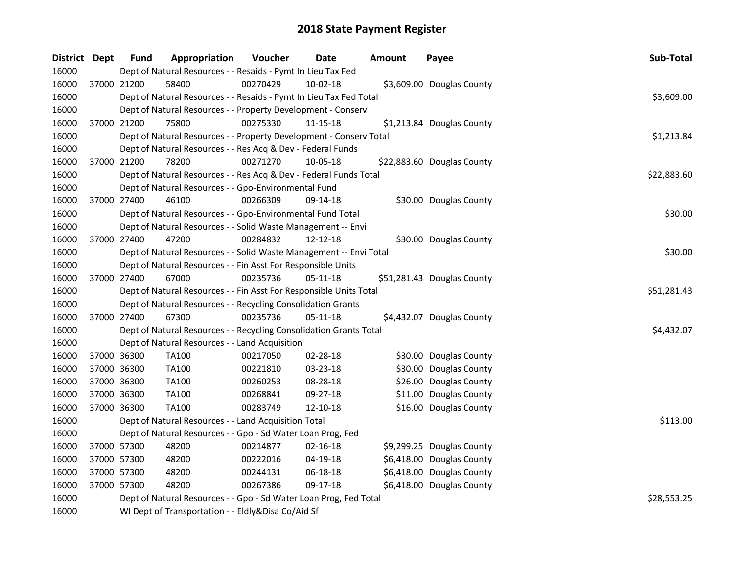# 2018 State Payment Register

| District | Dept | Fund | Appropriation | Voucher | Date | Amount | Payee | Sub-Total |
|---|---|---|---|---|---|---|---|---|
| 16000 | | Dept of Natural Resources - - Resaids - Pymt In Lieu Tax Fed | | | | | | |
| 16000 | 37000 | 21200 | 58400 | 00270429 | 10-02-18 | $3,609.00 | Douglas County | |
| 16000 | | Dept of Natural Resources - - Resaids - Pymt In Lieu Tax Fed Total | | | | | | $3,609.00 |
| 16000 | | Dept of Natural Resources - - Property Development - Conserv | | | | | | |
| 16000 | 37000 | 21200 | 75800 | 00275330 | 11-15-18 | $1,213.84 | Douglas County | |
| 16000 | | Dept of Natural Resources - - Property Development - Conserv Total | | | | | | $1,213.84 |
| 16000 | | Dept of Natural Resources - - Res Acq & Dev - Federal Funds | | | | | | |
| 16000 | 37000 | 21200 | 78200 | 00271270 | 10-05-18 | $22,883.60 | Douglas County | |
| 16000 | | Dept of Natural Resources - - Res Acq & Dev - Federal Funds Total | | | | | | $22,883.60 |
| 16000 | | Dept of Natural Resources - - Gpo-Environmental Fund | | | | | | |
| 16000 | 37000 | 27400 | 46100 | 00266309 | 09-14-18 | $30.00 | Douglas County | |
| 16000 | | Dept of Natural Resources - - Gpo-Environmental Fund Total | | | | | | $30.00 |
| 16000 | | Dept of Natural Resources - - Solid Waste Management -- Envi | | | | | | |
| 16000 | 37000 | 27400 | 47200 | 00284832 | 12-12-18 | $30.00 | Douglas County | |
| 16000 | | Dept of Natural Resources - - Solid Waste Management -- Envi Total | | | | | | $30.00 |
| 16000 | | Dept of Natural Resources - - Fin Asst For Responsible Units | | | | | | |
| 16000 | 37000 | 27400 | 67000 | 00235736 | 05-11-18 | $51,281.43 | Douglas County | |
| 16000 | | Dept of Natural Resources - - Fin Asst For Responsible Units Total | | | | | | $51,281.43 |
| 16000 | | Dept of Natural Resources - - Recycling Consolidation Grants | | | | | | |
| 16000 | 37000 | 27400 | 67300 | 00235736 | 05-11-18 | $4,432.07 | Douglas County | |
| 16000 | | Dept of Natural Resources - - Recycling Consolidation Grants Total | | | | | | $4,432.07 |
| 16000 | | Dept of Natural Resources - - Land Acquisition | | | | | | |
| 16000 | 37000 | 36300 | TA100 | 00217050 | 02-28-18 | $30.00 | Douglas County | |
| 16000 | 37000 | 36300 | TA100 | 00221810 | 03-23-18 | $30.00 | Douglas County | |
| 16000 | 37000 | 36300 | TA100 | 00260253 | 08-28-18 | $26.00 | Douglas County | |
| 16000 | 37000 | 36300 | TA100 | 00268841 | 09-27-18 | $11.00 | Douglas County | |
| 16000 | 37000 | 36300 | TA100 | 00283749 | 12-10-18 | $16.00 | Douglas County | |
| 16000 | | Dept of Natural Resources - - Land Acquisition Total | | | | | | $113.00 |
| 16000 | | Dept of Natural Resources - - Gpo - Sd Water Loan Prog, Fed | | | | | | |
| 16000 | 37000 | 57300 | 48200 | 00214877 | 02-16-18 | $9,299.25 | Douglas County | |
| 16000 | 37000 | 57300 | 48200 | 00222016 | 04-19-18 | $6,418.00 | Douglas County | |
| 16000 | 37000 | 57300 | 48200 | 00244131 | 06-18-18 | $6,418.00 | Douglas County | |
| 16000 | 37000 | 57300 | 48200 | 00267386 | 09-17-18 | $6,418.00 | Douglas County | |
| 16000 | | Dept of Natural Resources - - Gpo - Sd Water Loan Prog, Fed Total | | | | | | $28,553.25 |
| 16000 | | WI Dept of Transportation - - Eldly&Disa Co/Aid Sf | | | | | | |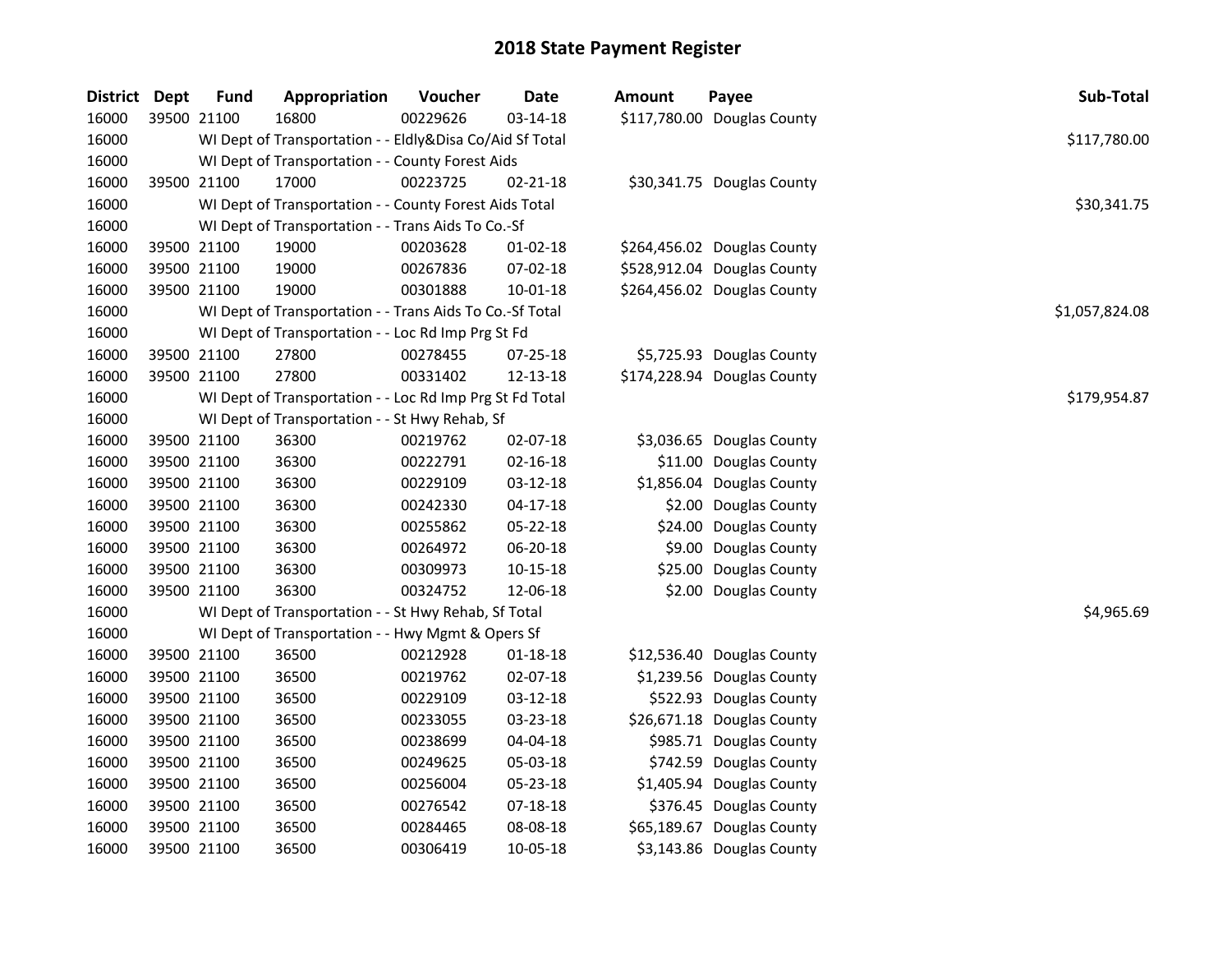# 2018 State Payment Register

| District | Dept | Fund | Appropriation | Voucher | Date | Amount | Payee | Sub-Total |
|---|---|---|---|---|---|---|---|---|
| 16000 | 39500 | 21100 | 16800 | 00229626 | 03-14-18 | $117,780.00 | Douglas County | |
| 16000 | | | WI Dept of Transportation - - Eldly&Disa Co/Aid Sf Total | | | | | $117,780.00 |
| 16000 | | | WI Dept of Transportation - - County Forest Aids | | | | | |
| 16000 | 39500 | 21100 | 17000 | 00223725 | 02-21-18 | $30,341.75 | Douglas County | |
| 16000 | | | WI Dept of Transportation - - County Forest Aids Total | | | | | $30,341.75 |
| 16000 | | | WI Dept of Transportation - - Trans Aids To Co.-Sf | | | | | |
| 16000 | 39500 | 21100 | 19000 | 00203628 | 01-02-18 | $264,456.02 | Douglas County | |
| 16000 | 39500 | 21100 | 19000 | 00267836 | 07-02-18 | $528,912.04 | Douglas County | |
| 16000 | 39500 | 21100 | 19000 | 00301888 | 10-01-18 | $264,456.02 | Douglas County | |
| 16000 | | | WI Dept of Transportation - - Trans Aids To Co.-Sf Total | | | | | $1,057,824.08 |
| 16000 | | | WI Dept of Transportation - - Loc Rd Imp Prg St Fd | | | | | |
| 16000 | 39500 | 21100 | 27800 | 00278455 | 07-25-18 | $5,725.93 | Douglas County | |
| 16000 | 39500 | 21100 | 27800 | 00331402 | 12-13-18 | $174,228.94 | Douglas County | |
| 16000 | | | WI Dept of Transportation - - Loc Rd Imp Prg St Fd Total | | | | | $179,954.87 |
| 16000 | | | WI Dept of Transportation - - St Hwy Rehab, Sf | | | | | |
| 16000 | 39500 | 21100 | 36300 | 00219762 | 02-07-18 | $3,036.65 | Douglas County | |
| 16000 | 39500 | 21100 | 36300 | 00222791 | 02-16-18 | $11.00 | Douglas County | |
| 16000 | 39500 | 21100 | 36300 | 00229109 | 03-12-18 | $1,856.04 | Douglas County | |
| 16000 | 39500 | 21100 | 36300 | 00242330 | 04-17-18 | $2.00 | Douglas County | |
| 16000 | 39500 | 21100 | 36300 | 00255862 | 05-22-18 | $24.00 | Douglas County | |
| 16000 | 39500 | 21100 | 36300 | 00264972 | 06-20-18 | $9.00 | Douglas County | |
| 16000 | 39500 | 21100 | 36300 | 00309973 | 10-15-18 | $25.00 | Douglas County | |
| 16000 | 39500 | 21100 | 36300 | 00324752 | 12-06-18 | $2.00 | Douglas County | |
| 16000 | | | WI Dept of Transportation - - St Hwy Rehab, Sf Total | | | | | $4,965.69 |
| 16000 | | | WI Dept of Transportation - - Hwy Mgmt & Opers Sf | | | | | |
| 16000 | 39500 | 21100 | 36500 | 00212928 | 01-18-18 | $12,536.40 | Douglas County | |
| 16000 | 39500 | 21100 | 36500 | 00219762 | 02-07-18 | $1,239.56 | Douglas County | |
| 16000 | 39500 | 21100 | 36500 | 00229109 | 03-12-18 | $522.93 | Douglas County | |
| 16000 | 39500 | 21100 | 36500 | 00233055 | 03-23-18 | $26,671.18 | Douglas County | |
| 16000 | 39500 | 21100 | 36500 | 00238699 | 04-04-18 | $985.71 | Douglas County | |
| 16000 | 39500 | 21100 | 36500 | 00249625 | 05-03-18 | $742.59 | Douglas County | |
| 16000 | 39500 | 21100 | 36500 | 00256004 | 05-23-18 | $1,405.94 | Douglas County | |
| 16000 | 39500 | 21100 | 36500 | 00276542 | 07-18-18 | $376.45 | Douglas County | |
| 16000 | 39500 | 21100 | 36500 | 00284465 | 08-08-18 | $65,189.67 | Douglas County | |
| 16000 | 39500 | 21100 | 36500 | 00306419 | 10-05-18 | $3,143.86 | Douglas County | |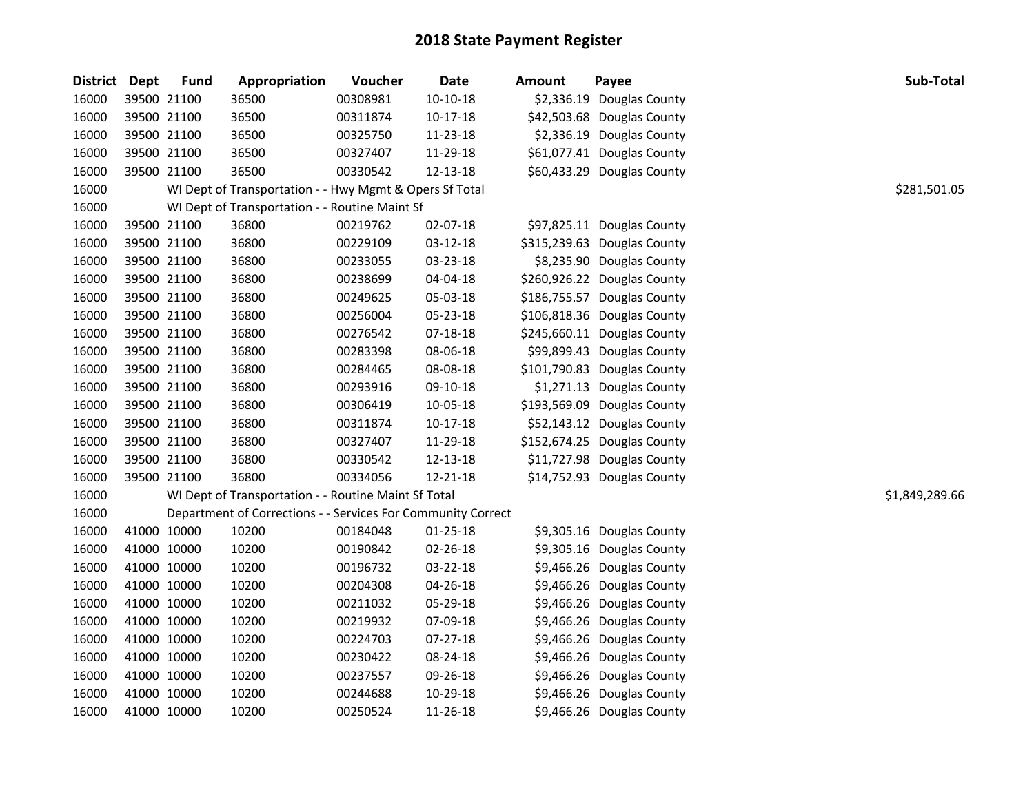# 2018 State Payment Register

| District | Dept | Fund | Appropriation | Voucher | Date | Amount | Payee | Sub-Total |
|---|---|---|---|---|---|---|---|---|
| 16000 | 39500 | 21100 | 36500 | 00308981 | 10-10-18 | $2,336.19 | Douglas County | |
| 16000 | 39500 | 21100 | 36500 | 00311874 | 10-17-18 | $42,503.68 | Douglas County | |
| 16000 | 39500 | 21100 | 36500 | 00325750 | 11-23-18 | $2,336.19 | Douglas County | |
| 16000 | 39500 | 21100 | 36500 | 00327407 | 11-29-18 | $61,077.41 | Douglas County | |
| 16000 | 39500 | 21100 | 36500 | 00330542 | 12-13-18 | $60,433.29 | Douglas County | |
| 16000 | | WI Dept of Transportation - - Hwy Mgmt & Opers Sf Total | | | | | | $281,501.05 |
| 16000 | | WI Dept of Transportation - - Routine Maint Sf | | | | | | |
| 16000 | 39500 | 21100 | 36800 | 00219762 | 02-07-18 | $97,825.11 | Douglas County | |
| 16000 | 39500 | 21100 | 36800 | 00229109 | 03-12-18 | $315,239.63 | Douglas County | |
| 16000 | 39500 | 21100 | 36800 | 00233055 | 03-23-18 | $8,235.90 | Douglas County | |
| 16000 | 39500 | 21100 | 36800 | 00238699 | 04-04-18 | $260,926.22 | Douglas County | |
| 16000 | 39500 | 21100 | 36800 | 00249625 | 05-03-18 | $186,755.57 | Douglas County | |
| 16000 | 39500 | 21100 | 36800 | 00256004 | 05-23-18 | $106,818.36 | Douglas County | |
| 16000 | 39500 | 21100 | 36800 | 00276542 | 07-18-18 | $245,660.11 | Douglas County | |
| 16000 | 39500 | 21100 | 36800 | 00283398 | 08-06-18 | $99,899.43 | Douglas County | |
| 16000 | 39500 | 21100 | 36800 | 00284465 | 08-08-18 | $101,790.83 | Douglas County | |
| 16000 | 39500 | 21100 | 36800 | 00293916 | 09-10-18 | $1,271.13 | Douglas County | |
| 16000 | 39500 | 21100 | 36800 | 00306419 | 10-05-18 | $193,569.09 | Douglas County | |
| 16000 | 39500 | 21100 | 36800 | 00311874 | 10-17-18 | $52,143.12 | Douglas County | |
| 16000 | 39500 | 21100 | 36800 | 00327407 | 11-29-18 | $152,674.25 | Douglas County | |
| 16000 | 39500 | 21100 | 36800 | 00330542 | 12-13-18 | $11,727.98 | Douglas County | |
| 16000 | 39500 | 21100 | 36800 | 00334056 | 12-21-18 | $14,752.93 | Douglas County | |
| 16000 | | WI Dept of Transportation - - Routine Maint Sf Total | | | | | | $1,849,289.66 |
| 16000 | | Department of Corrections - - Services For Community Correct | | | | | | |
| 16000 | 41000 | 10000 | 10200 | 00184048 | 01-25-18 | $9,305.16 | Douglas County | |
| 16000 | 41000 | 10000 | 10200 | 00190842 | 02-26-18 | $9,305.16 | Douglas County | |
| 16000 | 41000 | 10000 | 10200 | 00196732 | 03-22-18 | $9,466.26 | Douglas County | |
| 16000 | 41000 | 10000 | 10200 | 00204308 | 04-26-18 | $9,466.26 | Douglas County | |
| 16000 | 41000 | 10000 | 10200 | 00211032 | 05-29-18 | $9,466.26 | Douglas County | |
| 16000 | 41000 | 10000 | 10200 | 00219932 | 07-09-18 | $9,466.26 | Douglas County | |
| 16000 | 41000 | 10000 | 10200 | 00224703 | 07-27-18 | $9,466.26 | Douglas County | |
| 16000 | 41000 | 10000 | 10200 | 00230422 | 08-24-18 | $9,466.26 | Douglas County | |
| 16000 | 41000 | 10000 | 10200 | 00237557 | 09-26-18 | $9,466.26 | Douglas County | |
| 16000 | 41000 | 10000 | 10200 | 00244688 | 10-29-18 | $9,466.26 | Douglas County | |
| 16000 | 41000 | 10000 | 10200 | 00250524 | 11-26-18 | $9,466.26 | Douglas County | |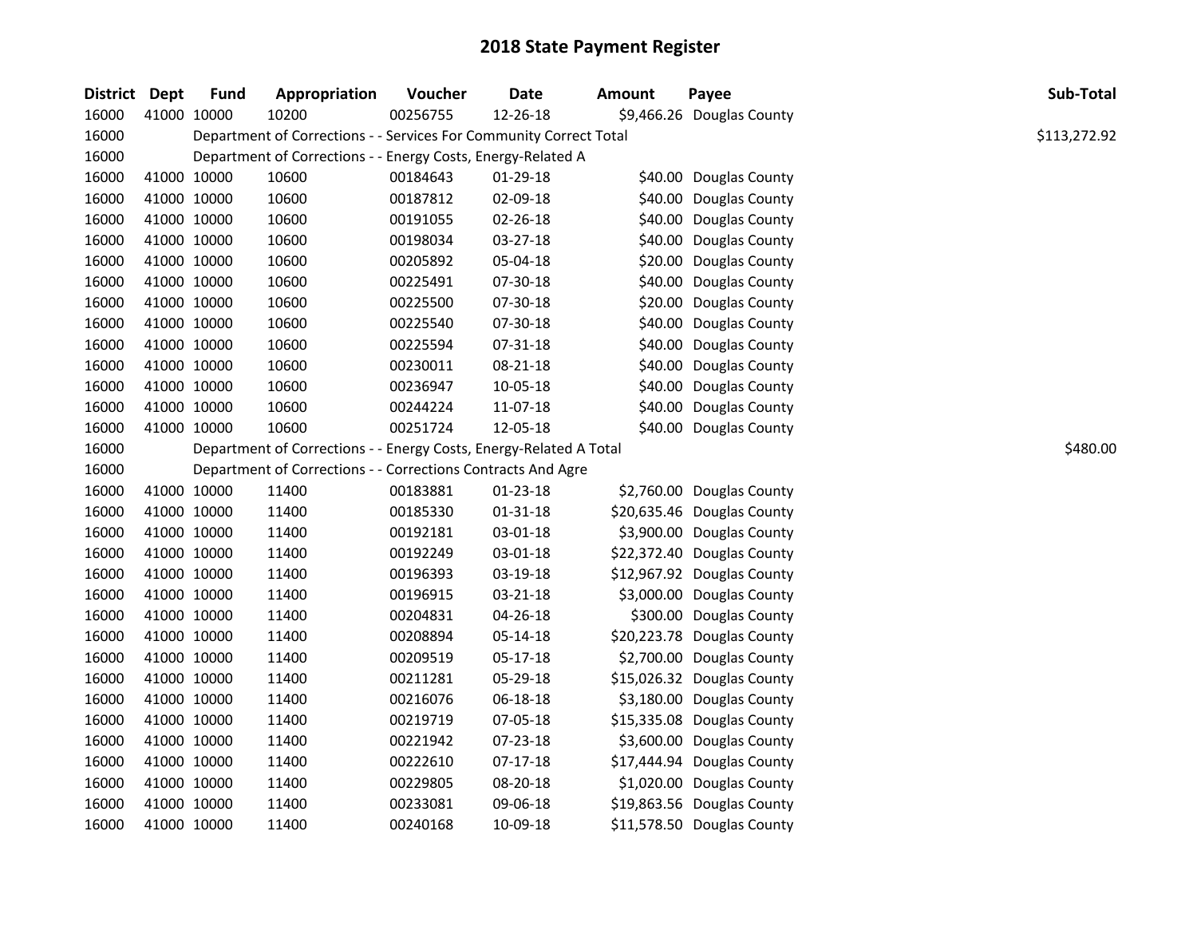# 2018 State Payment Register

| District | Dept | Fund | Appropriation | Voucher | Date | Amount | Payee | Sub-Total |
|---|---|---|---|---|---|---|---|---|
| 16000 | 41000 | 10000 | 10200 | 00256755 | 12-26-18 | $9,466.26 | Douglas County | |
| 16000 | | Department of Corrections - - Services For Community Correct Total | | | | | | $113,272.92 |
| 16000 | | Department of Corrections - - Energy Costs, Energy-Related A | | | | | | |
| 16000 | 41000 | 10000 | 10600 | 00184643 | 01-29-18 | $40.00 | Douglas County | |
| 16000 | 41000 | 10000 | 10600 | 00187812 | 02-09-18 | $40.00 | Douglas County | |
| 16000 | 41000 | 10000 | 10600 | 00191055 | 02-26-18 | $40.00 | Douglas County | |
| 16000 | 41000 | 10000 | 10600 | 00198034 | 03-27-18 | $40.00 | Douglas County | |
| 16000 | 41000 | 10000 | 10600 | 00205892 | 05-04-18 | $20.00 | Douglas County | |
| 16000 | 41000 | 10000 | 10600 | 00225491 | 07-30-18 | $40.00 | Douglas County | |
| 16000 | 41000 | 10000 | 10600 | 00225500 | 07-30-18 | $20.00 | Douglas County | |
| 16000 | 41000 | 10000 | 10600 | 00225540 | 07-30-18 | $40.00 | Douglas County | |
| 16000 | 41000 | 10000 | 10600 | 00225594 | 07-31-18 | $40.00 | Douglas County | |
| 16000 | 41000 | 10000 | 10600 | 00230011 | 08-21-18 | $40.00 | Douglas County | |
| 16000 | 41000 | 10000 | 10600 | 00236947 | 10-05-18 | $40.00 | Douglas County | |
| 16000 | 41000 | 10000 | 10600 | 00244224 | 11-07-18 | $40.00 | Douglas County | |
| 16000 | 41000 | 10000 | 10600 | 00251724 | 12-05-18 | $40.00 | Douglas County | |
| 16000 | | Department of Corrections - - Energy Costs, Energy-Related A Total | | | | | | $480.00 |
| 16000 | | Department of Corrections - - Corrections Contracts And Agre | | | | | | |
| 16000 | 41000 | 10000 | 11400 | 00183881 | 01-23-18 | $2,760.00 | Douglas County | |
| 16000 | 41000 | 10000 | 11400 | 00185330 | 01-31-18 | $20,635.46 | Douglas County | |
| 16000 | 41000 | 10000 | 11400 | 00192181 | 03-01-18 | $3,900.00 | Douglas County | |
| 16000 | 41000 | 10000 | 11400 | 00192249 | 03-01-18 | $22,372.40 | Douglas County | |
| 16000 | 41000 | 10000 | 11400 | 00196393 | 03-19-18 | $12,967.92 | Douglas County | |
| 16000 | 41000 | 10000 | 11400 | 00196915 | 03-21-18 | $3,000.00 | Douglas County | |
| 16000 | 41000 | 10000 | 11400 | 00204831 | 04-26-18 | $300.00 | Douglas County | |
| 16000 | 41000 | 10000 | 11400 | 00208894 | 05-14-18 | $20,223.78 | Douglas County | |
| 16000 | 41000 | 10000 | 11400 | 00209519 | 05-17-18 | $2,700.00 | Douglas County | |
| 16000 | 41000 | 10000 | 11400 | 00211281 | 05-29-18 | $15,026.32 | Douglas County | |
| 16000 | 41000 | 10000 | 11400 | 00216076 | 06-18-18 | $3,180.00 | Douglas County | |
| 16000 | 41000 | 10000 | 11400 | 00219719 | 07-05-18 | $15,335.08 | Douglas County | |
| 16000 | 41000 | 10000 | 11400 | 00221942 | 07-23-18 | $3,600.00 | Douglas County | |
| 16000 | 41000 | 10000 | 11400 | 00222610 | 07-17-18 | $17,444.94 | Douglas County | |
| 16000 | 41000 | 10000 | 11400 | 00229805 | 08-20-18 | $1,020.00 | Douglas County | |
| 16000 | 41000 | 10000 | 11400 | 00233081 | 09-06-18 | $19,863.56 | Douglas County | |
| 16000 | 41000 | 10000 | 11400 | 00240168 | 10-09-18 | $11,578.50 | Douglas County | |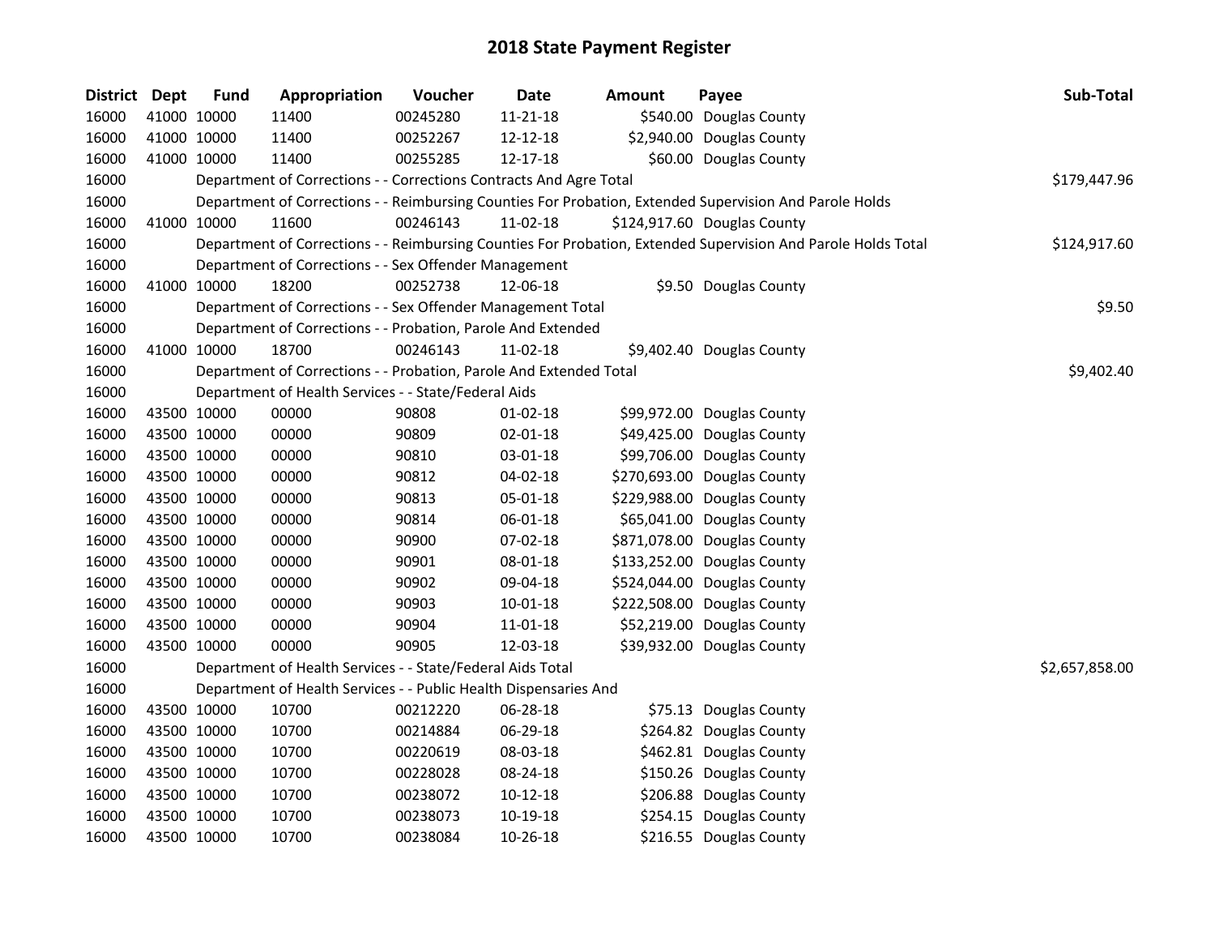# 2018 State Payment Register

| District | Dept | Fund | Appropriation | Voucher | Date | Amount | Payee | Sub-Total |
|---|---|---|---|---|---|---|---|---|
| 16000 | 41000 | 10000 | 11400 | 00245280 | 11-21-18 | $540.00 | Douglas County | |
| 16000 | 41000 | 10000 | 11400 | 00252267 | 12-12-18 | $2,940.00 | Douglas County | |
| 16000 | 41000 | 10000 | 11400 | 00255285 | 12-17-18 | $60.00 | Douglas County | |
| 16000 | | Department of Corrections - - Corrections Contracts And Agre Total | | | | | | $179,447.96 |
| 16000 | | Department of Corrections - - Reimbursing Counties For Probation, Extended Supervision And Parole Holds | | | | | | |
| 16000 | 41000 | 10000 | 11600 | 00246143 | 11-02-18 | $124,917.60 | Douglas County | |
| 16000 | | Department of Corrections - - Reimbursing Counties For Probation, Extended Supervision And Parole Holds Total | | | | | | $124,917.60 |
| 16000 | | Department of Corrections - - Sex Offender Management | | | | | | |
| 16000 | 41000 | 10000 | 18200 | 00252738 | 12-06-18 | $9.50 | Douglas County | |
| 16000 | | Department of Corrections - - Sex Offender Management Total | | | | | | $9.50 |
| 16000 | | Department of Corrections - - Probation, Parole And Extended | | | | | | |
| 16000 | 41000 | 10000 | 18700 | 00246143 | 11-02-18 | $9,402.40 | Douglas County | |
| 16000 | | Department of Corrections - - Probation, Parole And Extended Total | | | | | | $9,402.40 |
| 16000 | | Department of Health Services - - State/Federal Aids | | | | | | |
| 16000 | 43500 | 10000 | 00000 | 90808 | 01-02-18 | $99,972.00 | Douglas County | |
| 16000 | 43500 | 10000 | 00000 | 90809 | 02-01-18 | $49,425.00 | Douglas County | |
| 16000 | 43500 | 10000 | 00000 | 90810 | 03-01-18 | $99,706.00 | Douglas County | |
| 16000 | 43500 | 10000 | 00000 | 90812 | 04-02-18 | $270,693.00 | Douglas County | |
| 16000 | 43500 | 10000 | 00000 | 90813 | 05-01-18 | $229,988.00 | Douglas County | |
| 16000 | 43500 | 10000 | 00000 | 90814 | 06-01-18 | $65,041.00 | Douglas County | |
| 16000 | 43500 | 10000 | 00000 | 90900 | 07-02-18 | $871,078.00 | Douglas County | |
| 16000 | 43500 | 10000 | 00000 | 90901 | 08-01-18 | $133,252.00 | Douglas County | |
| 16000 | 43500 | 10000 | 00000 | 90902 | 09-04-18 | $524,044.00 | Douglas County | |
| 16000 | 43500 | 10000 | 00000 | 90903 | 10-01-18 | $222,508.00 | Douglas County | |
| 16000 | 43500 | 10000 | 00000 | 90904 | 11-01-18 | $52,219.00 | Douglas County | |
| 16000 | 43500 | 10000 | 00000 | 90905 | 12-03-18 | $39,932.00 | Douglas County | |
| 16000 | | Department of Health Services - - State/Federal Aids Total | | | | | | $2,657,858.00 |
| 16000 | | Department of Health Services - - Public Health Dispensaries And | | | | | | |
| 16000 | 43500 | 10000 | 10700 | 00212220 | 06-28-18 | $75.13 | Douglas County | |
| 16000 | 43500 | 10000 | 10700 | 00214884 | 06-29-18 | $264.82 | Douglas County | |
| 16000 | 43500 | 10000 | 10700 | 00220619 | 08-03-18 | $462.81 | Douglas County | |
| 16000 | 43500 | 10000 | 10700 | 00228028 | 08-24-18 | $150.26 | Douglas County | |
| 16000 | 43500 | 10000 | 10700 | 00238072 | 10-12-18 | $206.88 | Douglas County | |
| 16000 | 43500 | 10000 | 10700 | 00238073 | 10-19-18 | $254.15 | Douglas County | |
| 16000 | 43500 | 10000 | 10700 | 00238084 | 10-26-18 | $216.55 | Douglas County | |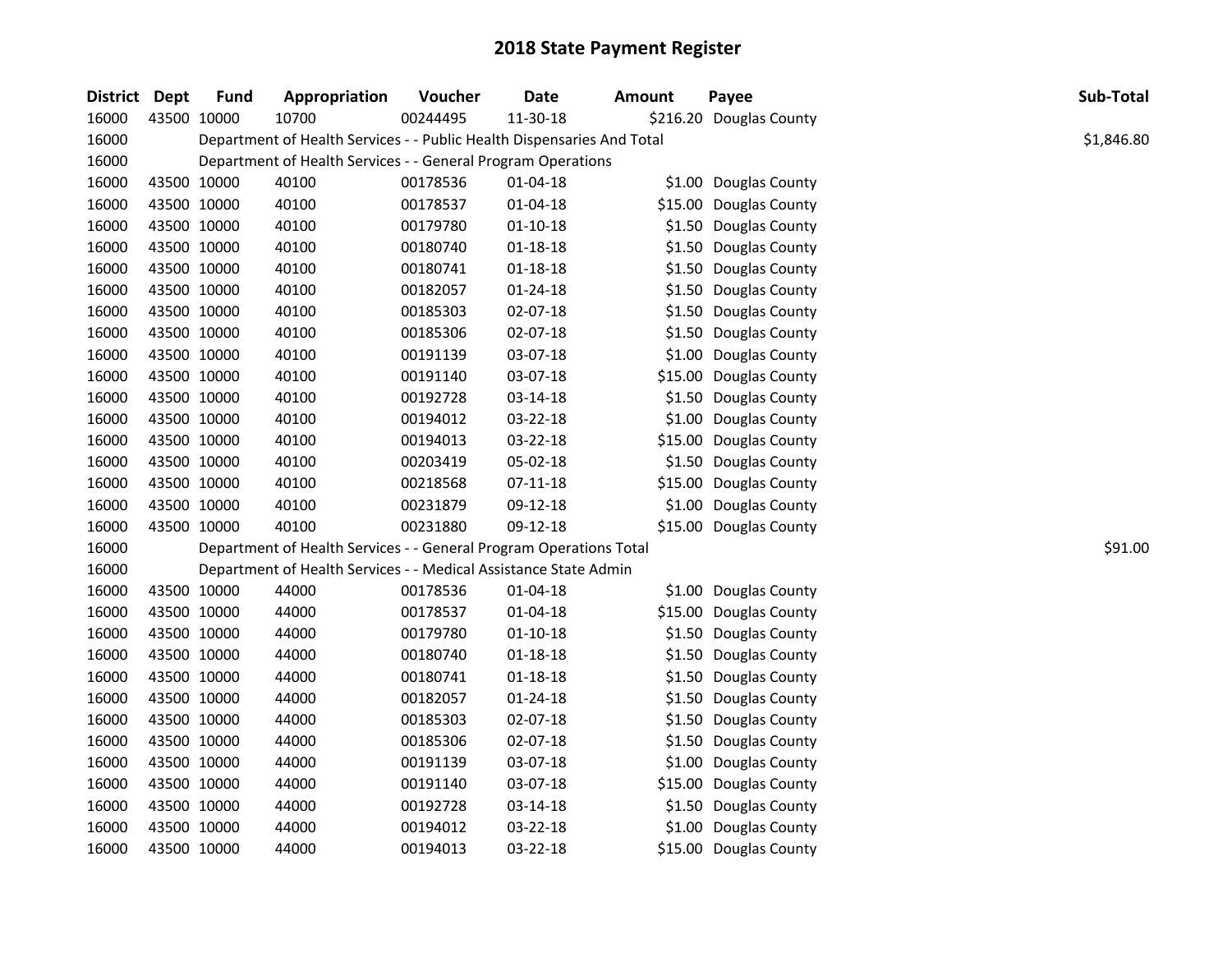# 2018 State Payment Register

| District | Dept | Fund | Appropriation | Voucher | Date | Amount | Payee | Sub-Total |
|---|---|---|---|---|---|---|---|---|
| 16000 | 43500 | 10000 | 10700 | 00244495 | 11-30-18 | $216.20 | Douglas County | |
| 16000 | | Department of Health Services - - Public Health Dispensaries And Total | | | | | | $1,846.80 |
| 16000 | | Department of Health Services - - General Program Operations | | | | | | |
| 16000 | 43500 | 10000 | 40100 | 00178536 | 01-04-18 | $1.00 | Douglas County | |
| 16000 | 43500 | 10000 | 40100 | 00178537 | 01-04-18 | $15.00 | Douglas County | |
| 16000 | 43500 | 10000 | 40100 | 00179780 | 01-10-18 | $1.50 | Douglas County | |
| 16000 | 43500 | 10000 | 40100 | 00180740 | 01-18-18 | $1.50 | Douglas County | |
| 16000 | 43500 | 10000 | 40100 | 00180741 | 01-18-18 | $1.50 | Douglas County | |
| 16000 | 43500 | 10000 | 40100 | 00182057 | 01-24-18 | $1.50 | Douglas County | |
| 16000 | 43500 | 10000 | 40100 | 00185303 | 02-07-18 | $1.50 | Douglas County | |
| 16000 | 43500 | 10000 | 40100 | 00185306 | 02-07-18 | $1.50 | Douglas County | |
| 16000 | 43500 | 10000 | 40100 | 00191139 | 03-07-18 | $1.00 | Douglas County | |
| 16000 | 43500 | 10000 | 40100 | 00191140 | 03-07-18 | $15.00 | Douglas County | |
| 16000 | 43500 | 10000 | 40100 | 00192728 | 03-14-18 | $1.50 | Douglas County | |
| 16000 | 43500 | 10000 | 40100 | 00194012 | 03-22-18 | $1.00 | Douglas County | |
| 16000 | 43500 | 10000 | 40100 | 00194013 | 03-22-18 | $15.00 | Douglas County | |
| 16000 | 43500 | 10000 | 40100 | 00203419 | 05-02-18 | $1.50 | Douglas County | |
| 16000 | 43500 | 10000 | 40100 | 00218568 | 07-11-18 | $15.00 | Douglas County | |
| 16000 | 43500 | 10000 | 40100 | 00231879 | 09-12-18 | $1.00 | Douglas County | |
| 16000 | 43500 | 10000 | 40100 | 00231880 | 09-12-18 | $15.00 | Douglas County | |
| 16000 | | Department of Health Services - - General Program Operations Total | | | | | | $91.00 |
| 16000 | | Department of Health Services - - Medical Assistance State Admin | | | | | | |
| 16000 | 43500 | 10000 | 44000 | 00178536 | 01-04-18 | $1.00 | Douglas County | |
| 16000 | 43500 | 10000 | 44000 | 00178537 | 01-04-18 | $15.00 | Douglas County | |
| 16000 | 43500 | 10000 | 44000 | 00179780 | 01-10-18 | $1.50 | Douglas County | |
| 16000 | 43500 | 10000 | 44000 | 00180740 | 01-18-18 | $1.50 | Douglas County | |
| 16000 | 43500 | 10000 | 44000 | 00180741 | 01-18-18 | $1.50 | Douglas County | |
| 16000 | 43500 | 10000 | 44000 | 00182057 | 01-24-18 | $1.50 | Douglas County | |
| 16000 | 43500 | 10000 | 44000 | 00185303 | 02-07-18 | $1.50 | Douglas County | |
| 16000 | 43500 | 10000 | 44000 | 00185306 | 02-07-18 | $1.50 | Douglas County | |
| 16000 | 43500 | 10000 | 44000 | 00191139 | 03-07-18 | $1.00 | Douglas County | |
| 16000 | 43500 | 10000 | 44000 | 00191140 | 03-07-18 | $15.00 | Douglas County | |
| 16000 | 43500 | 10000 | 44000 | 00192728 | 03-14-18 | $1.50 | Douglas County | |
| 16000 | 43500 | 10000 | 44000 | 00194012 | 03-22-18 | $1.00 | Douglas County | |
| 16000 | 43500 | 10000 | 44000 | 00194013 | 03-22-18 | $15.00 | Douglas County | |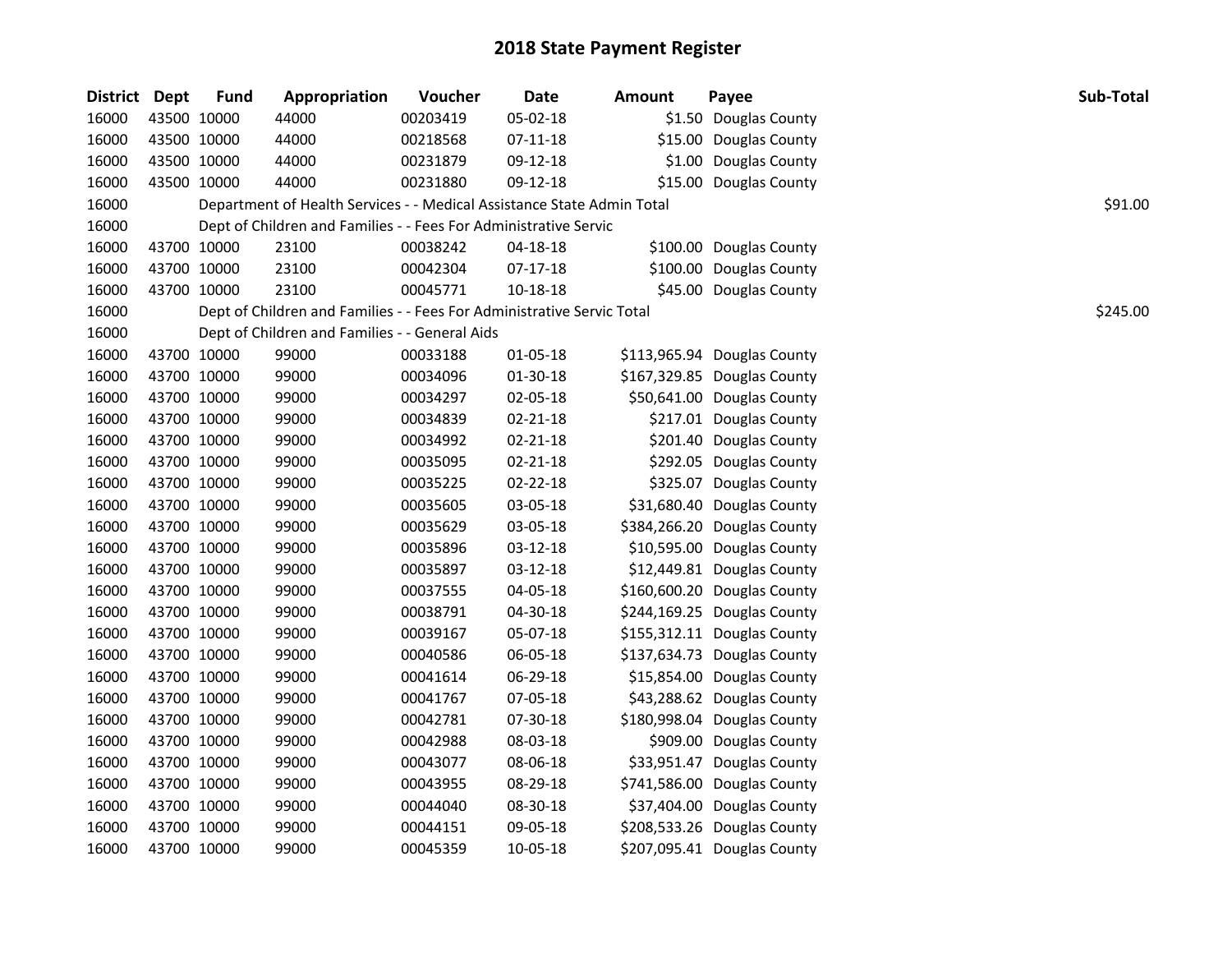# 2018 State Payment Register

| District | Dept | Fund | Appropriation | Voucher | Date | Amount | Payee | Sub-Total |
|---|---|---|---|---|---|---|---|---|
| 16000 | 43500 | 10000 | 44000 | 00203419 | 05-02-18 | $1.50 | Douglas County | |
| 16000 | 43500 | 10000 | 44000 | 00218568 | 07-11-18 | $15.00 | Douglas County | |
| 16000 | 43500 | 10000 | 44000 | 00231879 | 09-12-18 | $1.00 | Douglas County | |
| 16000 | 43500 | 10000 | 44000 | 00231880 | 09-12-18 | $15.00 | Douglas County | |
| 16000 | | Department of Health Services - - Medical Assistance State Admin Total | | | | | | $91.00 |
| 16000 | | Dept of Children and Families - - Fees For Administrative Servic | | | | | | |
| 16000 | 43700 | 10000 | 23100 | 00038242 | 04-18-18 | $100.00 | Douglas County | |
| 16000 | 43700 | 10000 | 23100 | 00042304 | 07-17-18 | $100.00 | Douglas County | |
| 16000 | 43700 | 10000 | 23100 | 00045771 | 10-18-18 | $45.00 | Douglas County | |
| 16000 | | Dept of Children and Families - - Fees For Administrative Servic Total | | | | | | $245.00 |
| 16000 | | Dept of Children and Families - - General Aids | | | | | | |
| 16000 | 43700 | 10000 | 99000 | 00033188 | 01-05-18 | $113,965.94 | Douglas County | |
| 16000 | 43700 | 10000 | 99000 | 00034096 | 01-30-18 | $167,329.85 | Douglas County | |
| 16000 | 43700 | 10000 | 99000 | 00034297 | 02-05-18 | $50,641.00 | Douglas County | |
| 16000 | 43700 | 10000 | 99000 | 00034839 | 02-21-18 | $217.01 | Douglas County | |
| 16000 | 43700 | 10000 | 99000 | 00034992 | 02-21-18 | $201.40 | Douglas County | |
| 16000 | 43700 | 10000 | 99000 | 00035095 | 02-21-18 | $292.05 | Douglas County | |
| 16000 | 43700 | 10000 | 99000 | 00035225 | 02-22-18 | $325.07 | Douglas County | |
| 16000 | 43700 | 10000 | 99000 | 00035605 | 03-05-18 | $31,680.40 | Douglas County | |
| 16000 | 43700 | 10000 | 99000 | 00035629 | 03-05-18 | $384,266.20 | Douglas County | |
| 16000 | 43700 | 10000 | 99000 | 00035896 | 03-12-18 | $10,595.00 | Douglas County | |
| 16000 | 43700 | 10000 | 99000 | 00035897 | 03-12-18 | $12,449.81 | Douglas County | |
| 16000 | 43700 | 10000 | 99000 | 00037555 | 04-05-18 | $160,600.20 | Douglas County | |
| 16000 | 43700 | 10000 | 99000 | 00038791 | 04-30-18 | $244,169.25 | Douglas County | |
| 16000 | 43700 | 10000 | 99000 | 00039167 | 05-07-18 | $155,312.11 | Douglas County | |
| 16000 | 43700 | 10000 | 99000 | 00040586 | 06-05-18 | $137,634.73 | Douglas County | |
| 16000 | 43700 | 10000 | 99000 | 00041614 | 06-29-18 | $15,854.00 | Douglas County | |
| 16000 | 43700 | 10000 | 99000 | 00041767 | 07-05-18 | $43,288.62 | Douglas County | |
| 16000 | 43700 | 10000 | 99000 | 00042781 | 07-30-18 | $180,998.04 | Douglas County | |
| 16000 | 43700 | 10000 | 99000 | 00042988 | 08-03-18 | $909.00 | Douglas County | |
| 16000 | 43700 | 10000 | 99000 | 00043077 | 08-06-18 | $33,951.47 | Douglas County | |
| 16000 | 43700 | 10000 | 99000 | 00043955 | 08-29-18 | $741,586.00 | Douglas County | |
| 16000 | 43700 | 10000 | 99000 | 00044040 | 08-30-18 | $37,404.00 | Douglas County | |
| 16000 | 43700 | 10000 | 99000 | 00044151 | 09-05-18 | $208,533.26 | Douglas County | |
| 16000 | 43700 | 10000 | 99000 | 00045359 | 10-05-18 | $207,095.41 | Douglas County | |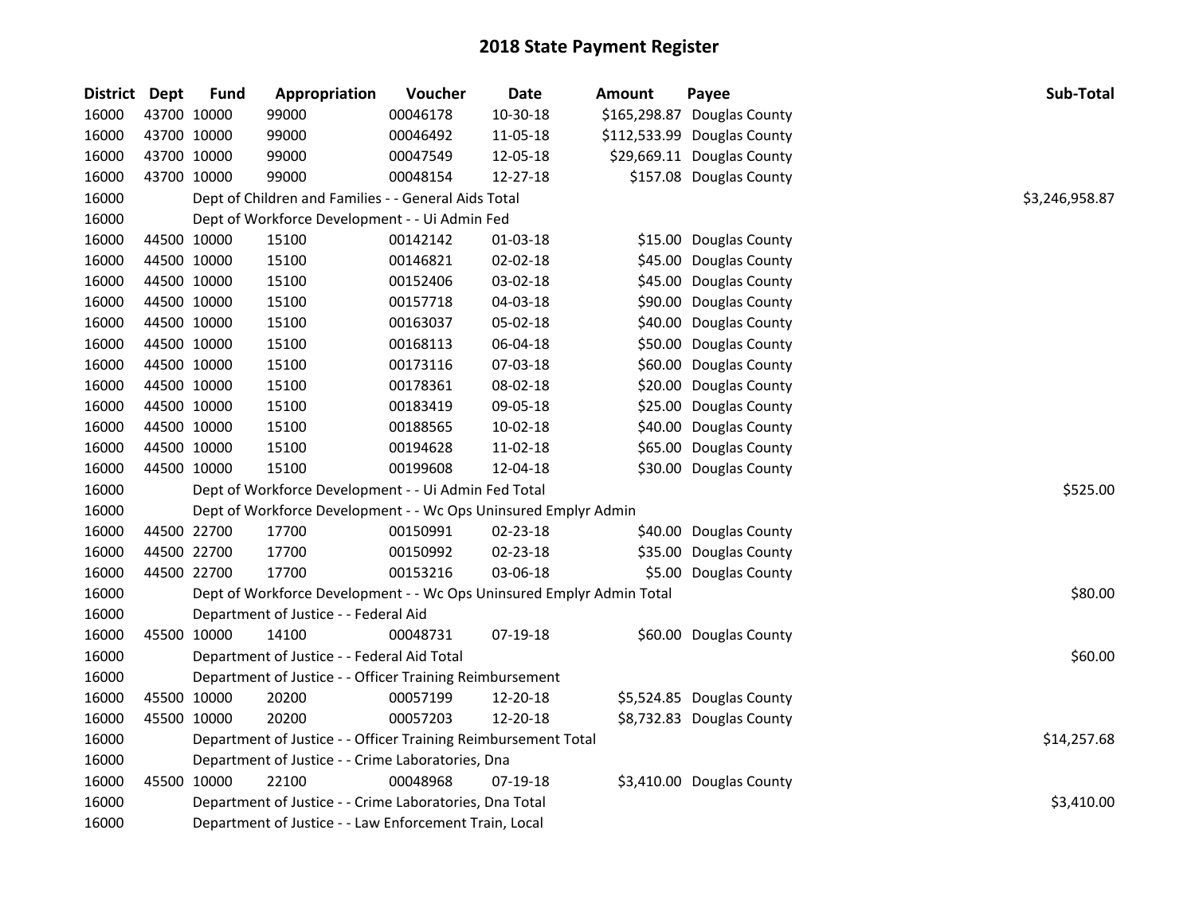# 2018 State Payment Register

| District | Dept | Fund | Appropriation | Voucher | Date | Amount | Payee | Sub-Total |
|---|---|---|---|---|---|---|---|---|
| 16000 | 43700 | 10000 | 99000 | 00046178 | 10-30-18 | $165,298.87 | Douglas County | |
| 16000 | 43700 | 10000 | 99000 | 00046492 | 11-05-18 | $112,533.99 | Douglas County | |
| 16000 | 43700 | 10000 | 99000 | 00047549 | 12-05-18 | $29,669.11 | Douglas County | |
| 16000 | 43700 | 10000 | 99000 | 00048154 | 12-27-18 | $157.08 | Douglas County | |
| 16000 | | Dept of Children and Families - - General Aids Total | | | | | | $3,246,958.87 |
| 16000 | | Dept of Workforce Development - - Ui Admin Fed | | | | | | |
| 16000 | 44500 | 10000 | 15100 | 00142142 | 01-03-18 | $15.00 | Douglas County | |
| 16000 | 44500 | 10000 | 15100 | 00146821 | 02-02-18 | $45.00 | Douglas County | |
| 16000 | 44500 | 10000 | 15100 | 00152406 | 03-02-18 | $45.00 | Douglas County | |
| 16000 | 44500 | 10000 | 15100 | 00157718 | 04-03-18 | $90.00 | Douglas County | |
| 16000 | 44500 | 10000 | 15100 | 00163037 | 05-02-18 | $40.00 | Douglas County | |
| 16000 | 44500 | 10000 | 15100 | 00168113 | 06-04-18 | $50.00 | Douglas County | |
| 16000 | 44500 | 10000 | 15100 | 00173116 | 07-03-18 | $60.00 | Douglas County | |
| 16000 | 44500 | 10000 | 15100 | 00178361 | 08-02-18 | $20.00 | Douglas County | |
| 16000 | 44500 | 10000 | 15100 | 00183419 | 09-05-18 | $25.00 | Douglas County | |
| 16000 | 44500 | 10000 | 15100 | 00188565 | 10-02-18 | $40.00 | Douglas County | |
| 16000 | 44500 | 10000 | 15100 | 00194628 | 11-02-18 | $65.00 | Douglas County | |
| 16000 | 44500 | 10000 | 15100 | 00199608 | 12-04-18 | $30.00 | Douglas County | |
| 16000 | | Dept of Workforce Development - - Ui Admin Fed Total | | | | | | $525.00 |
| 16000 | | Dept of Workforce Development - - Wc Ops Uninsured Emplyr Admin | | | | | | |
| 16000 | 44500 | 22700 | 17700 | 00150991 | 02-23-18 | $40.00 | Douglas County | |
| 16000 | 44500 | 22700 | 17700 | 00150992 | 02-23-18 | $35.00 | Douglas County | |
| 16000 | 44500 | 22700 | 17700 | 00153216 | 03-06-18 | $5.00 | Douglas County | |
| 16000 | | Dept of Workforce Development - - Wc Ops Uninsured Emplyr Admin Total | | | | | | $80.00 |
| 16000 | | Department of Justice - - Federal Aid | | | | | | |
| 16000 | 45500 | 10000 | 14100 | 00048731 | 07-19-18 | $60.00 | Douglas County | |
| 16000 | | Department of Justice - - Federal Aid Total | | | | | | $60.00 |
| 16000 | | Department of Justice - - Officer Training Reimbursement | | | | | | |
| 16000 | 45500 | 10000 | 20200 | 00057199 | 12-20-18 | $5,524.85 | Douglas County | |
| 16000 | 45500 | 10000 | 20200 | 00057203 | 12-20-18 | $8,732.83 | Douglas County | |
| 16000 | | Department of Justice - - Officer Training Reimbursement Total | | | | | | $14,257.68 |
| 16000 | | Department of Justice - - Crime Laboratories, Dna | | | | | | |
| 16000 | 45500 | 10000 | 22100 | 00048968 | 07-19-18 | $3,410.00 | Douglas County | |
| 16000 | | Department of Justice - - Crime Laboratories, Dna Total | | | | | | $3,410.00 |
| 16000 | | Department of Justice - - Law Enforcement Train, Local | | | | | | |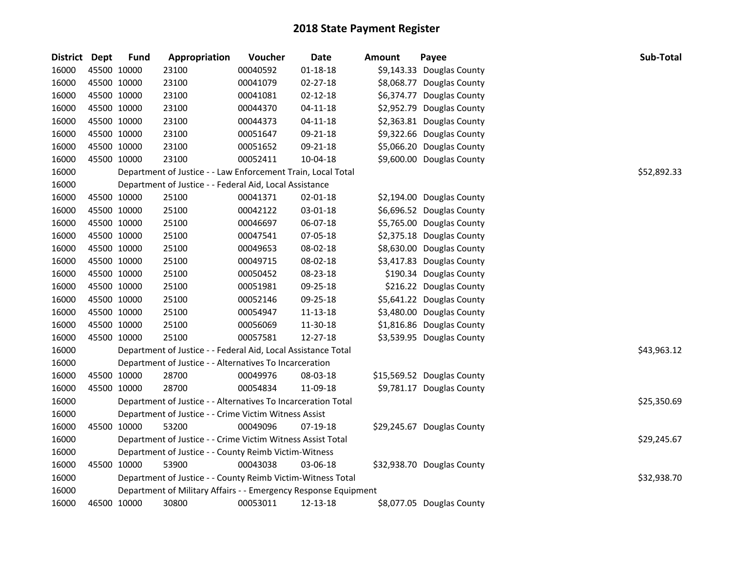# 2018 State Payment Register

| District | Dept | Fund | Appropriation | Voucher | Date | Amount | Payee | Sub-Total |
|---|---|---|---|---|---|---|---|---|
| 16000 | 45500 | 10000 | 23100 | 00040592 | 01-18-18 | $9,143.33 | Douglas County | |
| 16000 | 45500 | 10000 | 23100 | 00041079 | 02-27-18 | $8,068.77 | Douglas County | |
| 16000 | 45500 | 10000 | 23100 | 00041081 | 02-12-18 | $6,374.77 | Douglas County | |
| 16000 | 45500 | 10000 | 23100 | 00044370 | 04-11-18 | $2,952.79 | Douglas County | |
| 16000 | 45500 | 10000 | 23100 | 00044373 | 04-11-18 | $2,363.81 | Douglas County | |
| 16000 | 45500 | 10000 | 23100 | 00051647 | 09-21-18 | $9,322.66 | Douglas County | |
| 16000 | 45500 | 10000 | 23100 | 00051652 | 09-21-18 | $5,066.20 | Douglas County | |
| 16000 | 45500 | 10000 | 23100 | 00052411 | 10-04-18 | $9,600.00 | Douglas County | |
| 16000 | | Department of Justice - - Law Enforcement Train, Local Total | | | | | | $52,892.33 |
| 16000 | | Department of Justice - - Federal Aid, Local Assistance | | | | | | |
| 16000 | 45500 | 10000 | 25100 | 00041371 | 02-01-18 | $2,194.00 | Douglas County | |
| 16000 | 45500 | 10000 | 25100 | 00042122 | 03-01-18 | $6,696.52 | Douglas County | |
| 16000 | 45500 | 10000 | 25100 | 00046697 | 06-07-18 | $5,765.00 | Douglas County | |
| 16000 | 45500 | 10000 | 25100 | 00047541 | 07-05-18 | $2,375.18 | Douglas County | |
| 16000 | 45500 | 10000 | 25100 | 00049653 | 08-02-18 | $8,630.00 | Douglas County | |
| 16000 | 45500 | 10000 | 25100 | 00049715 | 08-02-18 | $3,417.83 | Douglas County | |
| 16000 | 45500 | 10000 | 25100 | 00050452 | 08-23-18 | $190.34 | Douglas County | |
| 16000 | 45500 | 10000 | 25100 | 00051981 | 09-25-18 | $216.22 | Douglas County | |
| 16000 | 45500 | 10000 | 25100 | 00052146 | 09-25-18 | $5,641.22 | Douglas County | |
| 16000 | 45500 | 10000 | 25100 | 00054947 | 11-13-18 | $3,480.00 | Douglas County | |
| 16000 | 45500 | 10000 | 25100 | 00056069 | 11-30-18 | $1,816.86 | Douglas County | |
| 16000 | 45500 | 10000 | 25100 | 00057581 | 12-27-18 | $3,539.95 | Douglas County | |
| 16000 | | Department of Justice - - Federal Aid, Local Assistance Total | | | | | | $43,963.12 |
| 16000 | | Department of Justice - - Alternatives To Incarceration | | | | | | |
| 16000 | 45500 | 10000 | 28700 | 00049976 | 08-03-18 | $15,569.52 | Douglas County | |
| 16000 | 45500 | 10000 | 28700 | 00054834 | 11-09-18 | $9,781.17 | Douglas County | |
| 16000 | | Department of Justice - - Alternatives To Incarceration Total | | | | | | $25,350.69 |
| 16000 | | Department of Justice - - Crime Victim Witness Assist | | | | | | |
| 16000 | 45500 | 10000 | 53200 | 00049096 | 07-19-18 | $29,245.67 | Douglas County | |
| 16000 | | Department of Justice - - Crime Victim Witness Assist Total | | | | | | $29,245.67 |
| 16000 | | Department of Justice - - County Reimb Victim-Witness | | | | | | |
| 16000 | 45500 | 10000 | 53900 | 00043038 | 03-06-18 | $32,938.70 | Douglas County | |
| 16000 | | Department of Justice - - County Reimb Victim-Witness Total | | | | | | $32,938.70 |
| 16000 | | Department of Military Affairs - - Emergency Response Equipment | | | | | | |
| 16000 | 46500 | 10000 | 30800 | 00053011 | 12-13-18 | $8,077.05 | Douglas County | |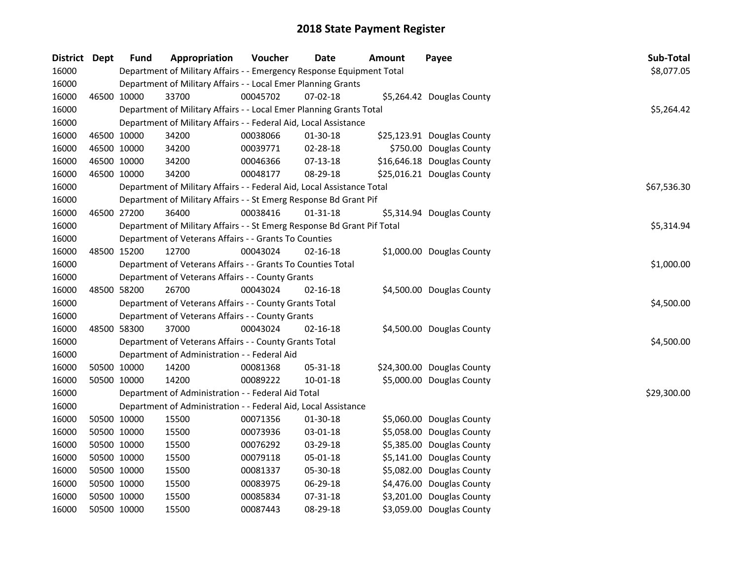# 2018 State Payment Register

| District | Dept | Fund | Appropriation | Voucher | Date | Amount | Payee | Sub-Total |
|---|---|---|---|---|---|---|---|---|
| 16000 | | Department of Military Affairs - - Emergency Response Equipment Total | | | | | | $8,077.05 |
| 16000 | | Department of Military Affairs - - Local Emer Planning Grants | | | | | | |
| 16000 | 46500 | 10000 | 33700 | 00045702 | 07-02-18 | $5,264.42 | Douglas County | |
| 16000 | | Department of Military Affairs - - Local Emer Planning Grants Total | | | | | | $5,264.42 |
| 16000 | | Department of Military Affairs - - Federal Aid, Local Assistance | | | | | | |
| 16000 | 46500 | 10000 | 34200 | 00038066 | 01-30-18 | $25,123.91 | Douglas County | |
| 16000 | 46500 | 10000 | 34200 | 00039771 | 02-28-18 | $750.00 | Douglas County | |
| 16000 | 46500 | 10000 | 34200 | 00046366 | 07-13-18 | $16,646.18 | Douglas County | |
| 16000 | 46500 | 10000 | 34200 | 00048177 | 08-29-18 | $25,016.21 | Douglas County | |
| 16000 | | Department of Military Affairs - - Federal Aid, Local Assistance Total | | | | | | $67,536.30 |
| 16000 | | Department of Military Affairs - - St Emerg Response Bd Grant Pif | | | | | | |
| 16000 | 46500 | 27200 | 36400 | 00038416 | 01-31-18 | $5,314.94 | Douglas County | |
| 16000 | | Department of Military Affairs - - St Emerg Response Bd Grant Pif Total | | | | | | $5,314.94 |
| 16000 | | Department of Veterans Affairs - - Grants To Counties | | | | | | |
| 16000 | 48500 | 15200 | 12700 | 00043024 | 02-16-18 | $1,000.00 | Douglas County | |
| 16000 | | Department of Veterans Affairs - - Grants To Counties Total | | | | | | $1,000.00 |
| 16000 | | Department of Veterans Affairs - - County Grants | | | | | | |
| 16000 | 48500 | 58200 | 26700 | 00043024 | 02-16-18 | $4,500.00 | Douglas County | |
| 16000 | | Department of Veterans Affairs - - County Grants Total | | | | | | $4,500.00 |
| 16000 | | Department of Veterans Affairs - - County Grants | | | | | | |
| 16000 | 48500 | 58300 | 37000 | 00043024 | 02-16-18 | $4,500.00 | Douglas County | |
| 16000 | | Department of Veterans Affairs - - County Grants Total | | | | | | $4,500.00 |
| 16000 | | Department of Administration - - Federal Aid | | | | | | |
| 16000 | 50500 | 10000 | 14200 | 00081368 | 05-31-18 | $24,300.00 | Douglas County | |
| 16000 | 50500 | 10000 | 14200 | 00089222 | 10-01-18 | $5,000.00 | Douglas County | |
| 16000 | | Department of Administration - - Federal Aid Total | | | | | | $29,300.00 |
| 16000 | | Department of Administration - - Federal Aid, Local Assistance | | | | | | |
| 16000 | 50500 | 10000 | 15500 | 00071356 | 01-30-18 | $5,060.00 | Douglas County | |
| 16000 | 50500 | 10000 | 15500 | 00073936 | 03-01-18 | $5,058.00 | Douglas County | |
| 16000 | 50500 | 10000 | 15500 | 00076292 | 03-29-18 | $5,385.00 | Douglas County | |
| 16000 | 50500 | 10000 | 15500 | 00079118 | 05-01-18 | $5,141.00 | Douglas County | |
| 16000 | 50500 | 10000 | 15500 | 00081337 | 05-30-18 | $5,082.00 | Douglas County | |
| 16000 | 50500 | 10000 | 15500 | 00083975 | 06-29-18 | $4,476.00 | Douglas County | |
| 16000 | 50500 | 10000 | 15500 | 00085834 | 07-31-18 | $3,201.00 | Douglas County | |
| 16000 | 50500 | 10000 | 15500 | 00087443 | 08-29-18 | $3,059.00 | Douglas County | |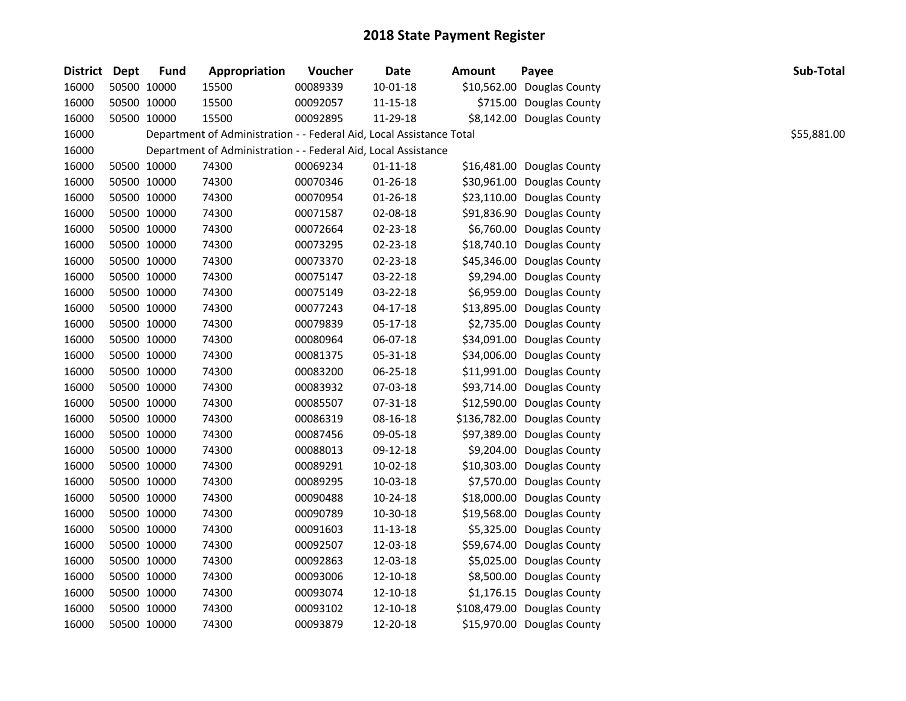# 2018 State Payment Register

| District | Dept | Fund | Appropriation | Voucher | Date | Amount | Payee | Sub-Total |
|---|---|---|---|---|---|---|---|---|
| 16000 | 50500 | 10000 | 15500 | 00089339 | 10-01-18 | $10,562.00 | Douglas County | |
| 16000 | 50500 | 10000 | 15500 | 00092057 | 11-15-18 | $715.00 | Douglas County | |
| 16000 | 50500 | 10000 | 15500 | 00092895 | 11-29-18 | $8,142.00 | Douglas County | |
| 16000 | Department of Administration - - Federal Aid, Local Assistance Total | | | | | | | $55,881.00 |
| 16000 | Department of Administration - - Federal Aid, Local Assistance | | | | | | | |
| 16000 | 50500 | 10000 | 74300 | 00069234 | 01-11-18 | $16,481.00 | Douglas County | |
| 16000 | 50500 | 10000 | 74300 | 00070346 | 01-26-18 | $30,961.00 | Douglas County | |
| 16000 | 50500 | 10000 | 74300 | 00070954 | 01-26-18 | $23,110.00 | Douglas County | |
| 16000 | 50500 | 10000 | 74300 | 00071587 | 02-08-18 | $91,836.90 | Douglas County | |
| 16000 | 50500 | 10000 | 74300 | 00072664 | 02-23-18 | $6,760.00 | Douglas County | |
| 16000 | 50500 | 10000 | 74300 | 00073295 | 02-23-18 | $18,740.10 | Douglas County | |
| 16000 | 50500 | 10000 | 74300 | 00073370 | 02-23-18 | $45,346.00 | Douglas County | |
| 16000 | 50500 | 10000 | 74300 | 00075147 | 03-22-18 | $9,294.00 | Douglas County | |
| 16000 | 50500 | 10000 | 74300 | 00075149 | 03-22-18 | $6,959.00 | Douglas County | |
| 16000 | 50500 | 10000 | 74300 | 00077243 | 04-17-18 | $13,895.00 | Douglas County | |
| 16000 | 50500 | 10000 | 74300 | 00079839 | 05-17-18 | $2,735.00 | Douglas County | |
| 16000 | 50500 | 10000 | 74300 | 00080964 | 06-07-18 | $34,091.00 | Douglas County | |
| 16000 | 50500 | 10000 | 74300 | 00081375 | 05-31-18 | $34,006.00 | Douglas County | |
| 16000 | 50500 | 10000 | 74300 | 00083200 | 06-25-18 | $11,991.00 | Douglas County | |
| 16000 | 50500 | 10000 | 74300 | 00083932 | 07-03-18 | $93,714.00 | Douglas County | |
| 16000 | 50500 | 10000 | 74300 | 00085507 | 07-31-18 | $12,590.00 | Douglas County | |
| 16000 | 50500 | 10000 | 74300 | 00086319 | 08-16-18 | $136,782.00 | Douglas County | |
| 16000 | 50500 | 10000 | 74300 | 00087456 | 09-05-18 | $97,389.00 | Douglas County | |
| 16000 | 50500 | 10000 | 74300 | 00088013 | 09-12-18 | $9,204.00 | Douglas County | |
| 16000 | 50500 | 10000 | 74300 | 00089291 | 10-02-18 | $10,303.00 | Douglas County | |
| 16000 | 50500 | 10000 | 74300 | 00089295 | 10-03-18 | $7,570.00 | Douglas County | |
| 16000 | 50500 | 10000 | 74300 | 00090488 | 10-24-18 | $18,000.00 | Douglas County | |
| 16000 | 50500 | 10000 | 74300 | 00090789 | 10-30-18 | $19,568.00 | Douglas County | |
| 16000 | 50500 | 10000 | 74300 | 00091603 | 11-13-18 | $5,325.00 | Douglas County | |
| 16000 | 50500 | 10000 | 74300 | 00092507 | 12-03-18 | $59,674.00 | Douglas County | |
| 16000 | 50500 | 10000 | 74300 | 00092863 | 12-03-18 | $5,025.00 | Douglas County | |
| 16000 | 50500 | 10000 | 74300 | 00093006 | 12-10-18 | $8,500.00 | Douglas County | |
| 16000 | 50500 | 10000 | 74300 | 00093074 | 12-10-18 | $1,176.15 | Douglas County | |
| 16000 | 50500 | 10000 | 74300 | 00093102 | 12-10-18 | $108,479.00 | Douglas County | |
| 16000 | 50500 | 10000 | 74300 | 00093879 | 12-20-18 | $15,970.00 | Douglas County | |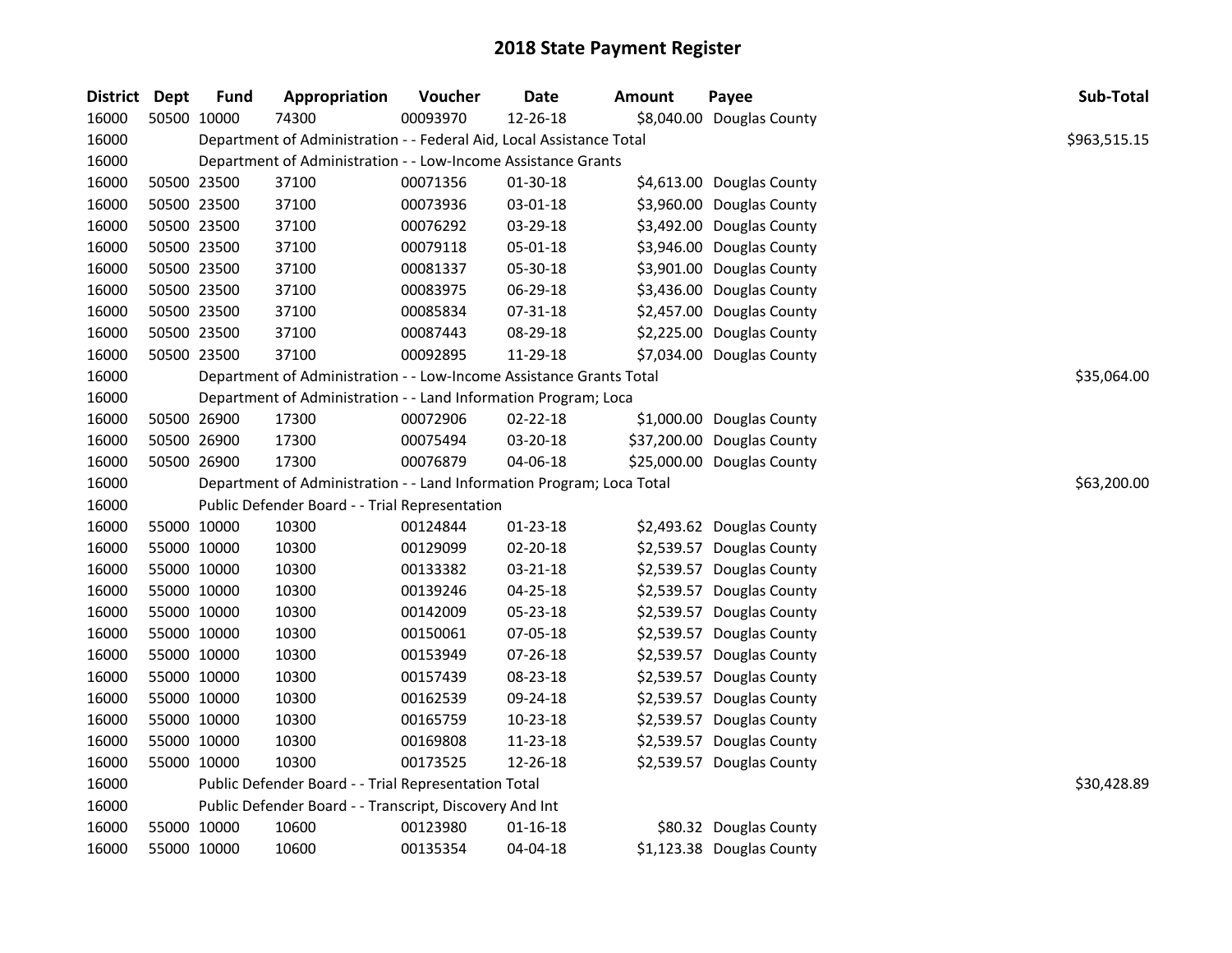# 2018 State Payment Register

| District | Dept | Fund | Appropriation | Voucher | Date | Amount | Payee | Sub-Total |
|---|---|---|---|---|---|---|---|---|
| 16000 | 50500 | 10000 | 74300 | 00093970 | 12-26-18 | $8,040.00 | Douglas County | |
| 16000 | | Department of Administration - - Federal Aid, Local Assistance Total | | | | | | $963,515.15 |
| 16000 | | Department of Administration - - Low-Income Assistance Grants | | | | | | |
| 16000 | 50500 | 23500 | 37100 | 00071356 | 01-30-18 | $4,613.00 | Douglas County | |
| 16000 | 50500 | 23500 | 37100 | 00073936 | 03-01-18 | $3,960.00 | Douglas County | |
| 16000 | 50500 | 23500 | 37100 | 00076292 | 03-29-18 | $3,492.00 | Douglas County | |
| 16000 | 50500 | 23500 | 37100 | 00079118 | 05-01-18 | $3,946.00 | Douglas County | |
| 16000 | 50500 | 23500 | 37100 | 00081337 | 05-30-18 | $3,901.00 | Douglas County | |
| 16000 | 50500 | 23500 | 37100 | 00083975 | 06-29-18 | $3,436.00 | Douglas County | |
| 16000 | 50500 | 23500 | 37100 | 00085834 | 07-31-18 | $2,457.00 | Douglas County | |
| 16000 | 50500 | 23500 | 37100 | 00087443 | 08-29-18 | $2,225.00 | Douglas County | |
| 16000 | 50500 | 23500 | 37100 | 00092895 | 11-29-18 | $7,034.00 | Douglas County | |
| 16000 | | Department of Administration - - Low-Income Assistance Grants Total | | | | | | $35,064.00 |
| 16000 | | Department of Administration - - Land Information Program; Loca | | | | | | |
| 16000 | 50500 | 26900 | 17300 | 00072906 | 02-22-18 | $1,000.00 | Douglas County | |
| 16000 | 50500 | 26900 | 17300 | 00075494 | 03-20-18 | $37,200.00 | Douglas County | |
| 16000 | 50500 | 26900 | 17300 | 00076879 | 04-06-18 | $25,000.00 | Douglas County | |
| 16000 | | Department of Administration - - Land Information Program; Loca Total | | | | | | $63,200.00 |
| 16000 | | Public Defender Board - - Trial Representation | | | | | | |
| 16000 | 55000 | 10000 | 10300 | 00124844 | 01-23-18 | $2,493.62 | Douglas County | |
| 16000 | 55000 | 10000 | 10300 | 00129099 | 02-20-18 | $2,539.57 | Douglas County | |
| 16000 | 55000 | 10000 | 10300 | 00133382 | 03-21-18 | $2,539.57 | Douglas County | |
| 16000 | 55000 | 10000 | 10300 | 00139246 | 04-25-18 | $2,539.57 | Douglas County | |
| 16000 | 55000 | 10000 | 10300 | 00142009 | 05-23-18 | $2,539.57 | Douglas County | |
| 16000 | 55000 | 10000 | 10300 | 00150061 | 07-05-18 | $2,539.57 | Douglas County | |
| 16000 | 55000 | 10000 | 10300 | 00153949 | 07-26-18 | $2,539.57 | Douglas County | |
| 16000 | 55000 | 10000 | 10300 | 00157439 | 08-23-18 | $2,539.57 | Douglas County | |
| 16000 | 55000 | 10000 | 10300 | 00162539 | 09-24-18 | $2,539.57 | Douglas County | |
| 16000 | 55000 | 10000 | 10300 | 00165759 | 10-23-18 | $2,539.57 | Douglas County | |
| 16000 | 55000 | 10000 | 10300 | 00169808 | 11-23-18 | $2,539.57 | Douglas County | |
| 16000 | 55000 | 10000 | 10300 | 00173525 | 12-26-18 | $2,539.57 | Douglas County | |
| 16000 | | Public Defender Board - - Trial Representation Total | | | | | | $30,428.89 |
| 16000 | | Public Defender Board - - Transcript, Discovery And Int | | | | | | |
| 16000 | 55000 | 10000 | 10600 | 00123980 | 01-16-18 | $80.32 | Douglas County | |
| 16000 | 55000 | 10000 | 10600 | 00135354 | 04-04-18 | $1,123.38 | Douglas County | |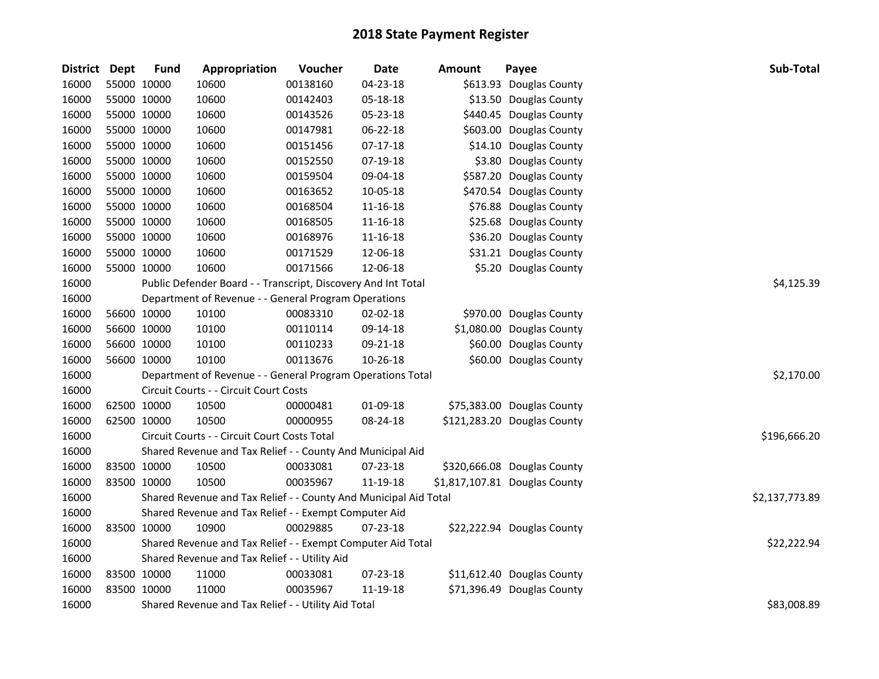# 2018 State Payment Register

| District | Dept | Fund | Appropriation | Voucher | Date | Amount | Payee | Sub-Total |
|---|---|---|---|---|---|---|---|---|
| 16000 | 55000 | 10000 | 10600 | 00138160 | 04-23-18 | $613.93 | Douglas County | |
| 16000 | 55000 | 10000 | 10600 | 00142403 | 05-18-18 | $13.50 | Douglas County | |
| 16000 | 55000 | 10000 | 10600 | 00143526 | 05-23-18 | $440.45 | Douglas County | |
| 16000 | 55000 | 10000 | 10600 | 00147981 | 06-22-18 | $603.00 | Douglas County | |
| 16000 | 55000 | 10000 | 10600 | 00151456 | 07-17-18 | $14.10 | Douglas County | |
| 16000 | 55000 | 10000 | 10600 | 00152550 | 07-19-18 | $3.80 | Douglas County | |
| 16000 | 55000 | 10000 | 10600 | 00159504 | 09-04-18 | $587.20 | Douglas County | |
| 16000 | 55000 | 10000 | 10600 | 00163652 | 10-05-18 | $470.54 | Douglas County | |
| 16000 | 55000 | 10000 | 10600 | 00168504 | 11-16-18 | $76.88 | Douglas County | |
| 16000 | 55000 | 10000 | 10600 | 00168505 | 11-16-18 | $25.68 | Douglas County | |
| 16000 | 55000 | 10000 | 10600 | 00168976 | 11-16-18 | $36.20 | Douglas County | |
| 16000 | 55000 | 10000 | 10600 | 00171529 | 12-06-18 | $31.21 | Douglas County | |
| 16000 | 55000 | 10000 | 10600 | 00171566 | 12-06-18 | $5.20 | Douglas County | |
| 16000 | | | Public Defender Board - - Transcript, Discovery And Int Total | | | | | $4,125.39 |
| 16000 | | | Department of Revenue - - General Program Operations | | | | | |
| 16000 | 56600 | 10000 | 10100 | 00083310 | 02-02-18 | $970.00 | Douglas County | |
| 16000 | 56600 | 10000 | 10100 | 00110114 | 09-14-18 | $1,080.00 | Douglas County | |
| 16000 | 56600 | 10000 | 10100 | 00110233 | 09-21-18 | $60.00 | Douglas County | |
| 16000 | 56600 | 10000 | 10100 | 00113676 | 10-26-18 | $60.00 | Douglas County | |
| 16000 | | | Department of Revenue - - General Program Operations Total | | | | | $2,170.00 |
| 16000 | | | Circuit Courts - - Circuit Court Costs | | | | | |
| 16000 | 62500 | 10000 | 10500 | 00000481 | 01-09-18 | $75,383.00 | Douglas County | |
| 16000 | 62500 | 10000 | 10500 | 00000955 | 08-24-18 | $121,283.20 | Douglas County | |
| 16000 | | | Circuit Courts - - Circuit Court Costs Total | | | | | $196,666.20 |
| 16000 | | | Shared Revenue and Tax Relief - - County And Municipal Aid | | | | | |
| 16000 | 83500 | 10000 | 10500 | 00033081 | 07-23-18 | $320,666.08 | Douglas County | |
| 16000 | 83500 | 10000 | 10500 | 00035967 | 11-19-18 | $1,817,107.81 | Douglas County | |
| 16000 | | | Shared Revenue and Tax Relief - - County And Municipal Aid Total | | | | | $2,137,773.89 |
| 16000 | | | Shared Revenue and Tax Relief - - Exempt Computer Aid | | | | | |
| 16000 | 83500 | 10000 | 10900 | 00029885 | 07-23-18 | $22,222.94 | Douglas County | |
| 16000 | | | Shared Revenue and Tax Relief - - Exempt Computer Aid Total | | | | | $22,222.94 |
| 16000 | | | Shared Revenue and Tax Relief - - Utility Aid | | | | | |
| 16000 | 83500 | 10000 | 11000 | 00033081 | 07-23-18 | $11,612.40 | Douglas County | |
| 16000 | 83500 | 10000 | 11000 | 00035967 | 11-19-18 | $71,396.49 | Douglas County | |
| 16000 | | | Shared Revenue and Tax Relief - - Utility Aid Total | | | | | $83,008.89 |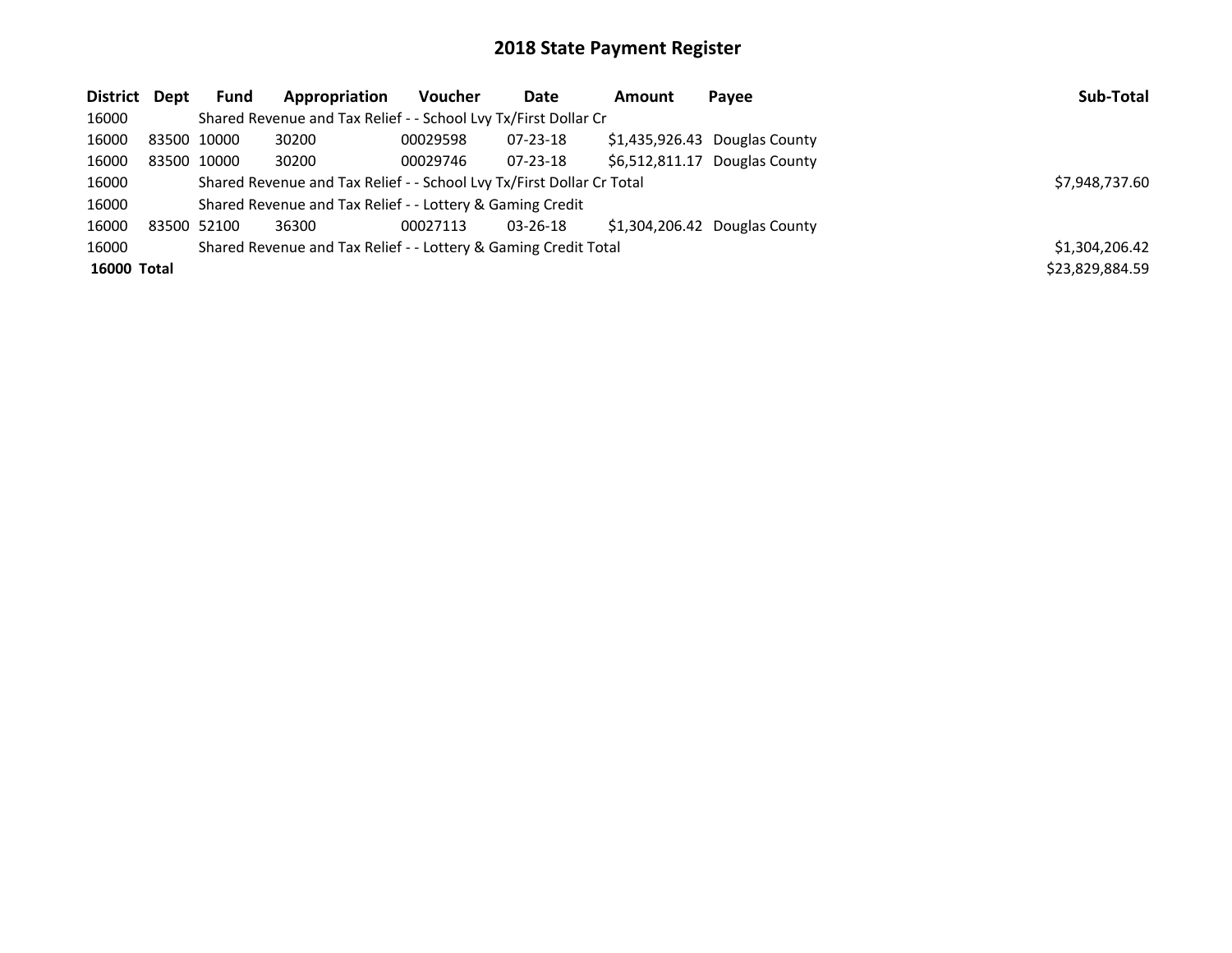# 2018 State Payment Register

| District | Dept | Fund | Appropriation | Voucher | Date | Amount | Payee | Sub-Total |
|---|---|---|---|---|---|---|---|---|
| 16000 | | Shared Revenue and Tax Relief - - School Lvy Tx/First Dollar Cr | | | | | | |
| 16000 | 83500 | 10000 | 30200 | 00029598 | 07-23-18 | $1,435,926.43 | Douglas County | |
| 16000 | 83500 | 10000 | 30200 | 00029746 | 07-23-18 | $6,512,811.17 | Douglas County | |
| 16000 | | Shared Revenue and Tax Relief - - School Lvy Tx/First Dollar Cr Total | | | | | | $7,948,737.60 |
| 16000 | | Shared Revenue and Tax Relief - - Lottery & Gaming Credit | | | | | | |
| 16000 | 83500 | 52100 | 36300 | 00027113 | 03-26-18 | $1,304,206.42 | Douglas County | |
| 16000 | | Shared Revenue and Tax Relief - - Lottery & Gaming Credit Total | | | | | | $1,304,206.42 |
| **16000** | **Total** | | | | | | | $23,829,884.59 |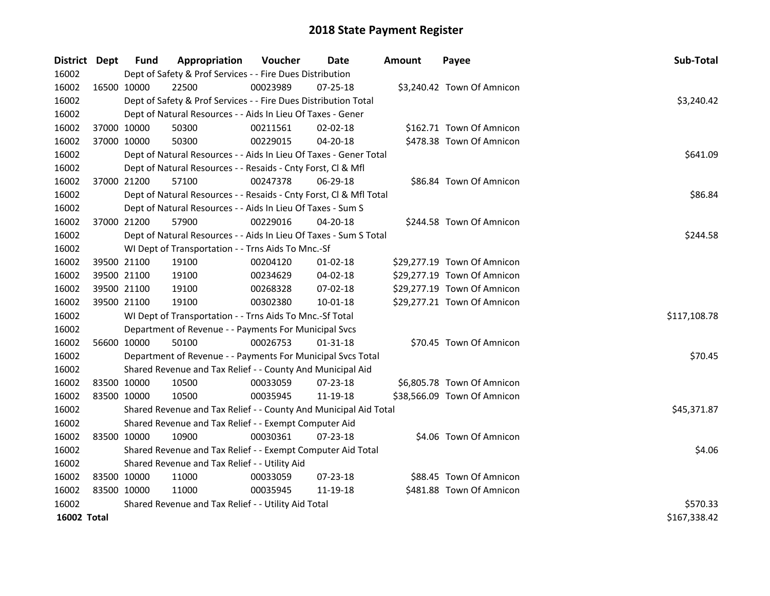# 2018 State Payment Register

| District | Dept | Fund | Appropriation | Voucher | Date | Amount | Payee | Sub-Total |
|---|---|---|---|---|---|---|---|---|
| 16002 | | Dept of Safety & Prof Services - - Fire Dues Distribution | | | | | | |
| 16002 | 16500 | 10000 | 22500 | 00023989 | 07-25-18 | $3,240.42 | Town Of Amnicon | |
| 16002 | | Dept of Safety & Prof Services - - Fire Dues Distribution Total | | | | | | $3,240.42 |
| 16002 | | Dept of Natural Resources - - Aids In Lieu Of Taxes - Gener | | | | | | |
| 16002 | 37000 | 10000 | 50300 | 00211561 | 02-02-18 | $162.71 | Town Of Amnicon | |
| 16002 | 37000 | 10000 | 50300 | 00229015 | 04-20-18 | $478.38 | Town Of Amnicon | |
| 16002 | | Dept of Natural Resources - - Aids In Lieu Of Taxes - Gener Total | | | | | | $641.09 |
| 16002 | | Dept of Natural Resources - - Resaids - Cnty Forst, Cl & Mfl | | | | | | |
| 16002 | 37000 | 21200 | 57100 | 00247378 | 06-29-18 | $86.84 | Town Of Amnicon | |
| 16002 | | Dept of Natural Resources - - Resaids - Cnty Forst, Cl & Mfl Total | | | | | | $86.84 |
| 16002 | | Dept of Natural Resources - - Aids In Lieu Of Taxes - Sum S | | | | | | |
| 16002 | 37000 | 21200 | 57900 | 00229016 | 04-20-18 | $244.58 | Town Of Amnicon | |
| 16002 | | Dept of Natural Resources - - Aids In Lieu Of Taxes - Sum S Total | | | | | | $244.58 |
| 16002 | | WI Dept of Transportation - - Trns Aids To Mnc.-Sf | | | | | | |
| 16002 | 39500 | 21100 | 19100 | 00204120 | 01-02-18 | $29,277.19 | Town Of Amnicon | |
| 16002 | 39500 | 21100 | 19100 | 00234629 | 04-02-18 | $29,277.19 | Town Of Amnicon | |
| 16002 | 39500 | 21100 | 19100 | 00268328 | 07-02-18 | $29,277.19 | Town Of Amnicon | |
| 16002 | 39500 | 21100 | 19100 | 00302380 | 10-01-18 | $29,277.21 | Town Of Amnicon | |
| 16002 | | WI Dept of Transportation - - Trns Aids To Mnc.-Sf Total | | | | | | $117,108.78 |
| 16002 | | Department of Revenue - - Payments For Municipal Svcs | | | | | | |
| 16002 | 56600 | 10000 | 50100 | 00026753 | 01-31-18 | $70.45 | Town Of Amnicon | |
| 16002 | | Department of Revenue - - Payments For Municipal Svcs Total | | | | | | $70.45 |
| 16002 | | Shared Revenue and Tax Relief - - County And Municipal Aid | | | | | | |
| 16002 | 83500 | 10000 | 10500 | 00033059 | 07-23-18 | $6,805.78 | Town Of Amnicon | |
| 16002 | 83500 | 10000 | 10500 | 00035945 | 11-19-18 | $38,566.09 | Town Of Amnicon | |
| 16002 | | Shared Revenue and Tax Relief - - County And Municipal Aid Total | | | | | | $45,371.87 |
| 16002 | | Shared Revenue and Tax Relief - - Exempt Computer Aid | | | | | | |
| 16002 | 83500 | 10000 | 10900 | 00030361 | 07-23-18 | $4.06 | Town Of Amnicon | |
| 16002 | | Shared Revenue and Tax Relief - - Exempt Computer Aid Total | | | | | | $4.06 |
| 16002 | | Shared Revenue and Tax Relief - - Utility Aid | | | | | | |
| 16002 | 83500 | 10000 | 11000 | 00033059 | 07-23-18 | $88.45 | Town Of Amnicon | |
| 16002 | 83500 | 10000 | 11000 | 00035945 | 11-19-18 | $481.88 | Town Of Amnicon | |
| 16002 | | Shared Revenue and Tax Relief - - Utility Aid Total | | | | | | $570.33 |
| **16002 Total** | | | | | | | | $167,338.42 |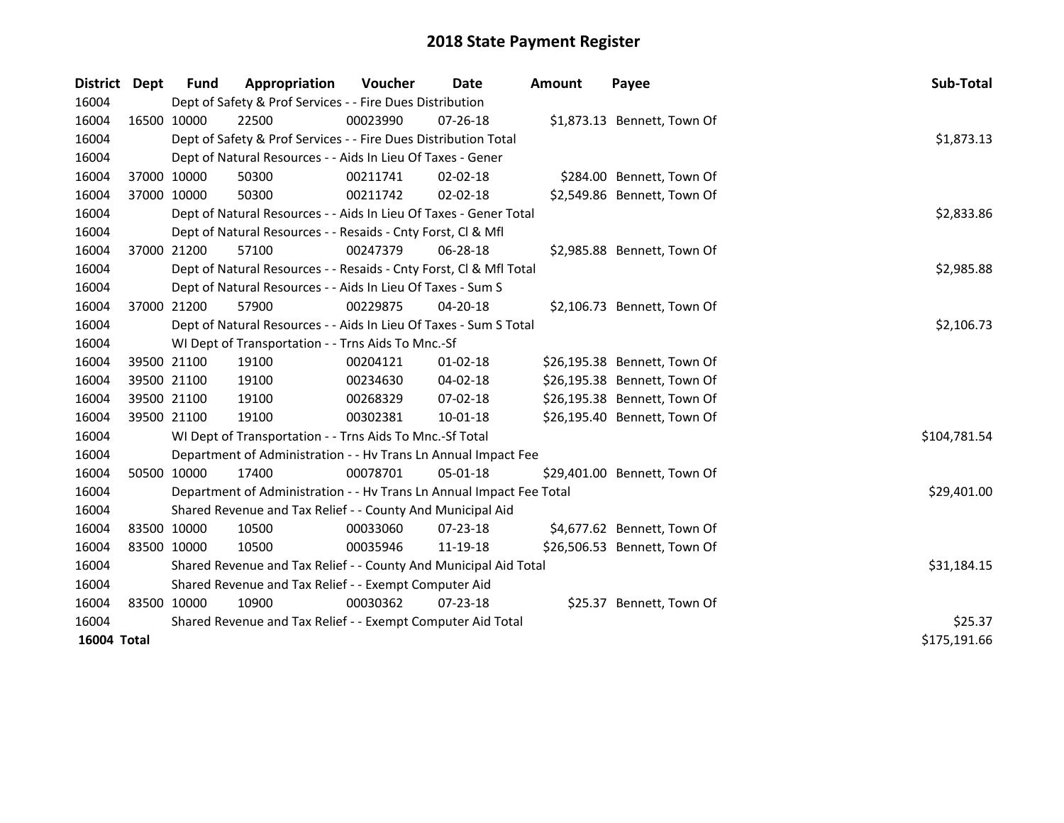# 2018 State Payment Register

| District | Dept | Fund | Appropriation | Voucher | Date | Amount | Payee | Sub-Total |
|---|---|---|---|---|---|---|---|---|
| 16004 | | Dept of Safety & Prof Services - - Fire Dues Distribution | | | | | | |
| 16004 | 16500 | 10000 | 22500 | 00023990 | 07-26-18 | $1,873.13 | Bennett, Town Of | |
| 16004 | | Dept of Safety & Prof Services - - Fire Dues Distribution Total | | | | | | $1,873.13 |
| 16004 | | Dept of Natural Resources - - Aids In Lieu Of Taxes - Gener | | | | | | |
| 16004 | 37000 | 10000 | 50300 | 00211741 | 02-02-18 | $284.00 | Bennett, Town Of | |
| 16004 | 37000 | 10000 | 50300 | 00211742 | 02-02-18 | $2,549.86 | Bennett, Town Of | |
| 16004 | | Dept of Natural Resources - - Aids In Lieu Of Taxes - Gener Total | | | | | | $2,833.86 |
| 16004 | | Dept of Natural Resources - - Resaids - Cnty Forst, Cl & Mfl | | | | | | |
| 16004 | 37000 | 21200 | 57100 | 00247379 | 06-28-18 | $2,985.88 | Bennett, Town Of | |
| 16004 | | Dept of Natural Resources - - Resaids - Cnty Forst, Cl & Mfl Total | | | | | | $2,985.88 |
| 16004 | | Dept of Natural Resources - - Aids In Lieu Of Taxes - Sum S | | | | | | |
| 16004 | 37000 | 21200 | 57900 | 00229875 | 04-20-18 | $2,106.73 | Bennett, Town Of | |
| 16004 | | Dept of Natural Resources - - Aids In Lieu Of Taxes - Sum S Total | | | | | | $2,106.73 |
| 16004 | | WI Dept of Transportation - - Trns Aids To Mnc.-Sf | | | | | | |
| 16004 | 39500 | 21100 | 19100 | 00204121 | 01-02-18 | $26,195.38 | Bennett, Town Of | |
| 16004 | 39500 | 21100 | 19100 | 00234630 | 04-02-18 | $26,195.38 | Bennett, Town Of | |
| 16004 | 39500 | 21100 | 19100 | 00268329 | 07-02-18 | $26,195.38 | Bennett, Town Of | |
| 16004 | 39500 | 21100 | 19100 | 00302381 | 10-01-18 | $26,195.40 | Bennett, Town Of | |
| 16004 | | WI Dept of Transportation - - Trns Aids To Mnc.-Sf Total | | | | | | $104,781.54 |
| 16004 | | Department of Administration - - Hv Trans Ln Annual Impact Fee | | | | | | |
| 16004 | 50500 | 10000 | 17400 | 00078701 | 05-01-18 | $29,401.00 | Bennett, Town Of | |
| 16004 | | Department of Administration - - Hv Trans Ln Annual Impact Fee Total | | | | | | $29,401.00 |
| 16004 | | Shared Revenue and Tax Relief - - County And Municipal Aid | | | | | | |
| 16004 | 83500 | 10000 | 10500 | 00033060 | 07-23-18 | $4,677.62 | Bennett, Town Of | |
| 16004 | 83500 | 10000 | 10500 | 00035946 | 11-19-18 | $26,506.53 | Bennett, Town Of | |
| 16004 | | Shared Revenue and Tax Relief - - County And Municipal Aid Total | | | | | | $31,184.15 |
| 16004 | | Shared Revenue and Tax Relief - - Exempt Computer Aid | | | | | | |
| 16004 | 83500 | 10000 | 10900 | 00030362 | 07-23-18 | $25.37 | Bennett, Town Of | |
| 16004 | | Shared Revenue and Tax Relief - - Exempt Computer Aid Total | | | | | | $25.37 |
| **16004 Total** | | | | | | | | $175,191.66 |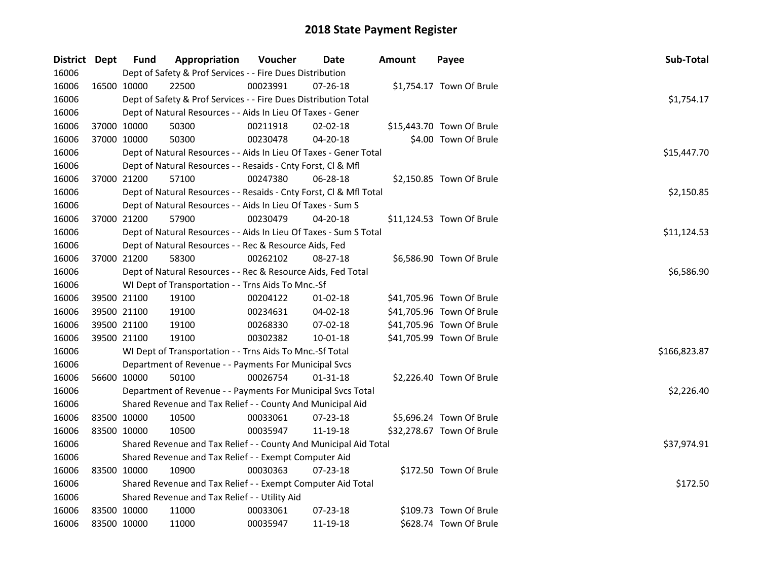# 2018 State Payment Register

| District | Dept | Fund | Appropriation | Voucher | Date | Amount | Payee | Sub-Total |
|---|---|---|---|---|---|---|---|---|
| 16006 | | Dept of Safety & Prof Services - - Fire Dues Distribution | | | | | | |
| 16006 | 16500 | 10000 | 22500 | 00023991 | 07-26-18 | $1,754.17 | Town Of Brule | |
| 16006 | | Dept of Safety & Prof Services - - Fire Dues Distribution Total | | | | | | $1,754.17 |
| 16006 | | Dept of Natural Resources - - Aids In Lieu Of Taxes - Gener | | | | | | |
| 16006 | 37000 | 10000 | 50300 | 00211918 | 02-02-18 | $15,443.70 | Town Of Brule | |
| 16006 | 37000 | 10000 | 50300 | 00230478 | 04-20-18 | $4.00 | Town Of Brule | |
| 16006 | | Dept of Natural Resources - - Aids In Lieu Of Taxes - Gener Total | | | | | | $15,447.70 |
| 16006 | | Dept of Natural Resources - - Resaids - Cnty Forst, Cl & Mfl | | | | | | |
| 16006 | 37000 | 21200 | 57100 | 00247380 | 06-28-18 | $2,150.85 | Town Of Brule | |
| 16006 | | Dept of Natural Resources - - Resaids - Cnty Forst, Cl & Mfl Total | | | | | | $2,150.85 |
| 16006 | | Dept of Natural Resources - - Aids In Lieu Of Taxes - Sum S | | | | | | |
| 16006 | 37000 | 21200 | 57900 | 00230479 | 04-20-18 | $11,124.53 | Town Of Brule | |
| 16006 | | Dept of Natural Resources - - Aids In Lieu Of Taxes - Sum S Total | | | | | | $11,124.53 |
| 16006 | | Dept of Natural Resources - - Rec & Resource Aids, Fed | | | | | | |
| 16006 | 37000 | 21200 | 58300 | 00262102 | 08-27-18 | $6,586.90 | Town Of Brule | |
| 16006 | | Dept of Natural Resources - - Rec & Resource Aids, Fed Total | | | | | | $6,586.90 |
| 16006 | | WI Dept of Transportation - - Trns Aids To Mnc.-Sf | | | | | | |
| 16006 | 39500 | 21100 | 19100 | 00204122 | 01-02-18 | $41,705.96 | Town Of Brule | |
| 16006 | 39500 | 21100 | 19100 | 00234631 | 04-02-18 | $41,705.96 | Town Of Brule | |
| 16006 | 39500 | 21100 | 19100 | 00268330 | 07-02-18 | $41,705.96 | Town Of Brule | |
| 16006 | 39500 | 21100 | 19100 | 00302382 | 10-01-18 | $41,705.99 | Town Of Brule | |
| 16006 | | WI Dept of Transportation - - Trns Aids To Mnc.-Sf Total | | | | | | $166,823.87 |
| 16006 | | Department of Revenue - - Payments For Municipal Svcs | | | | | | |
| 16006 | 56600 | 10000 | 50100 | 00026754 | 01-31-18 | $2,226.40 | Town Of Brule | |
| 16006 | | Department of Revenue - - Payments For Municipal Svcs Total | | | | | | $2,226.40 |
| 16006 | | Shared Revenue and Tax Relief - - County And Municipal Aid | | | | | | |
| 16006 | 83500 | 10000 | 10500 | 00033061 | 07-23-18 | $5,696.24 | Town Of Brule | |
| 16006 | 83500 | 10000 | 10500 | 00035947 | 11-19-18 | $32,278.67 | Town Of Brule | |
| 16006 | | Shared Revenue and Tax Relief - - County And Municipal Aid Total | | | | | | $37,974.91 |
| 16006 | | Shared Revenue and Tax Relief - - Exempt Computer Aid | | | | | | |
| 16006 | 83500 | 10000 | 10900 | 00030363 | 07-23-18 | $172.50 | Town Of Brule | |
| 16006 | | Shared Revenue and Tax Relief - - Exempt Computer Aid Total | | | | | | $172.50 |
| 16006 | | Shared Revenue and Tax Relief - - Utility Aid | | | | | | |
| 16006 | 83500 | 10000 | 11000 | 00033061 | 07-23-18 | $109.73 | Town Of Brule | |
| 16006 | 83500 | 10000 | 11000 | 00035947 | 11-19-18 | $628.74 | Town Of Brule | |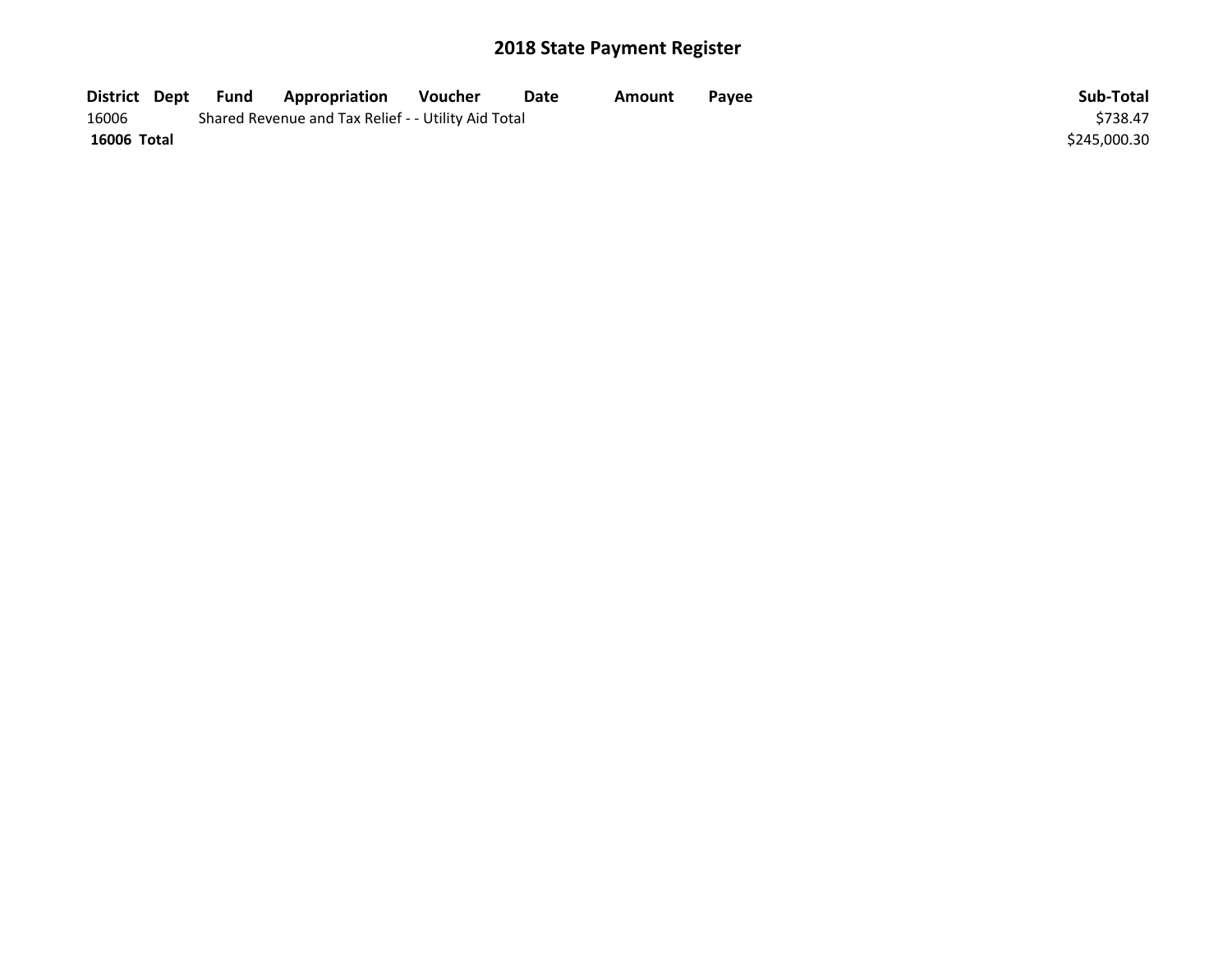## 2018 State Payment Register

| District | Dept | Fund | Appropriation | Voucher | Date | Amount | Payee | Sub-Total |
|---|---|---|---|---|---|---|---|---|
| 16006 | | Shared Revenue and Tax Relief - - Utility Aid Total | | | | | | $738.47 |
| **16006 Total** | | | | | | | | $245,000.30 |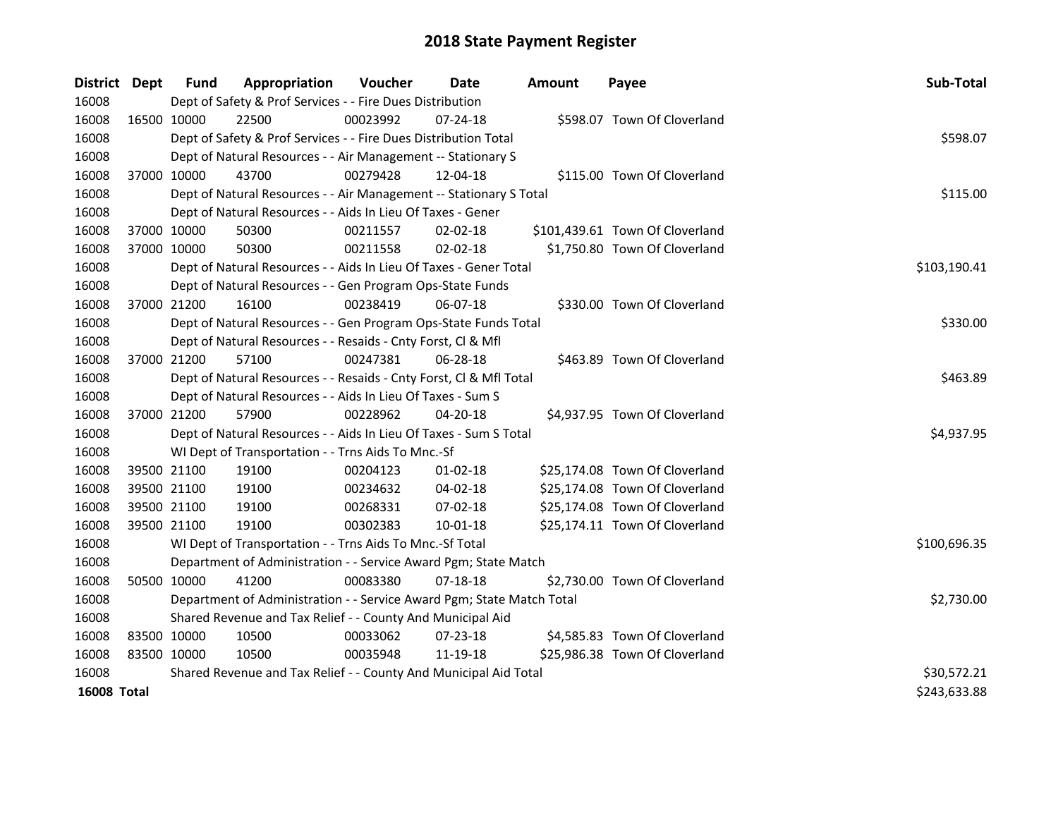# 2018 State Payment Register

| District | Dept | Fund | Appropriation | Voucher | Date | Amount | Payee | Sub-Total |
|---|---|---|---|---|---|---|---|---|
| 16008 | | Dept of Safety & Prof Services - - Fire Dues Distribution | | | | | | |
| 16008 | 16500 | 10000 | 22500 | 00023992 | 07-24-18 | $598.07 | Town Of Cloverland | |
| 16008 | | Dept of Safety & Prof Services - - Fire Dues Distribution Total | | | | | | $598.07 |
| 16008 | | Dept of Natural Resources - - Air Management -- Stationary S | | | | | | |
| 16008 | 37000 | 10000 | 43700 | 00279428 | 12-04-18 | $115.00 | Town Of Cloverland | |
| 16008 | | Dept of Natural Resources - - Air Management -- Stationary S Total | | | | | | $115.00 |
| 16008 | | Dept of Natural Resources - - Aids In Lieu Of Taxes - Gener | | | | | | |
| 16008 | 37000 | 10000 | 50300 | 00211557 | 02-02-18 | $101,439.61 | Town Of Cloverland | |
| 16008 | 37000 | 10000 | 50300 | 00211558 | 02-02-18 | $1,750.80 | Town Of Cloverland | |
| 16008 | | Dept of Natural Resources - - Aids In Lieu Of Taxes - Gener Total | | | | | | $103,190.41 |
| 16008 | | Dept of Natural Resources - - Gen Program Ops-State Funds | | | | | | |
| 16008 | 37000 | 21200 | 16100 | 00238419 | 06-07-18 | $330.00 | Town Of Cloverland | |
| 16008 | | Dept of Natural Resources - - Gen Program Ops-State Funds Total | | | | | | $330.00 |
| 16008 | | Dept of Natural Resources - - Resaids - Cnty Forst, Cl & Mfl | | | | | | |
| 16008 | 37000 | 21200 | 57100 | 00247381 | 06-28-18 | $463.89 | Town Of Cloverland | |
| 16008 | | Dept of Natural Resources - - Resaids - Cnty Forst, Cl & Mfl Total | | | | | | $463.89 |
| 16008 | | Dept of Natural Resources - - Aids In Lieu Of Taxes - Sum S | | | | | | |
| 16008 | 37000 | 21200 | 57900 | 00228962 | 04-20-18 | $4,937.95 | Town Of Cloverland | |
| 16008 | | Dept of Natural Resources - - Aids In Lieu Of Taxes - Sum S Total | | | | | | $4,937.95 |
| 16008 | | WI Dept of Transportation - - Trns Aids To Mnc.-Sf | | | | | | |
| 16008 | 39500 | 21100 | 19100 | 00204123 | 01-02-18 | $25,174.08 | Town Of Cloverland | |
| 16008 | 39500 | 21100 | 19100 | 00234632 | 04-02-18 | $25,174.08 | Town Of Cloverland | |
| 16008 | 39500 | 21100 | 19100 | 00268331 | 07-02-18 | $25,174.08 | Town Of Cloverland | |
| 16008 | 39500 | 21100 | 19100 | 00302383 | 10-01-18 | $25,174.11 | Town Of Cloverland | |
| 16008 | | WI Dept of Transportation - - Trns Aids To Mnc.-Sf Total | | | | | | $100,696.35 |
| 16008 | | Department of Administration - - Service Award Pgm; State Match | | | | | | |
| 16008 | 50500 | 10000 | 41200 | 00083380 | 07-18-18 | $2,730.00 | Town Of Cloverland | |
| 16008 | | Department of Administration - - Service Award Pgm; State Match Total | | | | | | $2,730.00 |
| 16008 | | Shared Revenue and Tax Relief - - County And Municipal Aid | | | | | | |
| 16008 | 83500 | 10000 | 10500 | 00033062 | 07-23-18 | $4,585.83 | Town Of Cloverland | |
| 16008 | 83500 | 10000 | 10500 | 00035948 | 11-19-18 | $25,986.38 | Town Of Cloverland | |
| 16008 | | Shared Revenue and Tax Relief - - County And Municipal Aid Total | | | | | | $30,572.21 |
| **16008 Total** | | | | | | | | $243,633.88 |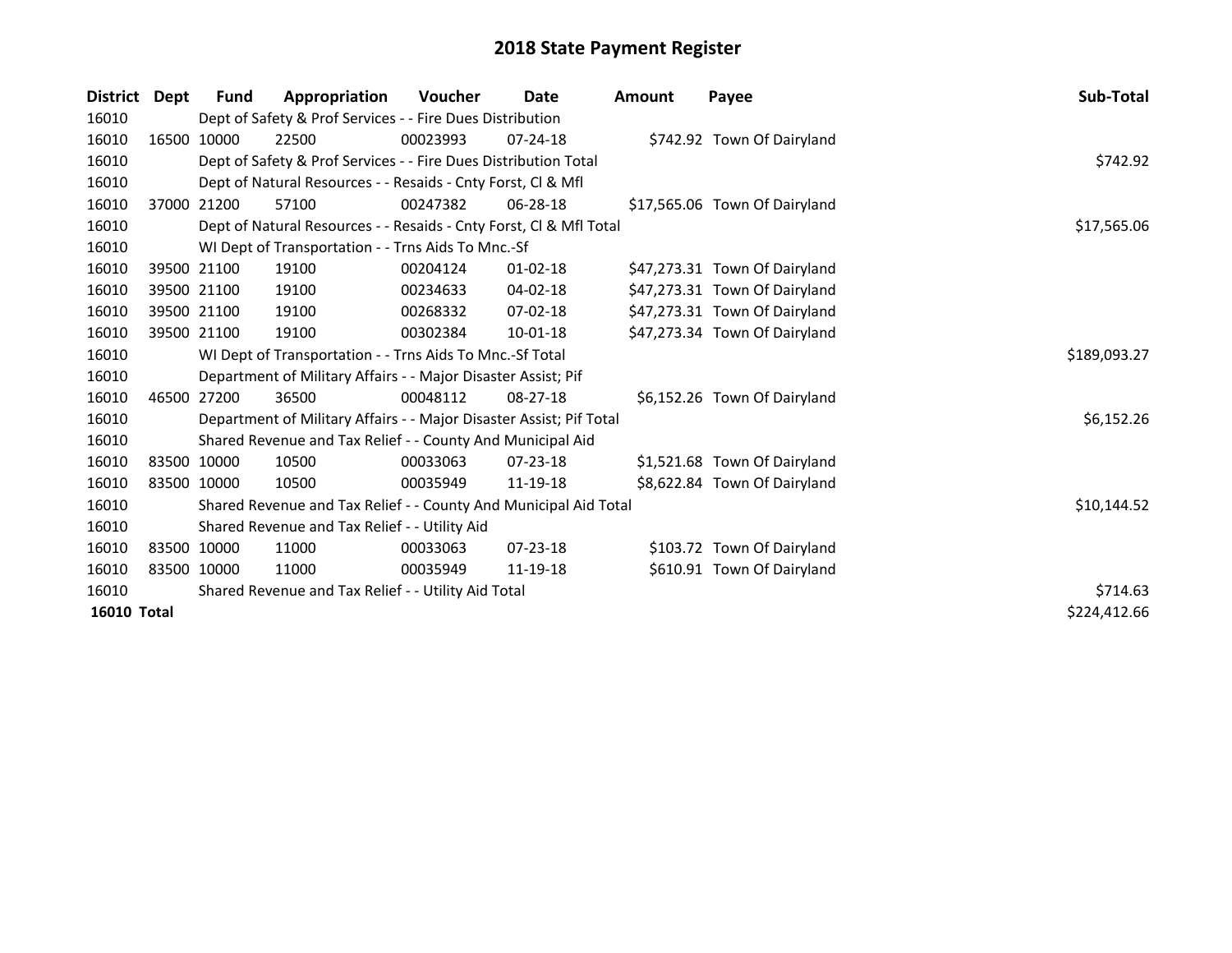# 2018 State Payment Register

| District | Dept | Fund | Appropriation | Voucher | Date | Amount | Payee | Sub-Total |
|---|---|---|---|---|---|---|---|---|
| 16010 | | Dept of Safety & Prof Services - - Fire Dues Distribution | | | | | | |
| 16010 | 16500 | 10000 | 22500 | 00023993 | 07-24-18 | $742.92 | Town Of Dairyland | |
| 16010 | | Dept of Safety & Prof Services - - Fire Dues Distribution Total | | | | | | $742.92 |
| 16010 | | Dept of Natural Resources - - Resaids - Cnty Forst, Cl & Mfl | | | | | | |
| 16010 | 37000 | 21200 | 57100 | 00247382 | 06-28-18 | $17,565.06 | Town Of Dairyland | |
| 16010 | | Dept of Natural Resources - - Resaids - Cnty Forst, Cl & Mfl Total | | | | | | $17,565.06 |
| 16010 | | WI Dept of Transportation - - Trns Aids To Mnc.-Sf | | | | | | |
| 16010 | 39500 | 21100 | 19100 | 00204124 | 01-02-18 | $47,273.31 | Town Of Dairyland | |
| 16010 | 39500 | 21100 | 19100 | 00234633 | 04-02-18 | $47,273.31 | Town Of Dairyland | |
| 16010 | 39500 | 21100 | 19100 | 00268332 | 07-02-18 | $47,273.31 | Town Of Dairyland | |
| 16010 | 39500 | 21100 | 19100 | 00302384 | 10-01-18 | $47,273.34 | Town Of Dairyland | |
| 16010 | | WI Dept of Transportation - - Trns Aids To Mnc.-Sf Total | | | | | | $189,093.27 |
| 16010 | | Department of Military Affairs - - Major Disaster Assist; Pif | | | | | | |
| 16010 | 46500 | 27200 | 36500 | 00048112 | 08-27-18 | $6,152.26 | Town Of Dairyland | |
| 16010 | | Department of Military Affairs - - Major Disaster Assist; Pif Total | | | | | | $6,152.26 |
| 16010 | | Shared Revenue and Tax Relief - - County And Municipal Aid | | | | | | |
| 16010 | 83500 | 10000 | 10500 | 00033063 | 07-23-18 | $1,521.68 | Town Of Dairyland | |
| 16010 | 83500 | 10000 | 10500 | 00035949 | 11-19-18 | $8,622.84 | Town Of Dairyland | |
| 16010 | | Shared Revenue and Tax Relief - - County And Municipal Aid Total | | | | | | $10,144.52 |
| 16010 | | Shared Revenue and Tax Relief - - Utility Aid | | | | | | |
| 16010 | 83500 | 10000 | 11000 | 00033063 | 07-23-18 | $103.72 | Town Of Dairyland | |
| 16010 | 83500 | 10000 | 11000 | 00035949 | 11-19-18 | $610.91 | Town Of Dairyland | |
| 16010 | | Shared Revenue and Tax Relief - - Utility Aid Total | | | | | | $714.63 |
| **16010 Total** | | | | | | | | $224,412.66 |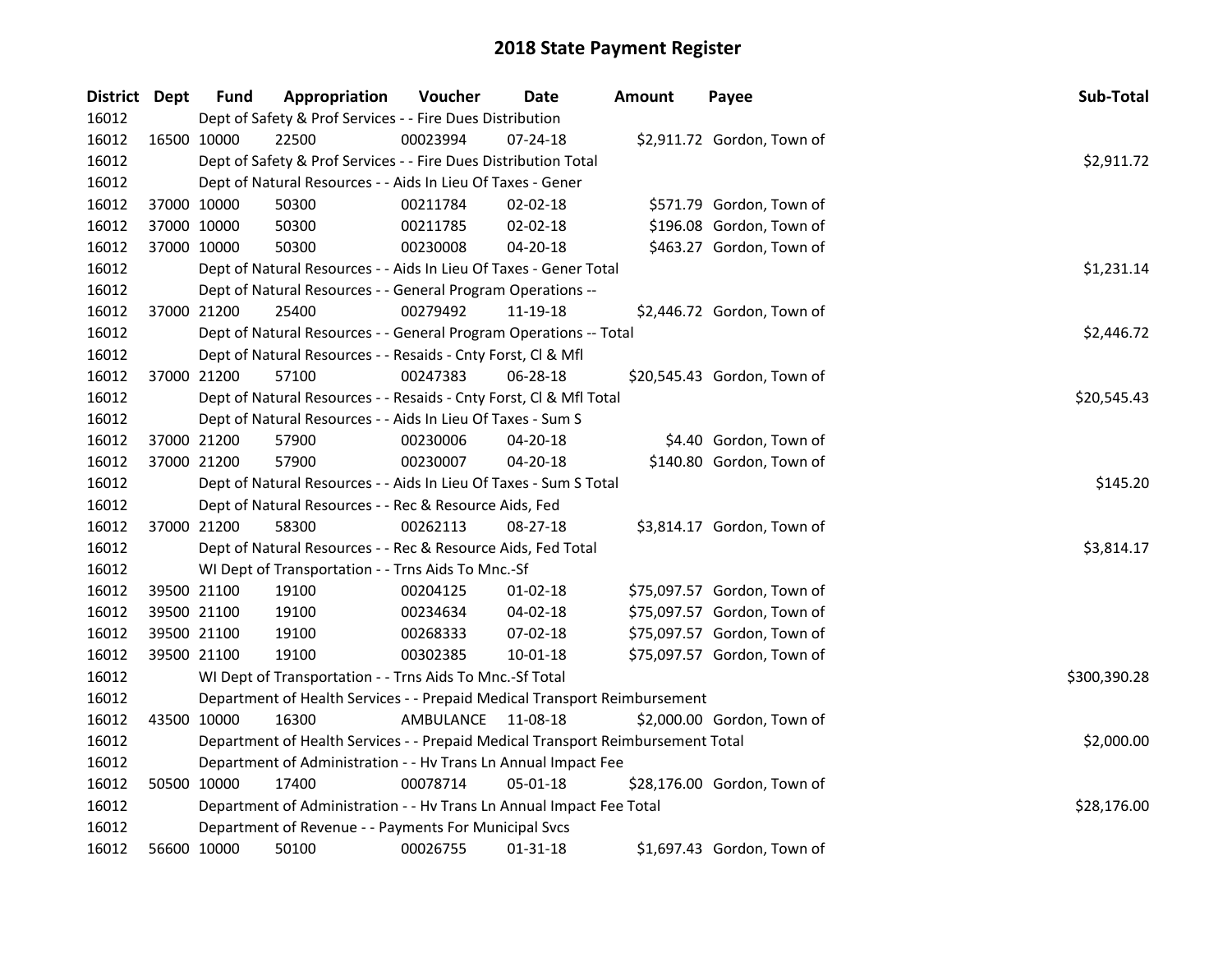# 2018 State Payment Register

| District | Dept | Fund | Appropriation | Voucher | Date | Amount | Payee | Sub-Total |
|---|---|---|---|---|---|---|---|---|
| 16012 | | Dept of Safety & Prof Services - - Fire Dues Distribution | | | | | | |
| 16012 | 16500 | 10000 | 22500 | 00023994 | 07-24-18 | $2,911.72 | Gordon, Town of | |
| 16012 | | Dept of Safety & Prof Services - - Fire Dues Distribution Total | | | | | | $2,911.72 |
| 16012 | | Dept of Natural Resources - - Aids In Lieu Of Taxes - Gener | | | | | | |
| 16012 | 37000 | 10000 | 50300 | 00211784 | 02-02-18 | $571.79 | Gordon, Town of | |
| 16012 | 37000 | 10000 | 50300 | 00211785 | 02-02-18 | $196.08 | Gordon, Town of | |
| 16012 | 37000 | 10000 | 50300 | 00230008 | 04-20-18 | $463.27 | Gordon, Town of | |
| 16012 | | Dept of Natural Resources - - Aids In Lieu Of Taxes - Gener Total | | | | | | $1,231.14 |
| 16012 | | Dept of Natural Resources - - General Program Operations -- | | | | | | |
| 16012 | 37000 | 21200 | 25400 | 00279492 | 11-19-18 | $2,446.72 | Gordon, Town of | |
| 16012 | | Dept of Natural Resources - - General Program Operations -- Total | | | | | | $2,446.72 |
| 16012 | | Dept of Natural Resources - - Resaids - Cnty Forst, Cl & Mfl | | | | | | |
| 16012 | 37000 | 21200 | 57100 | 00247383 | 06-28-18 | $20,545.43 | Gordon, Town of | |
| 16012 | | Dept of Natural Resources - - Resaids - Cnty Forst, Cl & Mfl Total | | | | | | $20,545.43 |
| 16012 | | Dept of Natural Resources - - Aids In Lieu Of Taxes - Sum S | | | | | | |
| 16012 | 37000 | 21200 | 57900 | 00230006 | 04-20-18 | $4.40 | Gordon, Town of | |
| 16012 | 37000 | 21200 | 57900 | 00230007 | 04-20-18 | $140.80 | Gordon, Town of | |
| 16012 | | Dept of Natural Resources - - Aids In Lieu Of Taxes - Sum S Total | | | | | | $145.20 |
| 16012 | | Dept of Natural Resources - - Rec & Resource Aids, Fed | | | | | | |
| 16012 | 37000 | 21200 | 58300 | 00262113 | 08-27-18 | $3,814.17 | Gordon, Town of | |
| 16012 | | Dept of Natural Resources - - Rec & Resource Aids, Fed Total | | | | | | $3,814.17 |
| 16012 | | WI Dept of Transportation - - Trns Aids To Mnc.-Sf | | | | | | |
| 16012 | 39500 | 21100 | 19100 | 00204125 | 01-02-18 | $75,097.57 | Gordon, Town of | |
| 16012 | 39500 | 21100 | 19100 | 00234634 | 04-02-18 | $75,097.57 | Gordon, Town of | |
| 16012 | 39500 | 21100 | 19100 | 00268333 | 07-02-18 | $75,097.57 | Gordon, Town of | |
| 16012 | 39500 | 21100 | 19100 | 00302385 | 10-01-18 | $75,097.57 | Gordon, Town of | |
| 16012 | | WI Dept of Transportation - - Trns Aids To Mnc.-Sf Total | | | | | | $300,390.28 |
| 16012 | | Department of Health Services - - Prepaid Medical Transport Reimbursement | | | | | | |
| 16012 | 43500 | 10000 | 16300 | AMBULANCE | 11-08-18 | $2,000.00 | Gordon, Town of | |
| 16012 | | Department of Health Services - - Prepaid Medical Transport Reimbursement Total | | | | | | $2,000.00 |
| 16012 | | Department of Administration - - Hv Trans Ln Annual Impact Fee | | | | | | |
| 16012 | 50500 | 10000 | 17400 | 00078714 | 05-01-18 | $28,176.00 | Gordon, Town of | |
| 16012 | | Department of Administration - - Hv Trans Ln Annual Impact Fee Total | | | | | | $28,176.00 |
| 16012 | | Department of Revenue - - Payments For Municipal Svcs | | | | | | |
| 16012 | 56600 | 10000 | 50100 | 00026755 | 01-31-18 | $1,697.43 | Gordon, Town of | |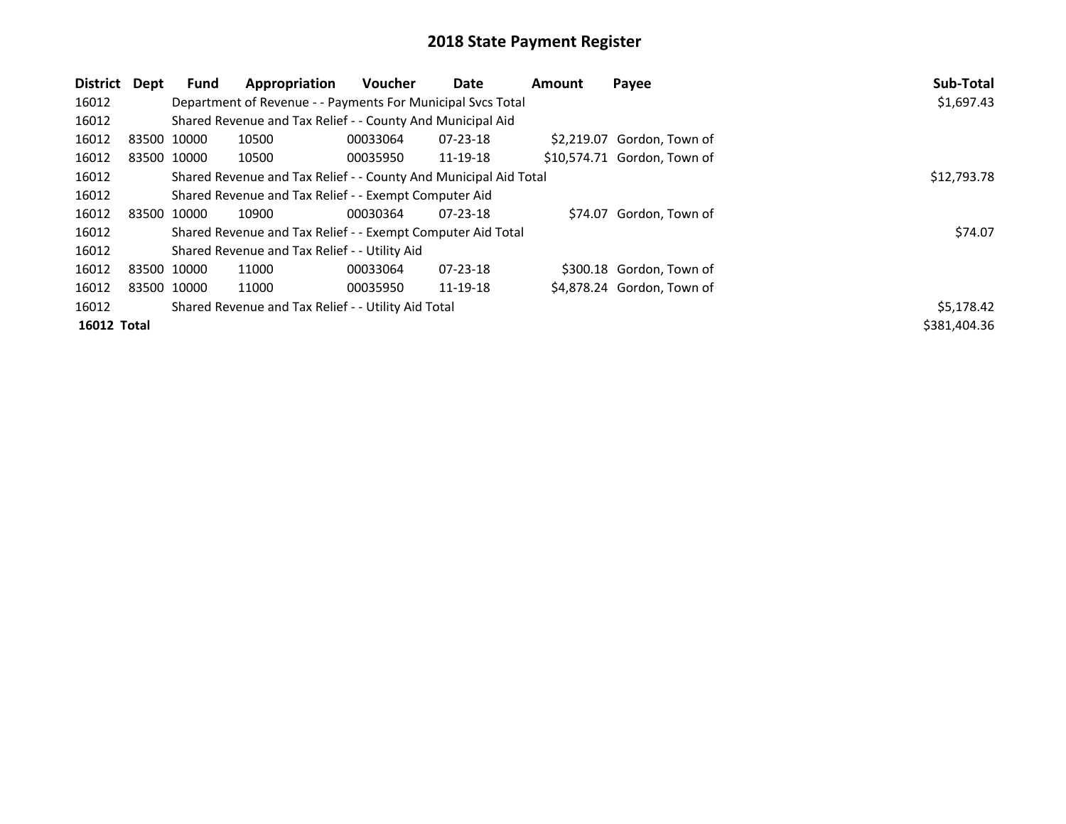# 2018 State Payment Register

| District | Dept | Fund | Appropriation | Voucher | Date | Amount | Payee | Sub-Total |
|---|---|---|---|---|---|---|---|---|
| 16012 | | Department of Revenue - - Payments For Municipal Svcs Total | | | | | | $1,697.43 |
| 16012 | | Shared Revenue and Tax Relief - - County And Municipal Aid | | | | | | |
| 16012 | 83500 | 10000 | 10500 | 00033064 | 07-23-18 | $2,219.07 | Gordon, Town of | |
| 16012 | 83500 | 10000 | 10500 | 00035950 | 11-19-18 | $10,574.71 | Gordon, Town of | |
| 16012 | | Shared Revenue and Tax Relief - - County And Municipal Aid Total | | | | | | $12,793.78 |
| 16012 | | Shared Revenue and Tax Relief - - Exempt Computer Aid | | | | | | |
| 16012 | 83500 | 10000 | 10900 | 00030364 | 07-23-18 | $74.07 | Gordon, Town of | |
| 16012 | | Shared Revenue and Tax Relief - - Exempt Computer Aid Total | | | | | | $74.07 |
| 16012 | | Shared Revenue and Tax Relief - - Utility Aid | | | | | | |
| 16012 | 83500 | 10000 | 11000 | 00033064 | 07-23-18 | $300.18 | Gordon, Town of | |
| 16012 | 83500 | 10000 | 11000 | 00035950 | 11-19-18 | $4,878.24 | Gordon, Town of | |
| 16012 | | Shared Revenue and Tax Relief - - Utility Aid Total | | | | | | $5,178.42 |
| **16012** | **Total** | | | | | | | $381,404.36 |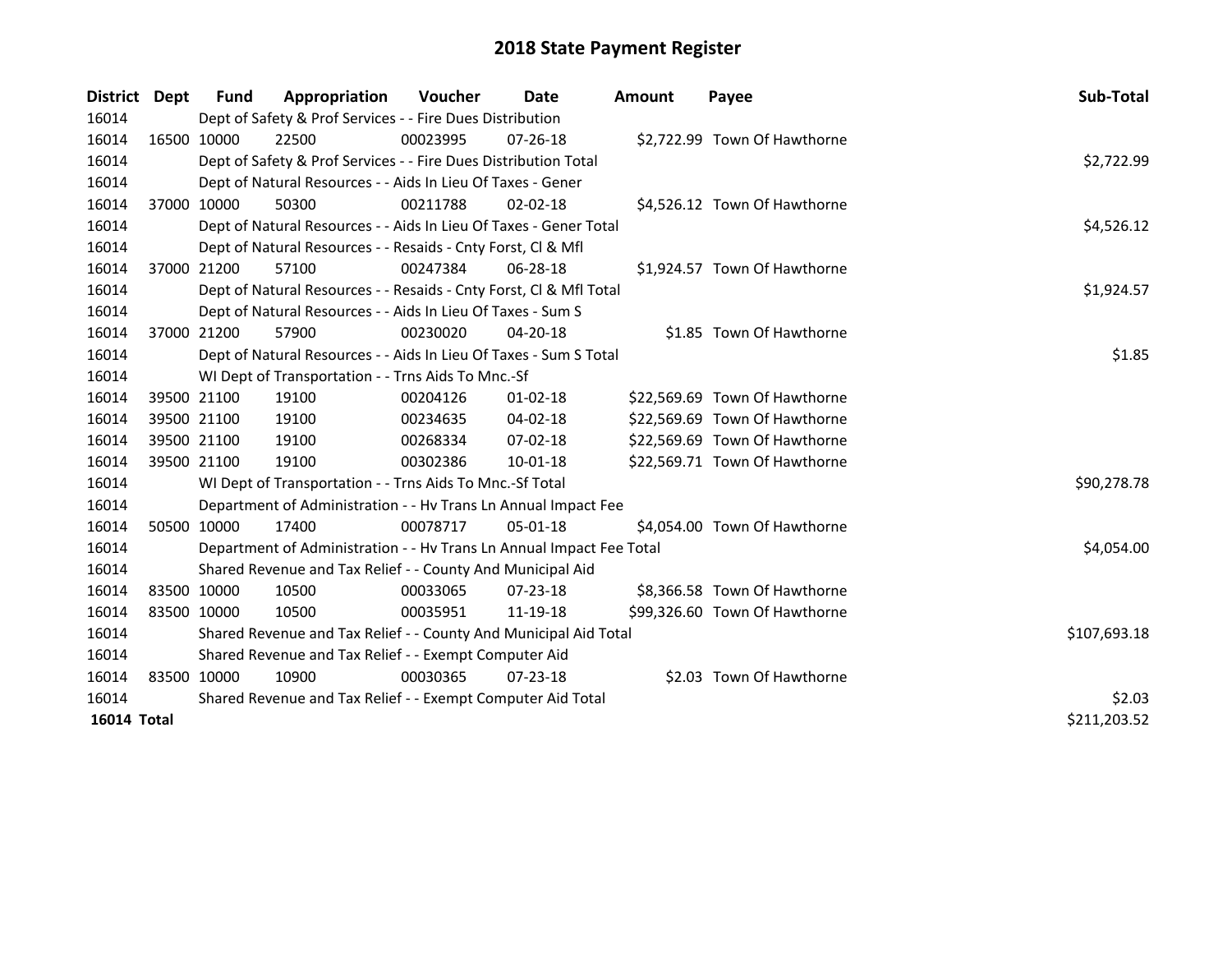# 2018 State Payment Register

| District | Dept | Fund | Appropriation | Voucher | Date | Amount | Payee | Sub-Total |
|---|---|---|---|---|---|---|---|---|
| 16014 | | Dept of Safety & Prof Services - - Fire Dues Distribution | | | | | | |
| 16014 | 16500 | 10000 | 22500 | 00023995 | 07-26-18 | $2,722.99 | Town Of Hawthorne | |
| 16014 | | Dept of Safety & Prof Services - - Fire Dues Distribution Total | | | | | | $2,722.99 |
| 16014 | | Dept of Natural Resources - - Aids In Lieu Of Taxes - Gener | | | | | | |
| 16014 | 37000 | 10000 | 50300 | 00211788 | 02-02-18 | $4,526.12 | Town Of Hawthorne | |
| 16014 | | Dept of Natural Resources - - Aids In Lieu Of Taxes - Gener Total | | | | | | $4,526.12 |
| 16014 | | Dept of Natural Resources - - Resaids - Cnty Forst, Cl & Mfl | | | | | | |
| 16014 | 37000 | 21200 | 57100 | 00247384 | 06-28-18 | $1,924.57 | Town Of Hawthorne | |
| 16014 | | Dept of Natural Resources - - Resaids - Cnty Forst, Cl & Mfl Total | | | | | | $1,924.57 |
| 16014 | | Dept of Natural Resources - - Aids In Lieu Of Taxes - Sum S | | | | | | |
| 16014 | 37000 | 21200 | 57900 | 00230020 | 04-20-18 | $1.85 | Town Of Hawthorne | |
| 16014 | | Dept of Natural Resources - - Aids In Lieu Of Taxes - Sum S Total | | | | | | $1.85 |
| 16014 | | WI Dept of Transportation - - Trns Aids To Mnc.-Sf | | | | | | |
| 16014 | 39500 | 21100 | 19100 | 00204126 | 01-02-18 | $22,569.69 | Town Of Hawthorne | |
| 16014 | 39500 | 21100 | 19100 | 00234635 | 04-02-18 | $22,569.69 | Town Of Hawthorne | |
| 16014 | 39500 | 21100 | 19100 | 00268334 | 07-02-18 | $22,569.69 | Town Of Hawthorne | |
| 16014 | 39500 | 21100 | 19100 | 00302386 | 10-01-18 | $22,569.71 | Town Of Hawthorne | |
| 16014 | | WI Dept of Transportation - - Trns Aids To Mnc.-Sf Total | | | | | | $90,278.78 |
| 16014 | | Department of Administration - - Hv Trans Ln Annual Impact Fee | | | | | | |
| 16014 | 50500 | 10000 | 17400 | 00078717 | 05-01-18 | $4,054.00 | Town Of Hawthorne | |
| 16014 | | Department of Administration - - Hv Trans Ln Annual Impact Fee Total | | | | | | $4,054.00 |
| 16014 | | Shared Revenue and Tax Relief - - County And Municipal Aid | | | | | | |
| 16014 | 83500 | 10000 | 10500 | 00033065 | 07-23-18 | $8,366.58 | Town Of Hawthorne | |
| 16014 | 83500 | 10000 | 10500 | 00035951 | 11-19-18 | $99,326.60 | Town Of Hawthorne | |
| 16014 | | Shared Revenue and Tax Relief - - County And Municipal Aid Total | | | | | | $107,693.18 |
| 16014 | | Shared Revenue and Tax Relief - - Exempt Computer Aid | | | | | | |
| 16014 | 83500 | 10000 | 10900 | 00030365 | 07-23-18 | $2.03 | Town Of Hawthorne | |
| 16014 | | Shared Revenue and Tax Relief - - Exempt Computer Aid Total | | | | | | $2.03 |
| **16014 Total** | | | | | | | | $211,203.52 |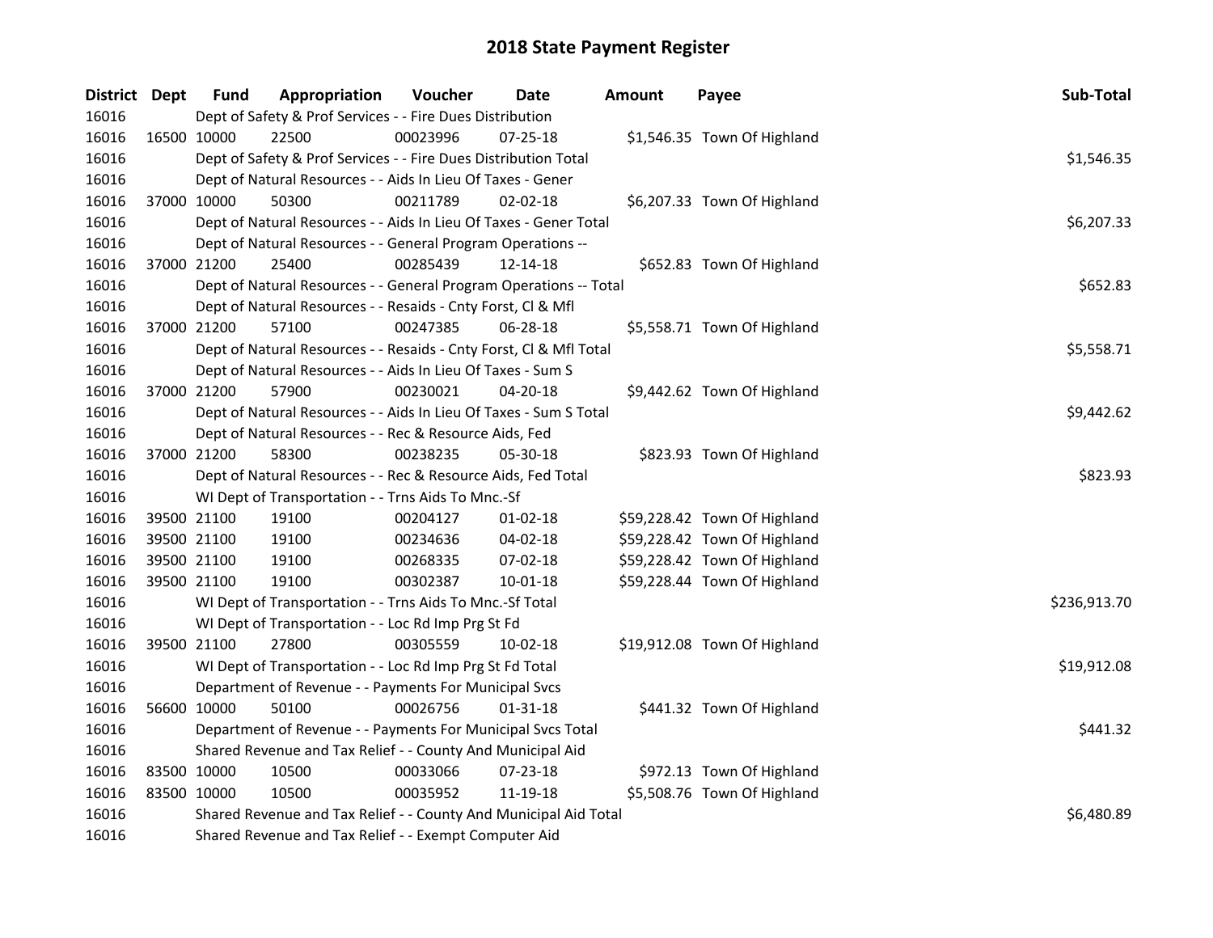# 2018 State Payment Register

| District | Dept | Fund | Appropriation | Voucher | Date | Amount | Payee | Sub-Total |
|---|---|---|---|---|---|---|---|---|
| 16016 | | Dept of Safety & Prof Services - - Fire Dues Distribution | | | | | | |
| 16016 | 16500 | 10000 | 22500 | 00023996 | 07-25-18 | $1,546.35 | Town Of Highland | |
| 16016 | | Dept of Safety & Prof Services - - Fire Dues Distribution Total | | | | | | $1,546.35 |
| 16016 | | Dept of Natural Resources - - Aids In Lieu Of Taxes - Gener | | | | | | |
| 16016 | 37000 | 10000 | 50300 | 00211789 | 02-02-18 | $6,207.33 | Town Of Highland | |
| 16016 | | Dept of Natural Resources - - Aids In Lieu Of Taxes - Gener Total | | | | | | $6,207.33 |
| 16016 | | Dept of Natural Resources - - General Program Operations -- | | | | | | |
| 16016 | 37000 | 21200 | 25400 | 00285439 | 12-14-18 | $652.83 | Town Of Highland | |
| 16016 | | Dept of Natural Resources - - General Program Operations -- Total | | | | | | $652.83 |
| 16016 | | Dept of Natural Resources - - Resaids - Cnty Forst, Cl & Mfl | | | | | | |
| 16016 | 37000 | 21200 | 57100 | 00247385 | 06-28-18 | $5,558.71 | Town Of Highland | |
| 16016 | | Dept of Natural Resources - - Resaids - Cnty Forst, Cl & Mfl Total | | | | | | $5,558.71 |
| 16016 | | Dept of Natural Resources - - Aids In Lieu Of Taxes - Sum S | | | | | | |
| 16016 | 37000 | 21200 | 57900 | 00230021 | 04-20-18 | $9,442.62 | Town Of Highland | |
| 16016 | | Dept of Natural Resources - - Aids In Lieu Of Taxes - Sum S Total | | | | | | $9,442.62 |
| 16016 | | Dept of Natural Resources - - Rec & Resource Aids, Fed | | | | | | |
| 16016 | 37000 | 21200 | 58300 | 00238235 | 05-30-18 | $823.93 | Town Of Highland | |
| 16016 | | Dept of Natural Resources - - Rec & Resource Aids, Fed Total | | | | | | $823.93 |
| 16016 | | WI Dept of Transportation - - Trns Aids To Mnc.-Sf | | | | | | |
| 16016 | 39500 | 21100 | 19100 | 00204127 | 01-02-18 | $59,228.42 | Town Of Highland | |
| 16016 | 39500 | 21100 | 19100 | 00234636 | 04-02-18 | $59,228.42 | Town Of Highland | |
| 16016 | 39500 | 21100 | 19100 | 00268335 | 07-02-18 | $59,228.42 | Town Of Highland | |
| 16016 | 39500 | 21100 | 19100 | 00302387 | 10-01-18 | $59,228.44 | Town Of Highland | |
| 16016 | | WI Dept of Transportation - - Trns Aids To Mnc.-Sf Total | | | | | | $236,913.70 |
| 16016 | | WI Dept of Transportation - - Loc Rd Imp Prg St Fd | | | | | | |
| 16016 | 39500 | 21100 | 27800 | 00305559 | 10-02-18 | $19,912.08 | Town Of Highland | |
| 16016 | | WI Dept of Transportation - - Loc Rd Imp Prg St Fd Total | | | | | | $19,912.08 |
| 16016 | | Department of Revenue - - Payments For Municipal Svcs | | | | | | |
| 16016 | 56600 | 10000 | 50100 | 00026756 | 01-31-18 | $441.32 | Town Of Highland | |
| 16016 | | Department of Revenue - - Payments For Municipal Svcs Total | | | | | | $441.32 |
| 16016 | | Shared Revenue and Tax Relief - - County And Municipal Aid | | | | | | |
| 16016 | 83500 | 10000 | 10500 | 00033066 | 07-23-18 | $972.13 | Town Of Highland | |
| 16016 | 83500 | 10000 | 10500 | 00035952 | 11-19-18 | $5,508.76 | Town Of Highland | |
| 16016 | | Shared Revenue and Tax Relief - - County And Municipal Aid Total | | | | | | $6,480.89 |
| 16016 | | Shared Revenue and Tax Relief - - Exempt Computer Aid | | | | | | |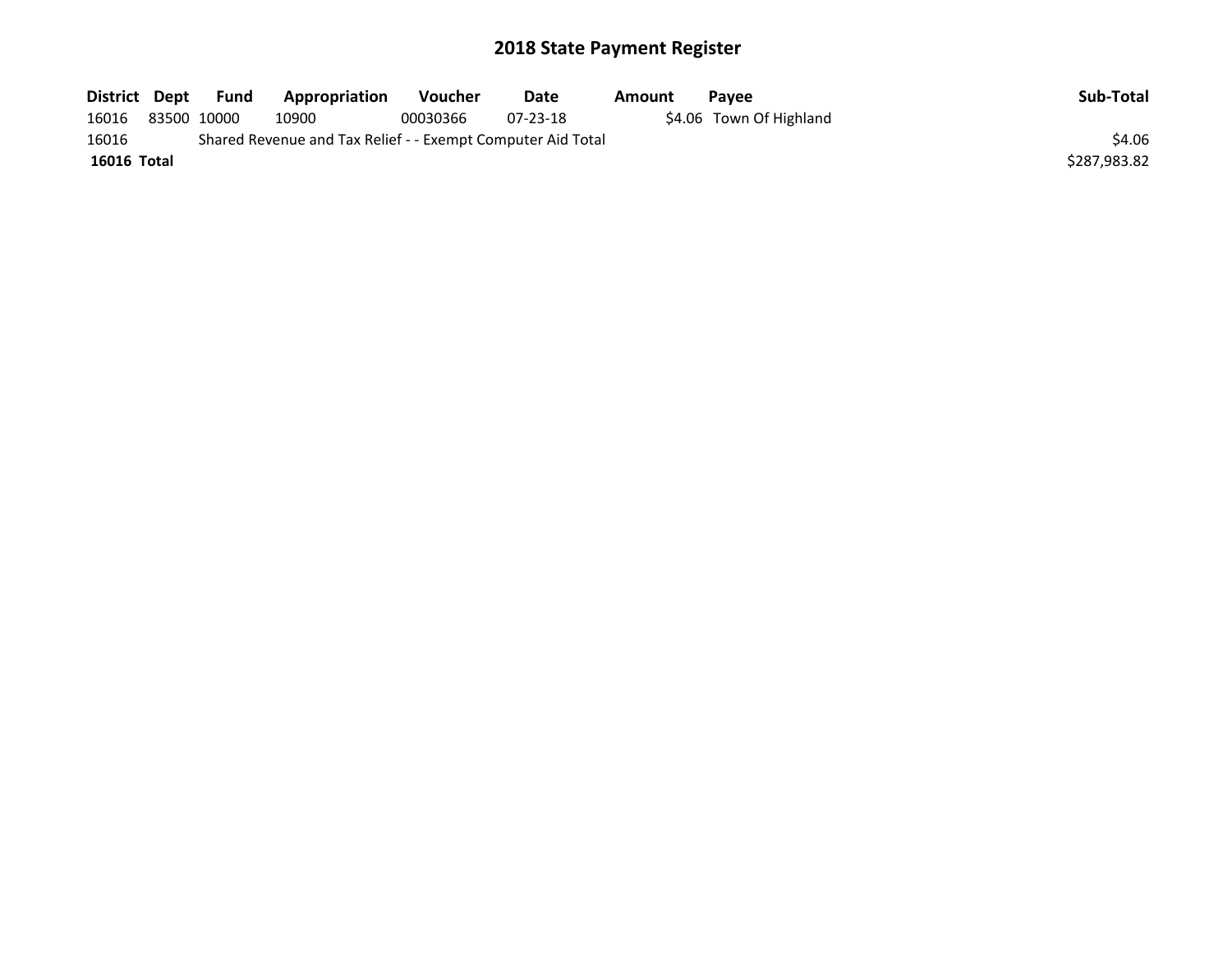# 2018 State Payment Register

| District | Dept | Fund | Appropriation | Voucher | Date | Amount | Payee | Sub-Total |
|---|---|---|---|---|---|---|---|---|
| 16016 | 83500 | 10000 | 10900 | 00030366 | 07-23-18 | $4.06 | Town Of Highland | |
| 16016 | Shared Revenue and Tax Relief - - Exempt Computer Aid Total | | | | | | | $4.06 |
| **16016 Total** | | | | | | | | $287,983.82 |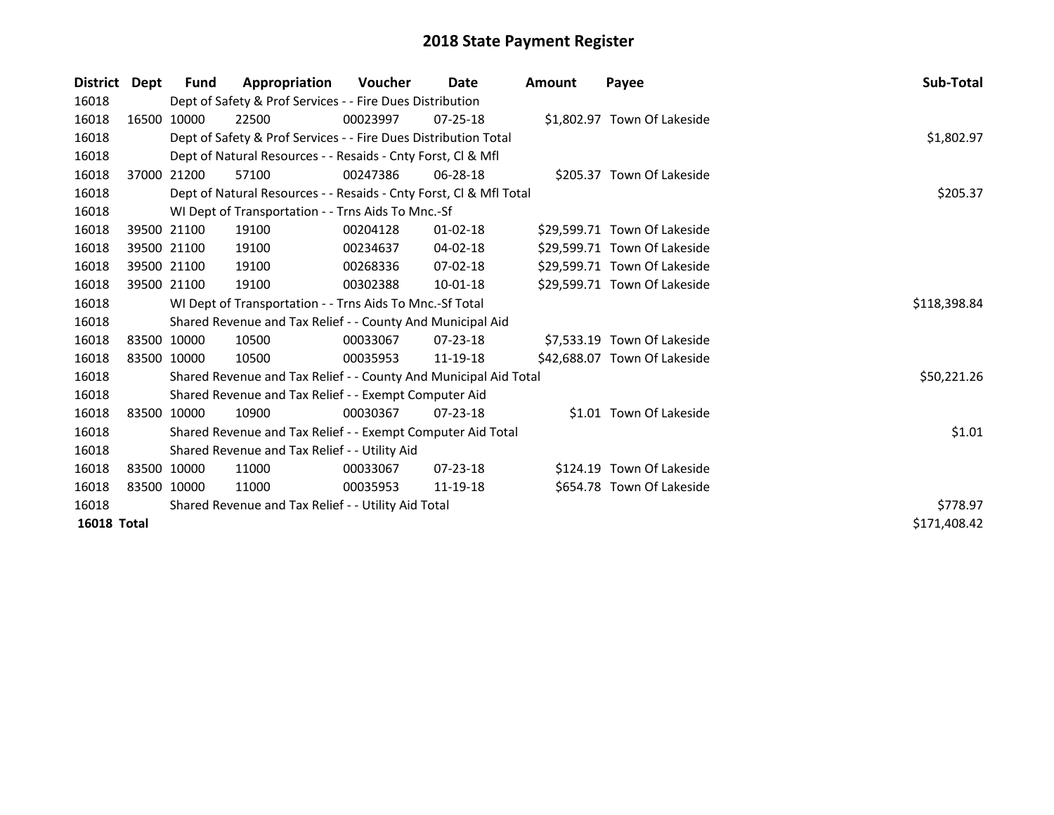# 2018 State Payment Register

| District | Dept | Fund | Appropriation | Voucher | Date | Amount | Payee | Sub-Total |
|---|---|---|---|---|---|---|---|---|
| 16018 | | Dept of Safety & Prof Services - - Fire Dues Distribution | | | | | | |
| 16018 | 16500 | 10000 | 22500 | 00023997 | 07-25-18 | $1,802.97 | Town Of Lakeside | |
| 16018 | | Dept of Safety & Prof Services - - Fire Dues Distribution Total | | | | | | $1,802.97 |
| 16018 | | Dept of Natural Resources - - Resaids - Cnty Forst, Cl & Mfl | | | | | | |
| 16018 | 37000 | 21200 | 57100 | 00247386 | 06-28-18 | $205.37 | Town Of Lakeside | |
| 16018 | | Dept of Natural Resources - - Resaids - Cnty Forst, Cl & Mfl Total | | | | | | $205.37 |
| 16018 | | WI Dept of Transportation - - Trns Aids To Mnc.-Sf | | | | | | |
| 16018 | 39500 | 21100 | 19100 | 00204128 | 01-02-18 | $29,599.71 | Town Of Lakeside | |
| 16018 | 39500 | 21100 | 19100 | 00234637 | 04-02-18 | $29,599.71 | Town Of Lakeside | |
| 16018 | 39500 | 21100 | 19100 | 00268336 | 07-02-18 | $29,599.71 | Town Of Lakeside | |
| 16018 | 39500 | 21100 | 19100 | 00302388 | 10-01-18 | $29,599.71 | Town Of Lakeside | |
| 16018 | | WI Dept of Transportation - - Trns Aids To Mnc.-Sf Total | | | | | | $118,398.84 |
| 16018 | | Shared Revenue and Tax Relief - - County And Municipal Aid | | | | | | |
| 16018 | 83500 | 10000 | 10500 | 00033067 | 07-23-18 | $7,533.19 | Town Of Lakeside | |
| 16018 | 83500 | 10000 | 10500 | 00035953 | 11-19-18 | $42,688.07 | Town Of Lakeside | |
| 16018 | | Shared Revenue and Tax Relief - - County And Municipal Aid Total | | | | | | $50,221.26 |
| 16018 | | Shared Revenue and Tax Relief - - Exempt Computer Aid | | | | | | |
| 16018 | 83500 | 10000 | 10900 | 00030367 | 07-23-18 | $1.01 | Town Of Lakeside | |
| 16018 | | Shared Revenue and Tax Relief - - Exempt Computer Aid Total | | | | | | $1.01 |
| 16018 | | Shared Revenue and Tax Relief - - Utility Aid | | | | | | |
| 16018 | 83500 | 10000 | 11000 | 00033067 | 07-23-18 | $124.19 | Town Of Lakeside | |
| 16018 | 83500 | 10000 | 11000 | 00035953 | 11-19-18 | $654.78 | Town Of Lakeside | |
| 16018 | | Shared Revenue and Tax Relief - - Utility Aid Total | | | | | | $778.97 |
| **16018 Total** | | | | | | | | $171,408.42 |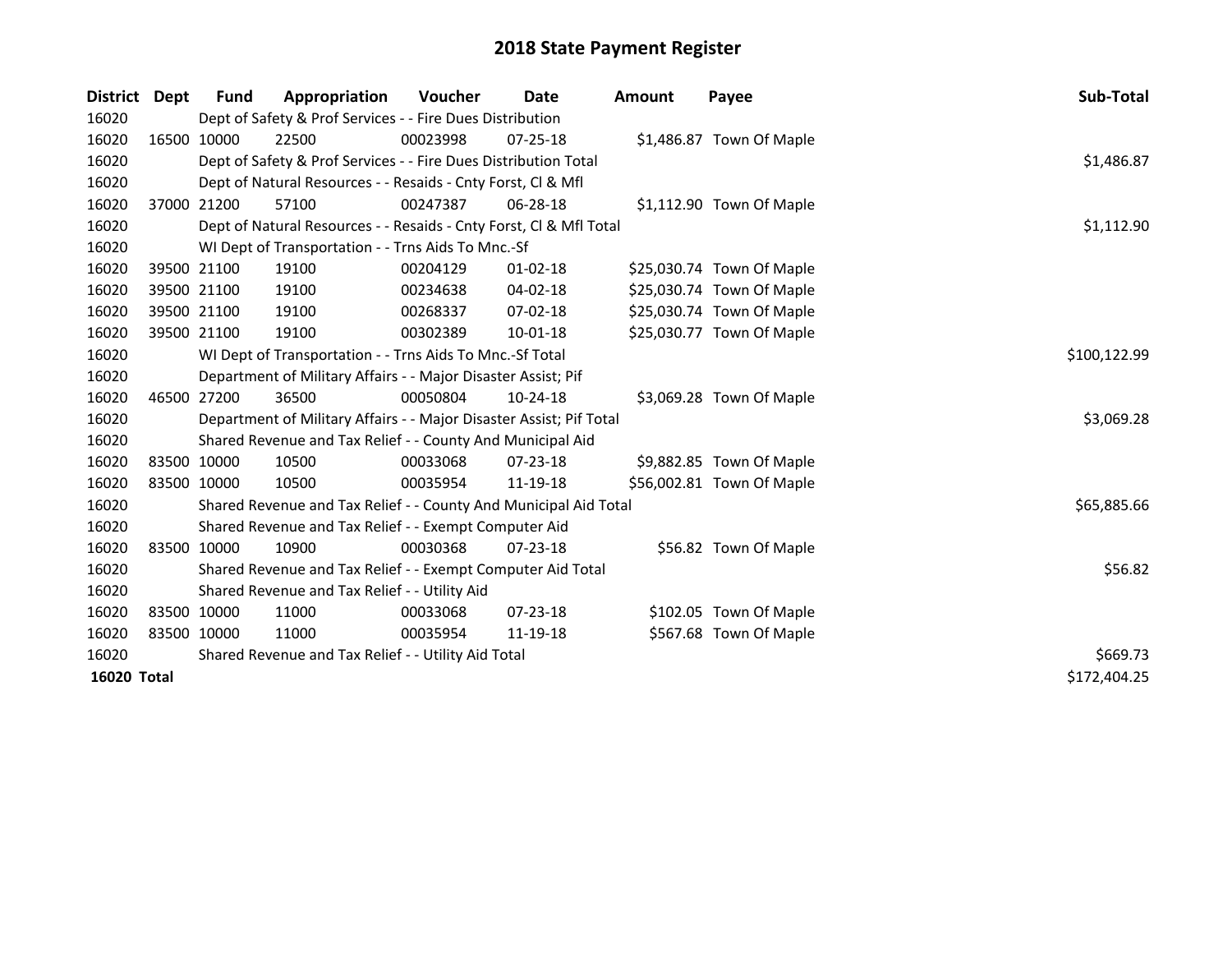# 2018 State Payment Register

| District | Dept | Fund | Appropriation | Voucher | Date | Amount | Payee | Sub-Total |
|---|---|---|---|---|---|---|---|---|
| 16020 | | Dept of Safety & Prof Services - - Fire Dues Distribution | | | | | | |
| 16020 | 16500 | 10000 | 22500 | 00023998 | 07-25-18 | $1,486.87 | Town Of Maple | |
| 16020 | | Dept of Safety & Prof Services - - Fire Dues Distribution Total | | | | | | $1,486.87 |
| 16020 | | Dept of Natural Resources - - Resaids - Cnty Forst, Cl & Mfl | | | | | | |
| 16020 | 37000 | 21200 | 57100 | 00247387 | 06-28-18 | $1,112.90 | Town Of Maple | |
| 16020 | | Dept of Natural Resources - - Resaids - Cnty Forst, Cl & Mfl Total | | | | | | $1,112.90 |
| 16020 | | WI Dept of Transportation - - Trns Aids To Mnc.-Sf | | | | | | |
| 16020 | 39500 | 21100 | 19100 | 00204129 | 01-02-18 | $25,030.74 | Town Of Maple | |
| 16020 | 39500 | 21100 | 19100 | 00234638 | 04-02-18 | $25,030.74 | Town Of Maple | |
| 16020 | 39500 | 21100 | 19100 | 00268337 | 07-02-18 | $25,030.74 | Town Of Maple | |
| 16020 | 39500 | 21100 | 19100 | 00302389 | 10-01-18 | $25,030.77 | Town Of Maple | |
| 16020 | | WI Dept of Transportation - - Trns Aids To Mnc.-Sf Total | | | | | | $100,122.99 |
| 16020 | | Department of Military Affairs - - Major Disaster Assist; Pif | | | | | | |
| 16020 | 46500 | 27200 | 36500 | 00050804 | 10-24-18 | $3,069.28 | Town Of Maple | |
| 16020 | | Department of Military Affairs - - Major Disaster Assist; Pif Total | | | | | | $3,069.28 |
| 16020 | | Shared Revenue and Tax Relief - - County And Municipal Aid | | | | | | |
| 16020 | 83500 | 10000 | 10500 | 00033068 | 07-23-18 | $9,882.85 | Town Of Maple | |
| 16020 | 83500 | 10000 | 10500 | 00035954 | 11-19-18 | $56,002.81 | Town Of Maple | |
| 16020 | | Shared Revenue and Tax Relief - - County And Municipal Aid Total | | | | | | $65,885.66 |
| 16020 | | Shared Revenue and Tax Relief - - Exempt Computer Aid | | | | | | |
| 16020 | 83500 | 10000 | 10900 | 00030368 | 07-23-18 | $56.82 | Town Of Maple | |
| 16020 | | Shared Revenue and Tax Relief - - Exempt Computer Aid Total | | | | | | $56.82 |
| 16020 | | Shared Revenue and Tax Relief - - Utility Aid | | | | | | |
| 16020 | 83500 | 10000 | 11000 | 00033068 | 07-23-18 | $102.05 | Town Of Maple | |
| 16020 | 83500 | 10000 | 11000 | 00035954 | 11-19-18 | $567.68 | Town Of Maple | |
| 16020 | | Shared Revenue and Tax Relief - - Utility Aid Total | | | | | | $669.73 |
| **16020 Total** | | | | | | | | $172,404.25 |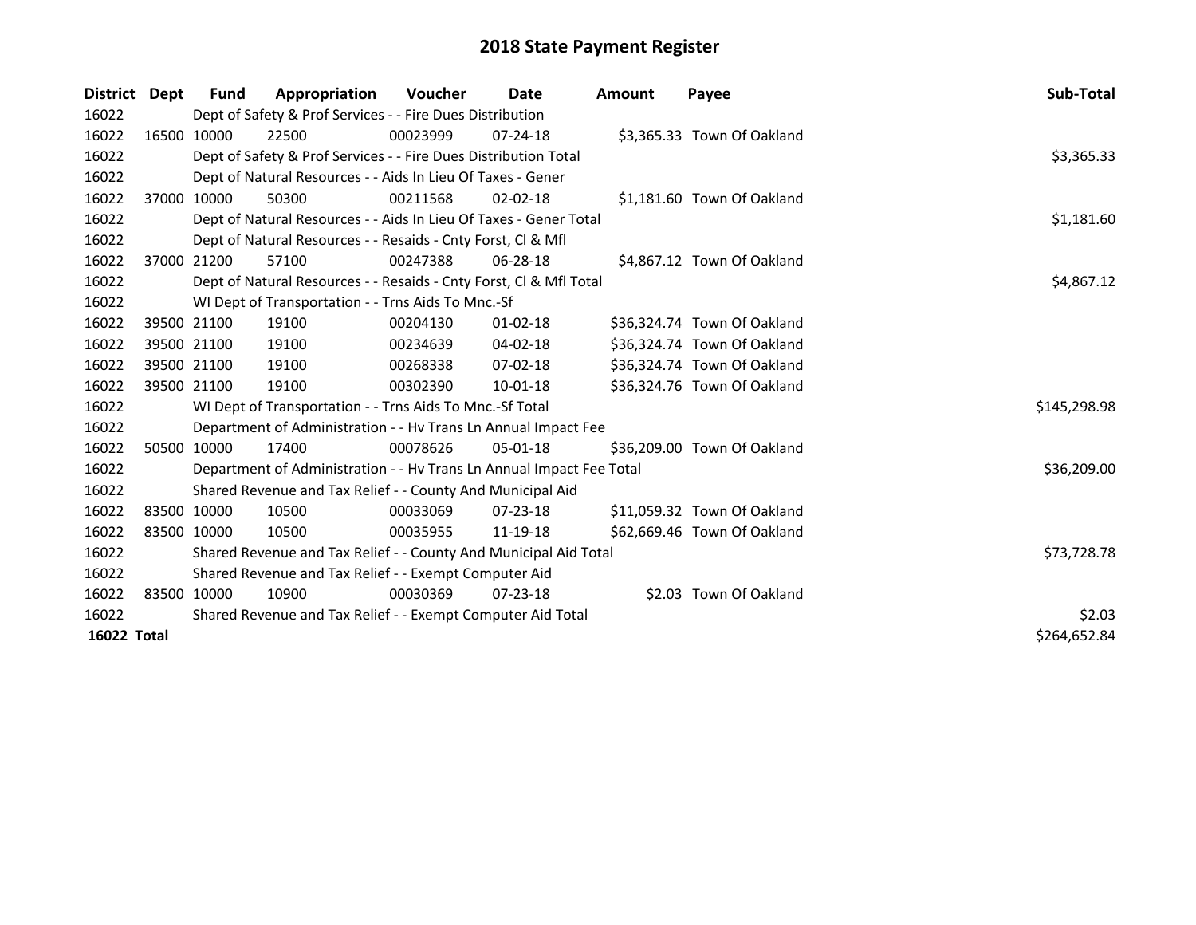# 2018 State Payment Register

| District | Dept | Fund | Appropriation | Voucher | Date | Amount | Payee | Sub-Total |
|---|---|---|---|---|---|---|---|---|
| 16022 | | Dept of Safety & Prof Services - - Fire Dues Distribution | | | | | | |
| 16022 | 16500 | 10000 | 22500 | 00023999 | 07-24-18 | $3,365.33 | Town Of Oakland | |
| 16022 | | Dept of Safety & Prof Services - - Fire Dues Distribution Total | | | | | | $3,365.33 |
| 16022 | | Dept of Natural Resources - - Aids In Lieu Of Taxes - Gener | | | | | | |
| 16022 | 37000 | 10000 | 50300 | 00211568 | 02-02-18 | $1,181.60 | Town Of Oakland | |
| 16022 | | Dept of Natural Resources - - Aids In Lieu Of Taxes - Gener Total | | | | | | $1,181.60 |
| 16022 | | Dept of Natural Resources - - Resaids - Cnty Forst, Cl & Mfl | | | | | | |
| 16022 | 37000 | 21200 | 57100 | 00247388 | 06-28-18 | $4,867.12 | Town Of Oakland | |
| 16022 | | Dept of Natural Resources - - Resaids - Cnty Forst, Cl & Mfl Total | | | | | | $4,867.12 |
| 16022 | | WI Dept of Transportation - - Trns Aids To Mnc.-Sf | | | | | | |
| 16022 | 39500 | 21100 | 19100 | 00204130 | 01-02-18 | $36,324.74 | Town Of Oakland | |
| 16022 | 39500 | 21100 | 19100 | 00234639 | 04-02-18 | $36,324.74 | Town Of Oakland | |
| 16022 | 39500 | 21100 | 19100 | 00268338 | 07-02-18 | $36,324.74 | Town Of Oakland | |
| 16022 | 39500 | 21100 | 19100 | 00302390 | 10-01-18 | $36,324.76 | Town Of Oakland | |
| 16022 | | WI Dept of Transportation - - Trns Aids To Mnc.-Sf Total | | | | | | $145,298.98 |
| 16022 | | Department of Administration - - Hv Trans Ln Annual Impact Fee | | | | | | |
| 16022 | 50500 | 10000 | 17400 | 00078626 | 05-01-18 | $36,209.00 | Town Of Oakland | |
| 16022 | | Department of Administration - - Hv Trans Ln Annual Impact Fee Total | | | | | | $36,209.00 |
| 16022 | | Shared Revenue and Tax Relief - - County And Municipal Aid | | | | | | |
| 16022 | 83500 | 10000 | 10500 | 00033069 | 07-23-18 | $11,059.32 | Town Of Oakland | |
| 16022 | 83500 | 10000 | 10500 | 00035955 | 11-19-18 | $62,669.46 | Town Of Oakland | |
| 16022 | | Shared Revenue and Tax Relief - - County And Municipal Aid Total | | | | | | $73,728.78 |
| 16022 | | Shared Revenue and Tax Relief - - Exempt Computer Aid | | | | | | |
| 16022 | 83500 | 10000 | 10900 | 00030369 | 07-23-18 | $2.03 | Town Of Oakland | |
| 16022 | | Shared Revenue and Tax Relief - - Exempt Computer Aid Total | | | | | | $2.03 |
| **16022 Total** | | | | | | | | $264,652.84 |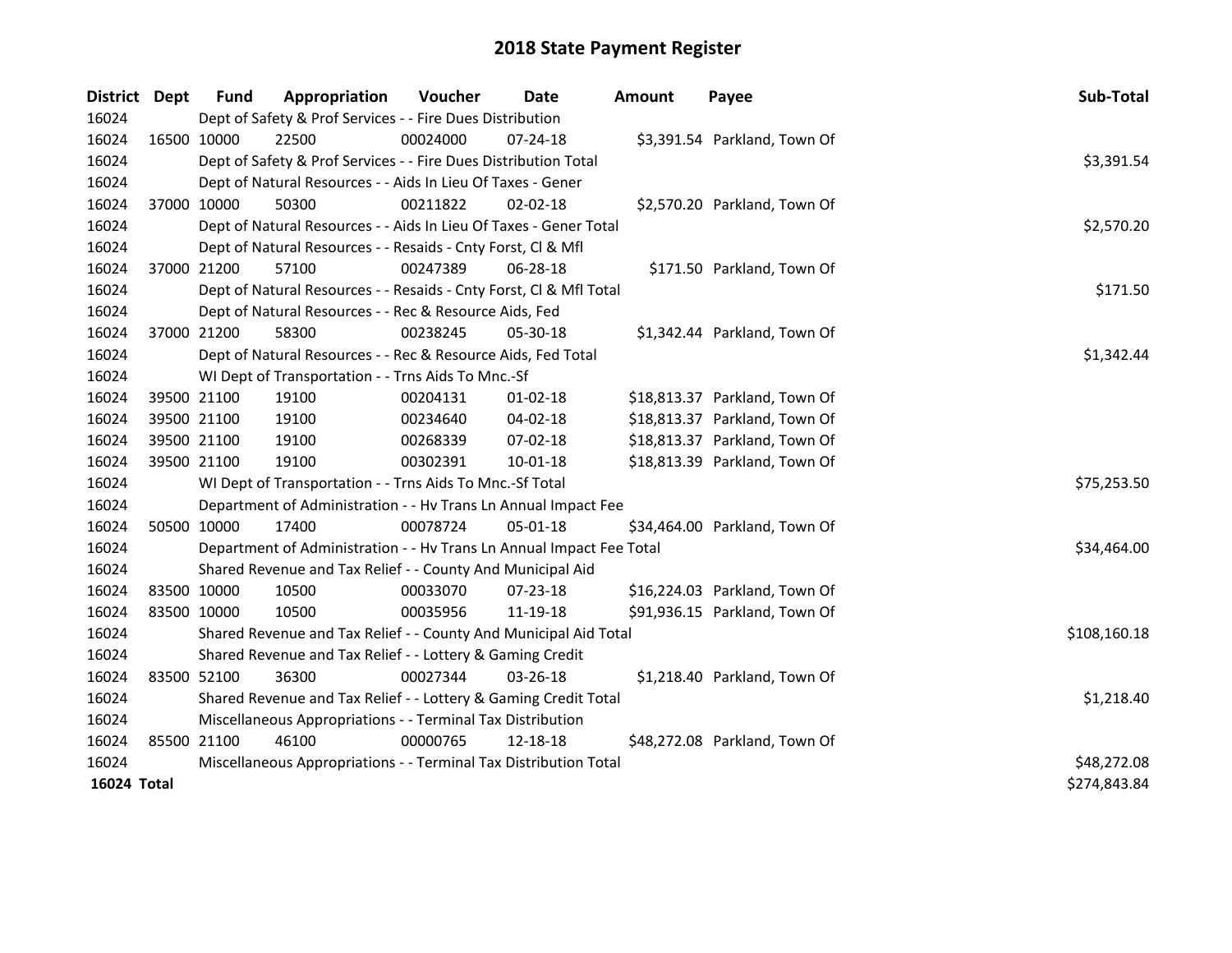# 2018 State Payment Register

| District | Dept | Fund | Appropriation | Voucher | Date | Amount | Payee | Sub-Total |
|---|---|---|---|---|---|---|---|---|
| 16024 | | Dept of Safety & Prof Services - - Fire Dues Distribution | | | | | | |
| 16024 | 16500 | 10000 | 22500 | 00024000 | 07-24-18 | $3,391.54 | Parkland, Town Of | |
| 16024 | | Dept of Safety & Prof Services - - Fire Dues Distribution Total | | | | | | $3,391.54 |
| 16024 | | Dept of Natural Resources - - Aids In Lieu Of Taxes - Gener | | | | | | |
| 16024 | 37000 | 10000 | 50300 | 00211822 | 02-02-18 | $2,570.20 | Parkland, Town Of | |
| 16024 | | Dept of Natural Resources - - Aids In Lieu Of Taxes - Gener Total | | | | | | $2,570.20 |
| 16024 | | Dept of Natural Resources - - Resaids - Cnty Forst, Cl & Mfl | | | | | | |
| 16024 | 37000 | 21200 | 57100 | 00247389 | 06-28-18 | $171.50 | Parkland, Town Of | |
| 16024 | | Dept of Natural Resources - - Resaids - Cnty Forst, Cl & Mfl Total | | | | | | $171.50 |
| 16024 | | Dept of Natural Resources - - Rec & Resource Aids, Fed | | | | | | |
| 16024 | 37000 | 21200 | 58300 | 00238245 | 05-30-18 | $1,342.44 | Parkland, Town Of | |
| 16024 | | Dept of Natural Resources - - Rec & Resource Aids, Fed Total | | | | | | $1,342.44 |
| 16024 | | WI Dept of Transportation - - Trns Aids To Mnc.-Sf | | | | | | |
| 16024 | 39500 | 21100 | 19100 | 00204131 | 01-02-18 | $18,813.37 | Parkland, Town Of | |
| 16024 | 39500 | 21100 | 19100 | 00234640 | 04-02-18 | $18,813.37 | Parkland, Town Of | |
| 16024 | 39500 | 21100 | 19100 | 00268339 | 07-02-18 | $18,813.37 | Parkland, Town Of | |
| 16024 | 39500 | 21100 | 19100 | 00302391 | 10-01-18 | $18,813.39 | Parkland, Town Of | |
| 16024 | | WI Dept of Transportation - - Trns Aids To Mnc.-Sf Total | | | | | | $75,253.50 |
| 16024 | | Department of Administration - - Hv Trans Ln Annual Impact Fee | | | | | | |
| 16024 | 50500 | 10000 | 17400 | 00078724 | 05-01-18 | $34,464.00 | Parkland, Town Of | |
| 16024 | | Department of Administration - - Hv Trans Ln Annual Impact Fee Total | | | | | | $34,464.00 |
| 16024 | | Shared Revenue and Tax Relief - - County And Municipal Aid | | | | | | |
| 16024 | 83500 | 10000 | 10500 | 00033070 | 07-23-18 | $16,224.03 | Parkland, Town Of | |
| 16024 | 83500 | 10000 | 10500 | 00035956 | 11-19-18 | $91,936.15 | Parkland, Town Of | |
| 16024 | | Shared Revenue and Tax Relief - - County And Municipal Aid Total | | | | | | $108,160.18 |
| 16024 | | Shared Revenue and Tax Relief - - Lottery & Gaming Credit | | | | | | |
| 16024 | 83500 | 52100 | 36300 | 00027344 | 03-26-18 | $1,218.40 | Parkland, Town Of | |
| 16024 | | Shared Revenue and Tax Relief - - Lottery & Gaming Credit Total | | | | | | $1,218.40 |
| 16024 | | Miscellaneous Appropriations - - Terminal Tax Distribution | | | | | | |
| 16024 | 85500 | 21100 | 46100 | 00000765 | 12-18-18 | $48,272.08 | Parkland, Town Of | |
| 16024 | | Miscellaneous Appropriations - - Terminal Tax Distribution Total | | | | | | $48,272.08 |
| **16024 Total** | | | | | | | | $274,843.84 |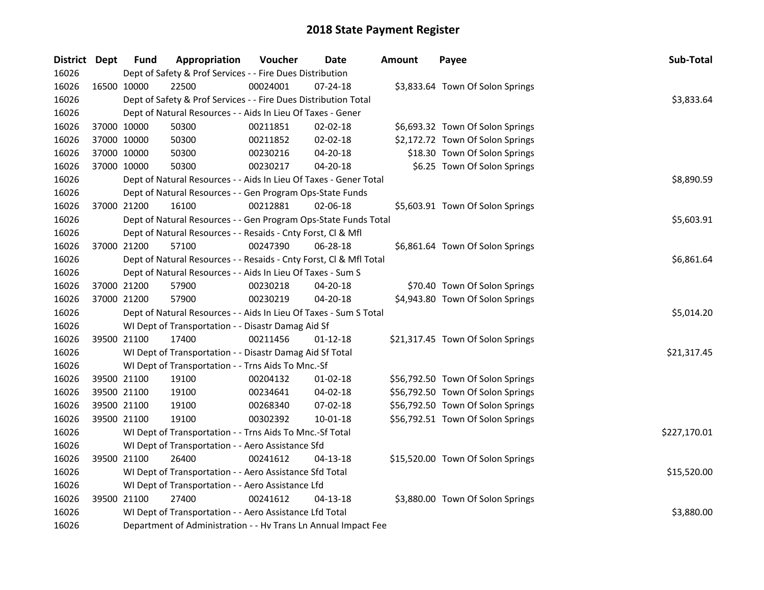## 2018 State Payment Register

| District | Dept | Fund | Appropriation | Voucher | Date | Amount | Payee | Sub-Total |
|---|---|---|---|---|---|---|---|---|
| 16026 | | Dept of Safety & Prof Services - - Fire Dues Distribution | | | | | | |
| 16026 | 16500 | 10000 | 22500 | 00024001 | 07-24-18 | $3,833.64 | Town Of Solon Springs | |
| 16026 | | Dept of Safety & Prof Services - - Fire Dues Distribution Total | | | | | | $3,833.64 |
| 16026 | | Dept of Natural Resources - - Aids In Lieu Of Taxes - Gener | | | | | | |
| 16026 | 37000 | 10000 | 50300 | 00211851 | 02-02-18 | $6,693.32 | Town Of Solon Springs | |
| 16026 | 37000 | 10000 | 50300 | 00211852 | 02-02-18 | $2,172.72 | Town Of Solon Springs | |
| 16026 | 37000 | 10000 | 50300 | 00230216 | 04-20-18 | $18.30 | Town Of Solon Springs | |
| 16026 | 37000 | 10000 | 50300 | 00230217 | 04-20-18 | $6.25 | Town Of Solon Springs | |
| 16026 | | Dept of Natural Resources - - Aids In Lieu Of Taxes - Gener Total | | | | | | $8,890.59 |
| 16026 | | Dept of Natural Resources - - Gen Program Ops-State Funds | | | | | | |
| 16026 | 37000 | 21200 | 16100 | 00212881 | 02-06-18 | $5,603.91 | Town Of Solon Springs | |
| 16026 | | Dept of Natural Resources - - Gen Program Ops-State Funds Total | | | | | | $5,603.91 |
| 16026 | | Dept of Natural Resources - - Resaids - Cnty Forst, Cl & Mfl | | | | | | |
| 16026 | 37000 | 21200 | 57100 | 00247390 | 06-28-18 | $6,861.64 | Town Of Solon Springs | |
| 16026 | | Dept of Natural Resources - - Resaids - Cnty Forst, Cl & Mfl Total | | | | | | $6,861.64 |
| 16026 | | Dept of Natural Resources - - Aids In Lieu Of Taxes - Sum S | | | | | | |
| 16026 | 37000 | 21200 | 57900 | 00230218 | 04-20-18 | $70.40 | Town Of Solon Springs | |
| 16026 | 37000 | 21200 | 57900 | 00230219 | 04-20-18 | $4,943.80 | Town Of Solon Springs | |
| 16026 | | Dept of Natural Resources - - Aids In Lieu Of Taxes - Sum S Total | | | | | | $5,014.20 |
| 16026 | | WI Dept of Transportation - - Disastr Damag Aid Sf | | | | | | |
| 16026 | 39500 | 21100 | 17400 | 00211456 | 01-12-18 | $21,317.45 | Town Of Solon Springs | |
| 16026 | | WI Dept of Transportation - - Disastr Damag Aid Sf Total | | | | | | $21,317.45 |
| 16026 | | WI Dept of Transportation - - Trns Aids To Mnc.-Sf | | | | | | |
| 16026 | 39500 | 21100 | 19100 | 00204132 | 01-02-18 | $56,792.50 | Town Of Solon Springs | |
| 16026 | 39500 | 21100 | 19100 | 00234641 | 04-02-18 | $56,792.50 | Town Of Solon Springs | |
| 16026 | 39500 | 21100 | 19100 | 00268340 | 07-02-18 | $56,792.50 | Town Of Solon Springs | |
| 16026 | 39500 | 21100 | 19100 | 00302392 | 10-01-18 | $56,792.51 | Town Of Solon Springs | |
| 16026 | | WI Dept of Transportation - - Trns Aids To Mnc.-Sf Total | | | | | | $227,170.01 |
| 16026 | | WI Dept of Transportation - - Aero Assistance Sfd | | | | | | |
| 16026 | 39500 | 21100 | 26400 | 00241612 | 04-13-18 | $15,520.00 | Town Of Solon Springs | |
| 16026 | | WI Dept of Transportation - - Aero Assistance Sfd Total | | | | | | $15,520.00 |
| 16026 | | WI Dept of Transportation - - Aero Assistance Lfd | | | | | | |
| 16026 | 39500 | 21100 | 27400 | 00241612 | 04-13-18 | $3,880.00 | Town Of Solon Springs | |
| 16026 | | WI Dept of Transportation - - Aero Assistance Lfd Total | | | | | | $3,880.00 |
| 16026 | | Department of Administration - - Hv Trans Ln Annual Impact Fee | | | | | | |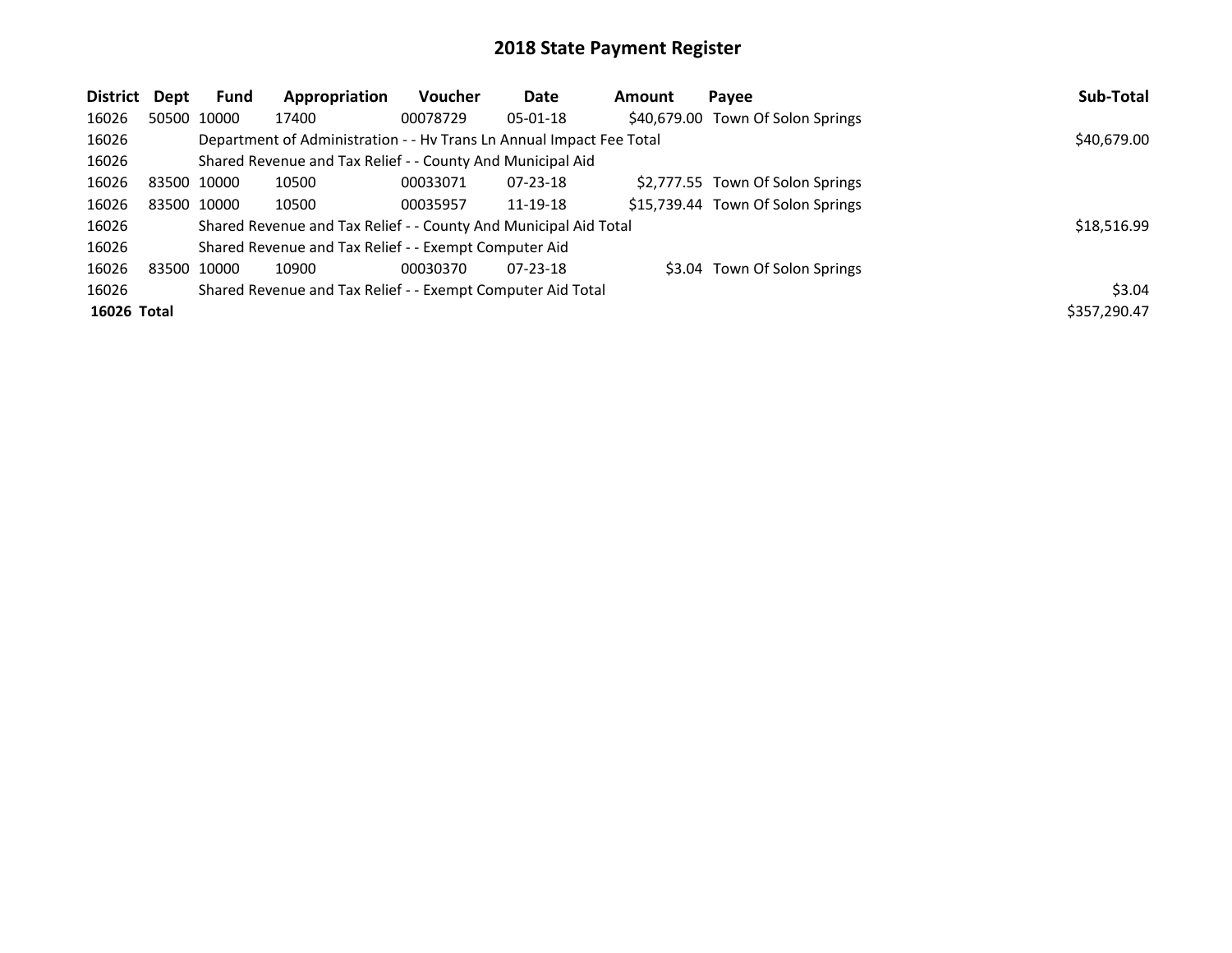# 2018 State Payment Register

| District | Dept | Fund | Appropriation | Voucher | Date | Amount | Payee | Sub-Total |
|---|---|---|---|---|---|---|---|---|
| 16026 | 50500 | 10000 | 17400 | 00078729 | 05-01-18 | $40,679.00 | Town Of Solon Springs | |
| 16026 | | Department of Administration - - Hv Trans Ln Annual Impact Fee Total | | | | | | $40,679.00 |
| 16026 | | Shared Revenue and Tax Relief - - County And Municipal Aid | | | | | | |
| 16026 | 83500 | 10000 | 10500 | 00033071 | 07-23-18 | $2,777.55 | Town Of Solon Springs | |
| 16026 | 83500 | 10000 | 10500 | 00035957 | 11-19-18 | $15,739.44 | Town Of Solon Springs | |
| 16026 | | Shared Revenue and Tax Relief - - County And Municipal Aid Total | | | | | | $18,516.99 |
| 16026 | | Shared Revenue and Tax Relief - - Exempt Computer Aid | | | | | | |
| 16026 | 83500 | 10000 | 10900 | 00030370 | 07-23-18 | $3.04 | Town Of Solon Springs | |
| 16026 | | Shared Revenue and Tax Relief - - Exempt Computer Aid Total | | | | | | $3.04 |
| **16026 Total** | | | | | | | | $357,290.47 |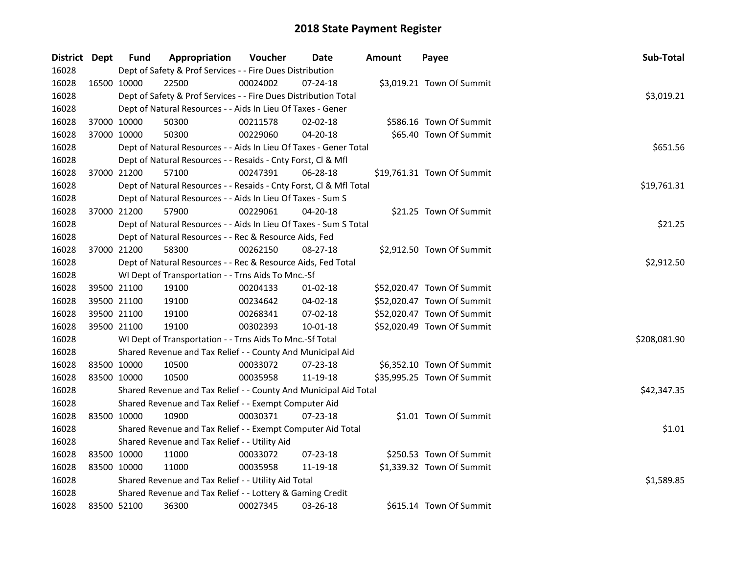# 2018 State Payment Register

| District | Dept | Fund | Appropriation | Voucher | Date | Amount | Payee | Sub-Total |
|---|---|---|---|---|---|---|---|---|
| 16028 | | Dept of Safety & Prof Services - - Fire Dues Distribution | | | | | | |
| 16028 | 16500 | 10000 | 22500 | 00024002 | 07-24-18 | $3,019.21 | Town Of Summit | |
| 16028 | | Dept of Safety & Prof Services - - Fire Dues Distribution Total | | | | | | $3,019.21 |
| 16028 | | Dept of Natural Resources - - Aids In Lieu Of Taxes - Gener | | | | | | |
| 16028 | 37000 | 10000 | 50300 | 00211578 | 02-02-18 | $586.16 | Town Of Summit | |
| 16028 | 37000 | 10000 | 50300 | 00229060 | 04-20-18 | $65.40 | Town Of Summit | |
| 16028 | | Dept of Natural Resources - - Aids In Lieu Of Taxes - Gener Total | | | | | | $651.56 |
| 16028 | | Dept of Natural Resources - - Resaids - Cnty Forst, Cl & Mfl | | | | | | |
| 16028 | 37000 | 21200 | 57100 | 00247391 | 06-28-18 | $19,761.31 | Town Of Summit | |
| 16028 | | Dept of Natural Resources - - Resaids - Cnty Forst, Cl & Mfl Total | | | | | | $19,761.31 |
| 16028 | | Dept of Natural Resources - - Aids In Lieu Of Taxes - Sum S | | | | | | |
| 16028 | 37000 | 21200 | 57900 | 00229061 | 04-20-18 | $21.25 | Town Of Summit | |
| 16028 | | Dept of Natural Resources - - Aids In Lieu Of Taxes - Sum S Total | | | | | | $21.25 |
| 16028 | | Dept of Natural Resources - - Rec & Resource Aids, Fed | | | | | | |
| 16028 | 37000 | 21200 | 58300 | 00262150 | 08-27-18 | $2,912.50 | Town Of Summit | |
| 16028 | | Dept of Natural Resources - - Rec & Resource Aids, Fed Total | | | | | | $2,912.50 |
| 16028 | | WI Dept of Transportation - - Trns Aids To Mnc.-Sf | | | | | | |
| 16028 | 39500 | 21100 | 19100 | 00204133 | 01-02-18 | $52,020.47 | Town Of Summit | |
| 16028 | 39500 | 21100 | 19100 | 00234642 | 04-02-18 | $52,020.47 | Town Of Summit | |
| 16028 | 39500 | 21100 | 19100 | 00268341 | 07-02-18 | $52,020.47 | Town Of Summit | |
| 16028 | 39500 | 21100 | 19100 | 00302393 | 10-01-18 | $52,020.49 | Town Of Summit | |
| 16028 | | WI Dept of Transportation - - Trns Aids To Mnc.-Sf Total | | | | | | $208,081.90 |
| 16028 | | Shared Revenue and Tax Relief - - County And Municipal Aid | | | | | | |
| 16028 | 83500 | 10000 | 10500 | 00033072 | 07-23-18 | $6,352.10 | Town Of Summit | |
| 16028 | 83500 | 10000 | 10500 | 00035958 | 11-19-18 | $35,995.25 | Town Of Summit | |
| 16028 | | Shared Revenue and Tax Relief - - County And Municipal Aid Total | | | | | | $42,347.35 |
| 16028 | | Shared Revenue and Tax Relief - - Exempt Computer Aid | | | | | | |
| 16028 | 83500 | 10000 | 10900 | 00030371 | 07-23-18 | $1.01 | Town Of Summit | |
| 16028 | | Shared Revenue and Tax Relief - - Exempt Computer Aid Total | | | | | | $1.01 |
| 16028 | | Shared Revenue and Tax Relief - - Utility Aid | | | | | | |
| 16028 | 83500 | 10000 | 11000 | 00033072 | 07-23-18 | $250.53 | Town Of Summit | |
| 16028 | 83500 | 10000 | 11000 | 00035958 | 11-19-18 | $1,339.32 | Town Of Summit | |
| 16028 | | Shared Revenue and Tax Relief - - Utility Aid Total | | | | | | $1,589.85 |
| 16028 | | Shared Revenue and Tax Relief - - Lottery & Gaming Credit | | | | | | |
| 16028 | 83500 | 52100 | 36300 | 00027345 | 03-26-18 | $615.14 | Town Of Summit | |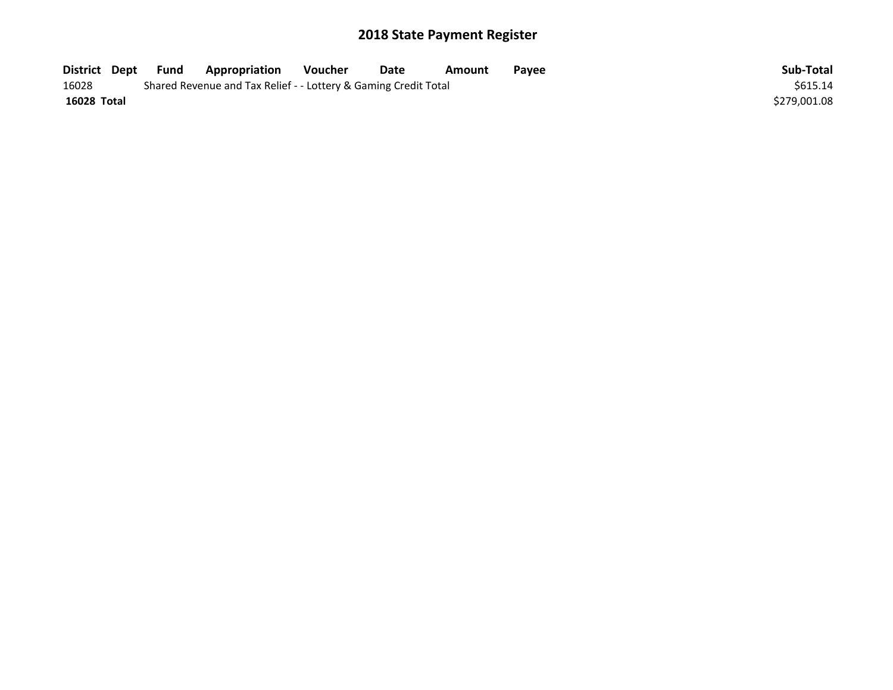## 2018 State Payment Register

| District | Dept | Fund | Appropriation | Voucher | Date | Amount | Payee | Sub-Total |
|---|---|---|---|---|---|---|---|---|
| 16028 | | Shared Revenue and Tax Relief - - Lottery & Gaming Credit Total | | | | | | $615.14 |
| **16028 Total** | | | | | | | | $279,001.08 |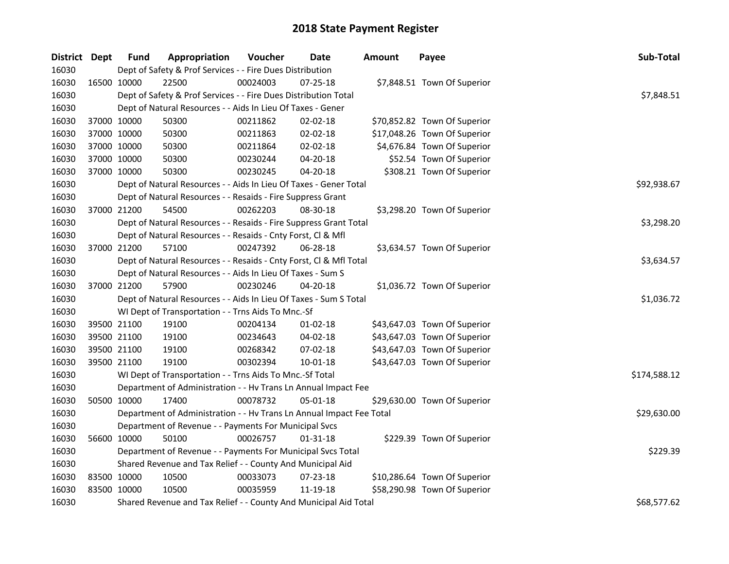# 2018 State Payment Register

| District | Dept | Fund | Appropriation | Voucher | Date | Amount | Payee | Sub-Total |
|---|---|---|---|---|---|---|---|---|
| 16030 | | Dept of Safety & Prof Services - - Fire Dues Distribution | | | | | | |
| 16030 | 16500 | 10000 | 22500 | 00024003 | 07-25-18 | $7,848.51 | Town Of Superior | |
| 16030 | | Dept of Safety & Prof Services - - Fire Dues Distribution Total | | | | | | $7,848.51 |
| 16030 | | Dept of Natural Resources - - Aids In Lieu Of Taxes - Gener | | | | | | |
| 16030 | 37000 | 10000 | 50300 | 00211862 | 02-02-18 | $70,852.82 | Town Of Superior | |
| 16030 | 37000 | 10000 | 50300 | 00211863 | 02-02-18 | $17,048.26 | Town Of Superior | |
| 16030 | 37000 | 10000 | 50300 | 00211864 | 02-02-18 | $4,676.84 | Town Of Superior | |
| 16030 | 37000 | 10000 | 50300 | 00230244 | 04-20-18 | $52.54 | Town Of Superior | |
| 16030 | 37000 | 10000 | 50300 | 00230245 | 04-20-18 | $308.21 | Town Of Superior | |
| 16030 | | Dept of Natural Resources - - Aids In Lieu Of Taxes - Gener Total | | | | | | $92,938.67 |
| 16030 | | Dept of Natural Resources - - Resaids - Fire Suppress Grant | | | | | | |
| 16030 | 37000 | 21200 | 54500 | 00262203 | 08-30-18 | $3,298.20 | Town Of Superior | |
| 16030 | | Dept of Natural Resources - - Resaids - Fire Suppress Grant Total | | | | | | $3,298.20 |
| 16030 | | Dept of Natural Resources - - Resaids - Cnty Forst, Cl & Mfl | | | | | | |
| 16030 | 37000 | 21200 | 57100 | 00247392 | 06-28-18 | $3,634.57 | Town Of Superior | |
| 16030 | | Dept of Natural Resources - - Resaids - Cnty Forst, Cl & Mfl Total | | | | | | $3,634.57 |
| 16030 | | Dept of Natural Resources - - Aids In Lieu Of Taxes - Sum S | | | | | | |
| 16030 | 37000 | 21200 | 57900 | 00230246 | 04-20-18 | $1,036.72 | Town Of Superior | |
| 16030 | | Dept of Natural Resources - - Aids In Lieu Of Taxes - Sum S Total | | | | | | $1,036.72 |
| 16030 | | WI Dept of Transportation - - Trns Aids To Mnc.-Sf | | | | | | |
| 16030 | 39500 | 21100 | 19100 | 00204134 | 01-02-18 | $43,647.03 | Town Of Superior | |
| 16030 | 39500 | 21100 | 19100 | 00234643 | 04-02-18 | $43,647.03 | Town Of Superior | |
| 16030 | 39500 | 21100 | 19100 | 00268342 | 07-02-18 | $43,647.03 | Town Of Superior | |
| 16030 | 39500 | 21100 | 19100 | 00302394 | 10-01-18 | $43,647.03 | Town Of Superior | |
| 16030 | | WI Dept of Transportation - - Trns Aids To Mnc.-Sf Total | | | | | | $174,588.12 |
| 16030 | | Department of Administration - - Hv Trans Ln Annual Impact Fee | | | | | | |
| 16030 | 50500 | 10000 | 17400 | 00078732 | 05-01-18 | $29,630.00 | Town Of Superior | |
| 16030 | | Department of Administration - - Hv Trans Ln Annual Impact Fee Total | | | | | | $29,630.00 |
| 16030 | | Department of Revenue - - Payments For Municipal Svcs | | | | | | |
| 16030 | 56600 | 10000 | 50100 | 00026757 | 01-31-18 | $229.39 | Town Of Superior | |
| 16030 | | Department of Revenue - - Payments For Municipal Svcs Total | | | | | | $229.39 |
| 16030 | | Shared Revenue and Tax Relief - - County And Municipal Aid | | | | | | |
| 16030 | 83500 | 10000 | 10500 | 00033073 | 07-23-18 | $10,286.64 | Town Of Superior | |
| 16030 | 83500 | 10000 | 10500 | 00035959 | 11-19-18 | $58,290.98 | Town Of Superior | |
| 16030 | | Shared Revenue and Tax Relief - - County And Municipal Aid Total | | | | | | $68,577.62 |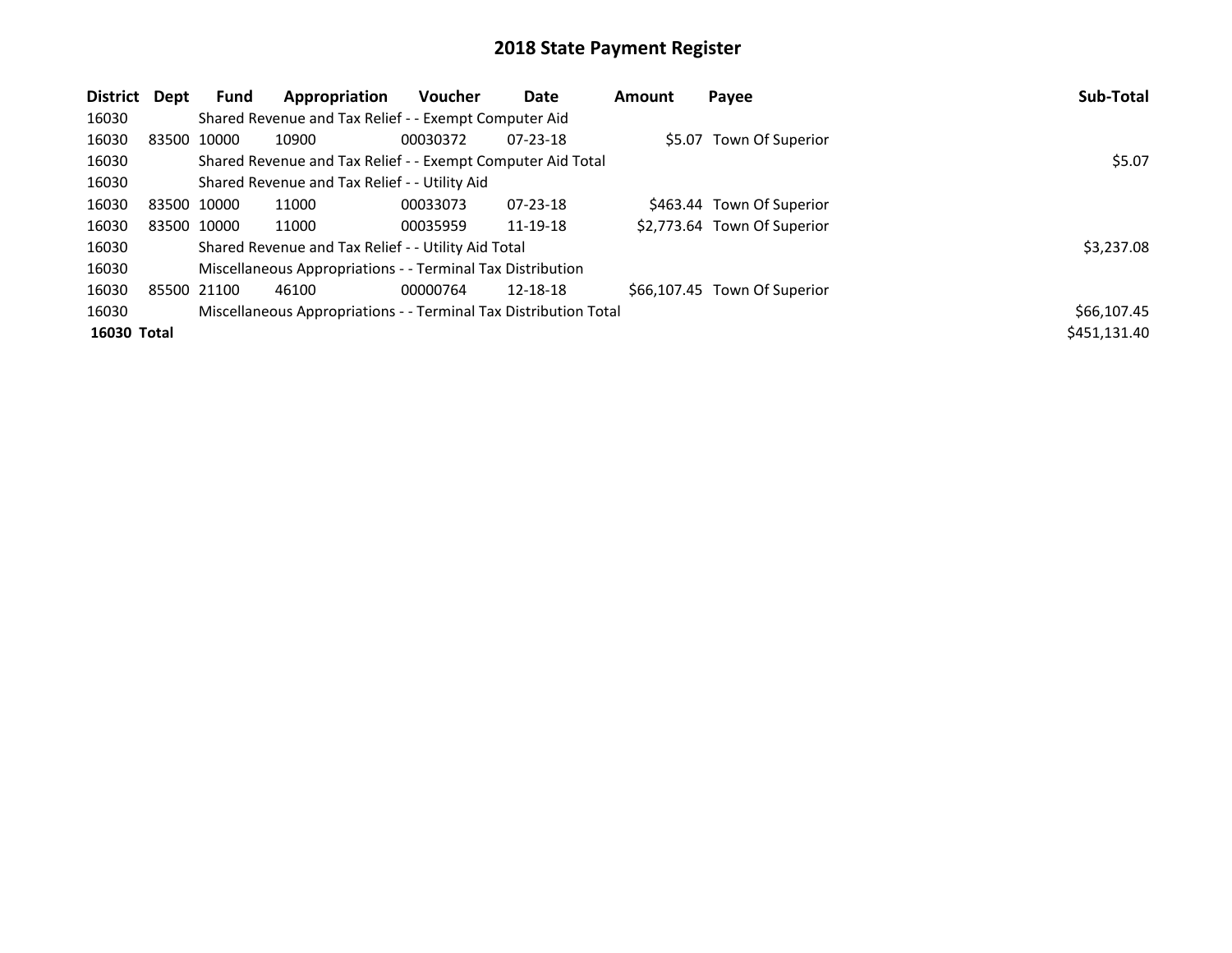# 2018 State Payment Register

| District | Dept | Fund | Appropriation | Voucher | Date | Amount | Payee | Sub-Total |
|---|---|---|---|---|---|---|---|---|
| 16030 | | Shared Revenue and Tax Relief - - Exempt Computer Aid | | | | | | |
| 16030 | 83500 | 10000 | 10900 | 00030372 | 07-23-18 | $5.07 | Town Of Superior | |
| 16030 | | Shared Revenue and Tax Relief - - Exempt Computer Aid Total | | | | | | $5.07 |
| 16030 | | Shared Revenue and Tax Relief - - Utility Aid | | | | | | |
| 16030 | 83500 | 10000 | 11000 | 00033073 | 07-23-18 | $463.44 | Town Of Superior | |
| 16030 | 83500 | 10000 | 11000 | 00035959 | 11-19-18 | $2,773.64 | Town Of Superior | |
| 16030 | | Shared Revenue and Tax Relief - - Utility Aid Total | | | | | | $3,237.08 |
| 16030 | | Miscellaneous Appropriations - - Terminal Tax Distribution | | | | | | |
| 16030 | 85500 | 21100 | 46100 | 00000764 | 12-18-18 | $66,107.45 | Town Of Superior | |
| 16030 | | Miscellaneous Appropriations - - Terminal Tax Distribution Total | | | | | | $66,107.45 |
| **16030 Total** | | | | | | | | $451,131.40 |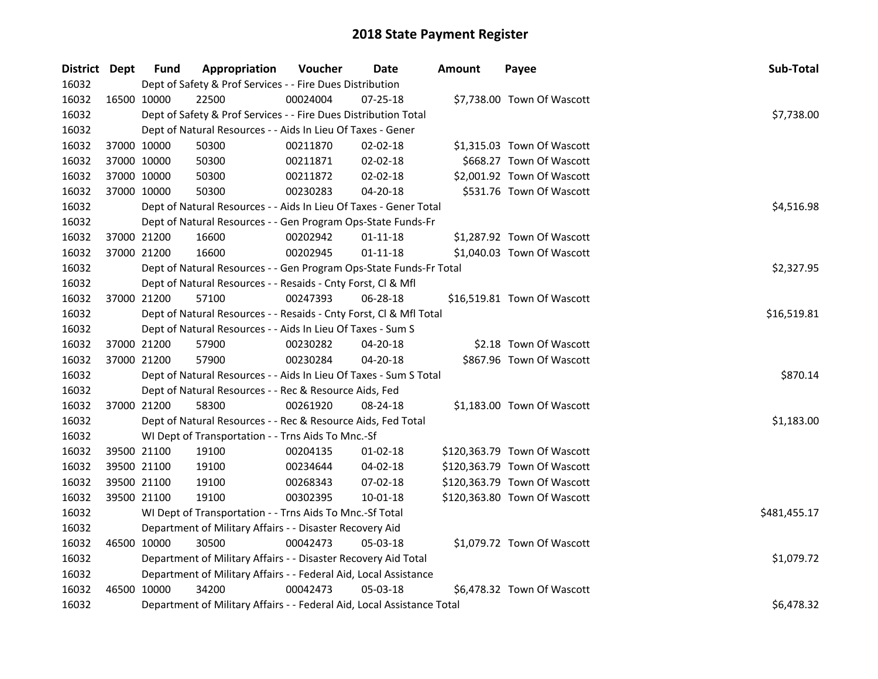# 2018 State Payment Register

| District | Dept | Fund | Appropriation | Voucher | Date | Amount | Payee | Sub-Total |
|---|---|---|---|---|---|---|---|---|
| 16032 | | Dept of Safety & Prof Services - - Fire Dues Distribution | | | | | | |
| 16032 | 16500 | 10000 | 22500 | 00024004 | 07-25-18 | $7,738.00 | Town Of Wascott | |
| 16032 | | Dept of Safety & Prof Services - - Fire Dues Distribution Total | | | | | | $7,738.00 |
| 16032 | | Dept of Natural Resources - - Aids In Lieu Of Taxes - Gener | | | | | | |
| 16032 | 37000 | 10000 | 50300 | 00211870 | 02-02-18 | $1,315.03 | Town Of Wascott | |
| 16032 | 37000 | 10000 | 50300 | 00211871 | 02-02-18 | $668.27 | Town Of Wascott | |
| 16032 | 37000 | 10000 | 50300 | 00211872 | 02-02-18 | $2,001.92 | Town Of Wascott | |
| 16032 | 37000 | 10000 | 50300 | 00230283 | 04-20-18 | $531.76 | Town Of Wascott | |
| 16032 | | Dept of Natural Resources - - Aids In Lieu Of Taxes - Gener Total | | | | | | $4,516.98 |
| 16032 | | Dept of Natural Resources - - Gen Program Ops-State Funds-Fr | | | | | | |
| 16032 | 37000 | 21200 | 16600 | 00202942 | 01-11-18 | $1,287.92 | Town Of Wascott | |
| 16032 | 37000 | 21200 | 16600 | 00202945 | 01-11-18 | $1,040.03 | Town Of Wascott | |
| 16032 | | Dept of Natural Resources - - Gen Program Ops-State Funds-Fr Total | | | | | | $2,327.95 |
| 16032 | | Dept of Natural Resources - - Resaids - Cnty Forst, Cl & Mfl | | | | | | |
| 16032 | 37000 | 21200 | 57100 | 00247393 | 06-28-18 | $16,519.81 | Town Of Wascott | |
| 16032 | | Dept of Natural Resources - - Resaids - Cnty Forst, Cl & Mfl Total | | | | | | $16,519.81 |
| 16032 | | Dept of Natural Resources - - Aids In Lieu Of Taxes - Sum S | | | | | | |
| 16032 | 37000 | 21200 | 57900 | 00230282 | 04-20-18 | $2.18 | Town Of Wascott | |
| 16032 | 37000 | 21200 | 57900 | 00230284 | 04-20-18 | $867.96 | Town Of Wascott | |
| 16032 | | Dept of Natural Resources - - Aids In Lieu Of Taxes - Sum S Total | | | | | | $870.14 |
| 16032 | | Dept of Natural Resources - - Rec & Resource Aids, Fed | | | | | | |
| 16032 | 37000 | 21200 | 58300 | 00261920 | 08-24-18 | $1,183.00 | Town Of Wascott | |
| 16032 | | Dept of Natural Resources - - Rec & Resource Aids, Fed Total | | | | | | $1,183.00 |
| 16032 | | WI Dept of Transportation - - Trns Aids To Mnc.-Sf | | | | | | |
| 16032 | 39500 | 21100 | 19100 | 00204135 | 01-02-18 | $120,363.79 | Town Of Wascott | |
| 16032 | 39500 | 21100 | 19100 | 00234644 | 04-02-18 | $120,363.79 | Town Of Wascott | |
| 16032 | 39500 | 21100 | 19100 | 00268343 | 07-02-18 | $120,363.79 | Town Of Wascott | |
| 16032 | 39500 | 21100 | 19100 | 00302395 | 10-01-18 | $120,363.80 | Town Of Wascott | |
| 16032 | | WI Dept of Transportation - - Trns Aids To Mnc.-Sf Total | | | | | | $481,455.17 |
| 16032 | | Department of Military Affairs - - Disaster Recovery Aid | | | | | | |
| 16032 | 46500 | 10000 | 30500 | 00042473 | 05-03-18 | $1,079.72 | Town Of Wascott | |
| 16032 | | Department of Military Affairs - - Disaster Recovery Aid Total | | | | | | $1,079.72 |
| 16032 | | Department of Military Affairs - - Federal Aid, Local Assistance | | | | | | |
| 16032 | 46500 | 10000 | 34200 | 00042473 | 05-03-18 | $6,478.32 | Town Of Wascott | |
| 16032 | | Department of Military Affairs - - Federal Aid, Local Assistance Total | | | | | | $6,478.32 |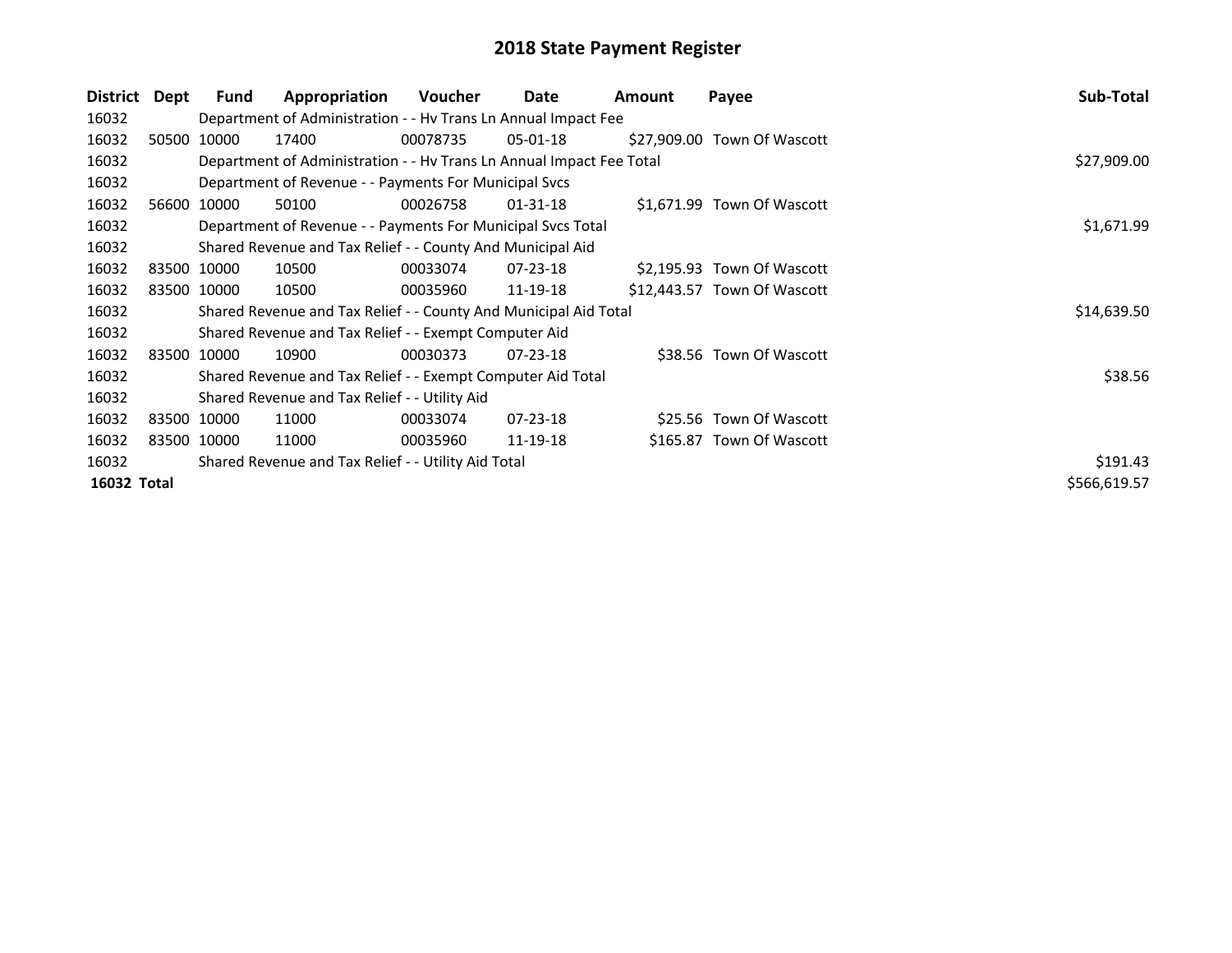# 2018 State Payment Register

| District | Dept | Fund | Appropriation | Voucher | Date | Amount | Payee | Sub-Total |
|---|---|---|---|---|---|---|---|---|
| 16032 | | Department of Administration - - Hv Trans Ln Annual Impact Fee | | | | | | |
| 16032 | 50500 | 10000 | 17400 | 00078735 | 05-01-18 | $27,909.00 | Town Of Wascott | |
| 16032 | | Department of Administration - - Hv Trans Ln Annual Impact Fee Total | | | | | | $27,909.00 |
| 16032 | | Department of Revenue - - Payments For Municipal Svcs | | | | | | |
| 16032 | 56600 | 10000 | 50100 | 00026758 | 01-31-18 | $1,671.99 | Town Of Wascott | |
| 16032 | | Department of Revenue - - Payments For Municipal Svcs Total | | | | | | $1,671.99 |
| 16032 | | Shared Revenue and Tax Relief - - County And Municipal Aid | | | | | | |
| 16032 | 83500 | 10000 | 10500 | 00033074 | 07-23-18 | $2,195.93 | Town Of Wascott | |
| 16032 | 83500 | 10000 | 10500 | 00035960 | 11-19-18 | $12,443.57 | Town Of Wascott | |
| 16032 | | Shared Revenue and Tax Relief - - County And Municipal Aid Total | | | | | | $14,639.50 |
| 16032 | | Shared Revenue and Tax Relief - - Exempt Computer Aid | | | | | | |
| 16032 | 83500 | 10000 | 10900 | 00030373 | 07-23-18 | $38.56 | Town Of Wascott | |
| 16032 | | Shared Revenue and Tax Relief - - Exempt Computer Aid Total | | | | | | $38.56 |
| 16032 | | Shared Revenue and Tax Relief - - Utility Aid | | | | | | |
| 16032 | 83500 | 10000 | 11000 | 00033074 | 07-23-18 | $25.56 | Town Of Wascott | |
| 16032 | 83500 | 10000 | 11000 | 00035960 | 11-19-18 | $165.87 | Town Of Wascott | |
| 16032 | | Shared Revenue and Tax Relief - - Utility Aid Total | | | | | | $191.43 |
| **16032 Total** | | | | | | | | $566,619.57 |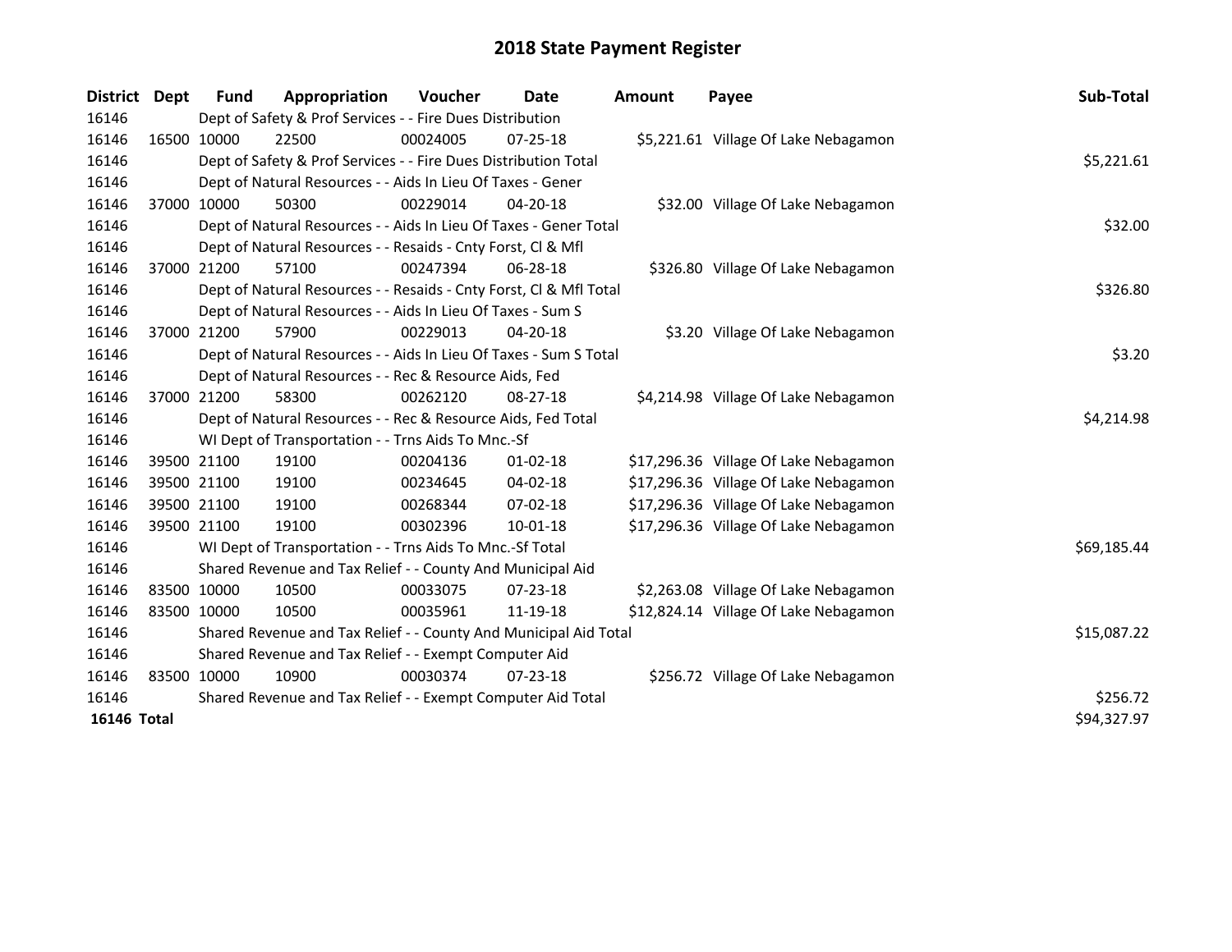# 2018 State Payment Register

| District | Dept | Fund | Appropriation | Voucher | Date | Amount | Payee | Sub-Total |
|---|---|---|---|---|---|---|---|---|
| 16146 | | Dept of Safety & Prof Services - - Fire Dues Distribution | | | | | | |
| 16146 | 16500 | 10000 | 22500 | 00024005 | 07-25-18 | $5,221.61 | Village Of Lake Nebagamon | |
| 16146 | | Dept of Safety & Prof Services - - Fire Dues Distribution Total | | | | | | $5,221.61 |
| 16146 | | Dept of Natural Resources - - Aids In Lieu Of Taxes - Gener | | | | | | |
| 16146 | 37000 | 10000 | 50300 | 00229014 | 04-20-18 | $32.00 | Village Of Lake Nebagamon | |
| 16146 | | Dept of Natural Resources - - Aids In Lieu Of Taxes - Gener Total | | | | | | $32.00 |
| 16146 | | Dept of Natural Resources - - Resaids - Cnty Forst, Cl & Mfl | | | | | | |
| 16146 | 37000 | 21200 | 57100 | 00247394 | 06-28-18 | $326.80 | Village Of Lake Nebagamon | |
| 16146 | | Dept of Natural Resources - - Resaids - Cnty Forst, Cl & Mfl Total | | | | | | $326.80 |
| 16146 | | Dept of Natural Resources - - Aids In Lieu Of Taxes - Sum S | | | | | | |
| 16146 | 37000 | 21200 | 57900 | 00229013 | 04-20-18 | $3.20 | Village Of Lake Nebagamon | |
| 16146 | | Dept of Natural Resources - - Aids In Lieu Of Taxes - Sum S Total | | | | | | $3.20 |
| 16146 | | Dept of Natural Resources - - Rec & Resource Aids, Fed | | | | | | |
| 16146 | 37000 | 21200 | 58300 | 00262120 | 08-27-18 | $4,214.98 | Village Of Lake Nebagamon | |
| 16146 | | Dept of Natural Resources - - Rec & Resource Aids, Fed Total | | | | | | $4,214.98 |
| 16146 | | WI Dept of Transportation - - Trns Aids To Mnc.-Sf | | | | | | |
| 16146 | 39500 | 21100 | 19100 | 00204136 | 01-02-18 | $17,296.36 | Village Of Lake Nebagamon | |
| 16146 | 39500 | 21100 | 19100 | 00234645 | 04-02-18 | $17,296.36 | Village Of Lake Nebagamon | |
| 16146 | 39500 | 21100 | 19100 | 00268344 | 07-02-18 | $17,296.36 | Village Of Lake Nebagamon | |
| 16146 | 39500 | 21100 | 19100 | 00302396 | 10-01-18 | $17,296.36 | Village Of Lake Nebagamon | |
| 16146 | | WI Dept of Transportation - - Trns Aids To Mnc.-Sf Total | | | | | | $69,185.44 |
| 16146 | | Shared Revenue and Tax Relief - - County And Municipal Aid | | | | | | |
| 16146 | 83500 | 10000 | 10500 | 00033075 | 07-23-18 | $2,263.08 | Village Of Lake Nebagamon | |
| 16146 | 83500 | 10000 | 10500 | 00035961 | 11-19-18 | $12,824.14 | Village Of Lake Nebagamon | |
| 16146 | | Shared Revenue and Tax Relief - - County And Municipal Aid Total | | | | | | $15,087.22 |
| 16146 | | Shared Revenue and Tax Relief - - Exempt Computer Aid | | | | | | |
| 16146 | 83500 | 10000 | 10900 | 00030374 | 07-23-18 | $256.72 | Village Of Lake Nebagamon | |
| 16146 | | Shared Revenue and Tax Relief - - Exempt Computer Aid Total | | | | | | $256.72 |
| **16146 Total** | | | | | | | | $94,327.97 |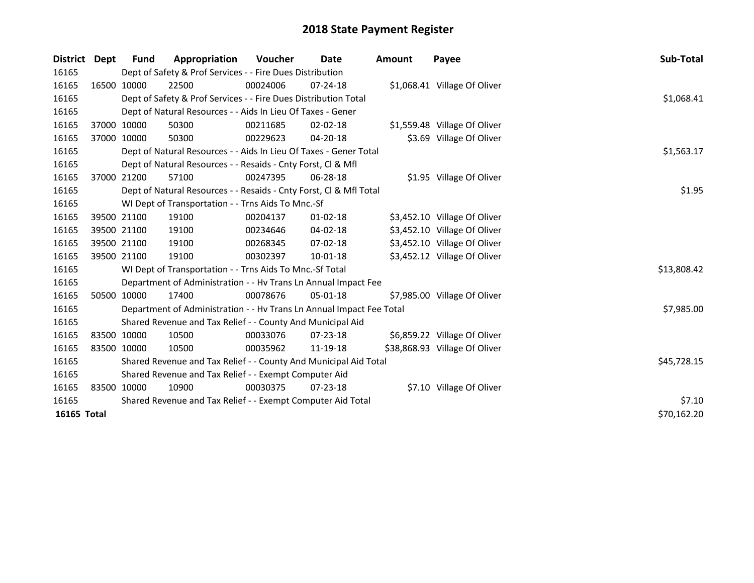# 2018 State Payment Register

| District | Dept | Fund | Appropriation | Voucher | Date | Amount | Payee | Sub-Total |
|---|---|---|---|---|---|---|---|---|
| 16165 | | Dept of Safety & Prof Services - - Fire Dues Distribution | | | | | | |
| 16165 | 16500 | 10000 | 22500 | 00024006 | 07-24-18 | $1,068.41 | Village Of Oliver | |
| 16165 | | Dept of Safety & Prof Services - - Fire Dues Distribution Total | | | | | | $1,068.41 |
| 16165 | | Dept of Natural Resources - - Aids In Lieu Of Taxes - Gener | | | | | | |
| 16165 | 37000 | 10000 | 50300 | 00211685 | 02-02-18 | $1,559.48 | Village Of Oliver | |
| 16165 | 37000 | 10000 | 50300 | 00229623 | 04-20-18 | $3.69 | Village Of Oliver | |
| 16165 | | Dept of Natural Resources - - Aids In Lieu Of Taxes - Gener Total | | | | | | $1,563.17 |
| 16165 | | Dept of Natural Resources - - Resaids - Cnty Forst, Cl & Mfl | | | | | | |
| 16165 | 37000 | 21200 | 57100 | 00247395 | 06-28-18 | $1.95 | Village Of Oliver | |
| 16165 | | Dept of Natural Resources - - Resaids - Cnty Forst, Cl & Mfl Total | | | | | | $1.95 |
| 16165 | | WI Dept of Transportation - - Trns Aids To Mnc.-Sf | | | | | | |
| 16165 | 39500 | 21100 | 19100 | 00204137 | 01-02-18 | $3,452.10 | Village Of Oliver | |
| 16165 | 39500 | 21100 | 19100 | 00234646 | 04-02-18 | $3,452.10 | Village Of Oliver | |
| 16165 | 39500 | 21100 | 19100 | 00268345 | 07-02-18 | $3,452.10 | Village Of Oliver | |
| 16165 | 39500 | 21100 | 19100 | 00302397 | 10-01-18 | $3,452.12 | Village Of Oliver | |
| 16165 | | WI Dept of Transportation - - Trns Aids To Mnc.-Sf Total | | | | | | $13,808.42 |
| 16165 | | Department of Administration - - Hv Trans Ln Annual Impact Fee | | | | | | |
| 16165 | 50500 | 10000 | 17400 | 00078676 | 05-01-18 | $7,985.00 | Village Of Oliver | |
| 16165 | | Department of Administration - - Hv Trans Ln Annual Impact Fee Total | | | | | | $7,985.00 |
| 16165 | | Shared Revenue and Tax Relief - - County And Municipal Aid | | | | | | |
| 16165 | 83500 | 10000 | 10500 | 00033076 | 07-23-18 | $6,859.22 | Village Of Oliver | |
| 16165 | 83500 | 10000 | 10500 | 00035962 | 11-19-18 | $38,868.93 | Village Of Oliver | |
| 16165 | | Shared Revenue and Tax Relief - - County And Municipal Aid Total | | | | | | $45,728.15 |
| 16165 | | Shared Revenue and Tax Relief - - Exempt Computer Aid | | | | | | |
| 16165 | 83500 | 10000 | 10900 | 00030375 | 07-23-18 | $7.10 | Village Of Oliver | |
| 16165 | | Shared Revenue and Tax Relief - - Exempt Computer Aid Total | | | | | | $7.10 |
| **16165 Total** | | | | | | | | $70,162.20 |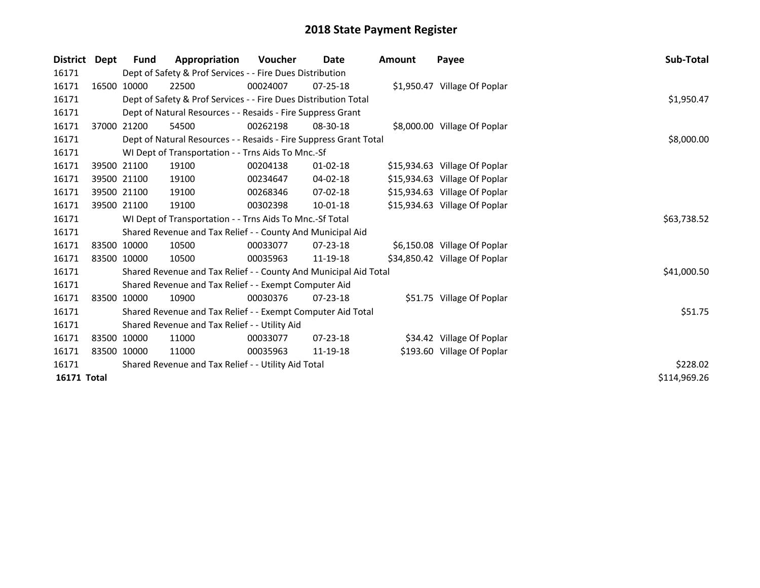# 2018 State Payment Register

| District | Dept | Fund | Appropriation | Voucher | Date | Amount | Payee | Sub-Total |
|---|---|---|---|---|---|---|---|---|
| 16171 | | Dept of Safety & Prof Services - - Fire Dues Distribution | | | | | | |
| 16171 | 16500 | 10000 | 22500 | 00024007 | 07-25-18 | $1,950.47 | Village Of Poplar | |
| 16171 | | Dept of Safety & Prof Services - - Fire Dues Distribution Total | | | | | | $1,950.47 |
| 16171 | | Dept of Natural Resources - - Resaids - Fire Suppress Grant | | | | | | |
| 16171 | 37000 | 21200 | 54500 | 00262198 | 08-30-18 | $8,000.00 | Village Of Poplar | |
| 16171 | | Dept of Natural Resources - - Resaids - Fire Suppress Grant Total | | | | | | $8,000.00 |
| 16171 | | WI Dept of Transportation - - Trns Aids To Mnc.-Sf | | | | | | |
| 16171 | 39500 | 21100 | 19100 | 00204138 | 01-02-18 | $15,934.63 | Village Of Poplar | |
| 16171 | 39500 | 21100 | 19100 | 00234647 | 04-02-18 | $15,934.63 | Village Of Poplar | |
| 16171 | 39500 | 21100 | 19100 | 00268346 | 07-02-18 | $15,934.63 | Village Of Poplar | |
| 16171 | 39500 | 21100 | 19100 | 00302398 | 10-01-18 | $15,934.63 | Village Of Poplar | |
| 16171 | | WI Dept of Transportation - - Trns Aids To Mnc.-Sf Total | | | | | | $63,738.52 |
| 16171 | | Shared Revenue and Tax Relief - - County And Municipal Aid | | | | | | |
| 16171 | 83500 | 10000 | 10500 | 00033077 | 07-23-18 | $6,150.08 | Village Of Poplar | |
| 16171 | 83500 | 10000 | 10500 | 00035963 | 11-19-18 | $34,850.42 | Village Of Poplar | |
| 16171 | | Shared Revenue and Tax Relief - - County And Municipal Aid Total | | | | | | $41,000.50 |
| 16171 | | Shared Revenue and Tax Relief - - Exempt Computer Aid | | | | | | |
| 16171 | 83500 | 10000 | 10900 | 00030376 | 07-23-18 | $51.75 | Village Of Poplar | |
| 16171 | | Shared Revenue and Tax Relief - - Exempt Computer Aid Total | | | | | | $51.75 |
| 16171 | | Shared Revenue and Tax Relief - - Utility Aid | | | | | | |
| 16171 | 83500 | 10000 | 11000 | 00033077 | 07-23-18 | $34.42 | Village Of Poplar | |
| 16171 | 83500 | 10000 | 11000 | 00035963 | 11-19-18 | $193.60 | Village Of Poplar | |
| 16171 | | Shared Revenue and Tax Relief - - Utility Aid Total | | | | | | $228.02 |
| **16171 Total** | | | | | | | | $114,969.26 |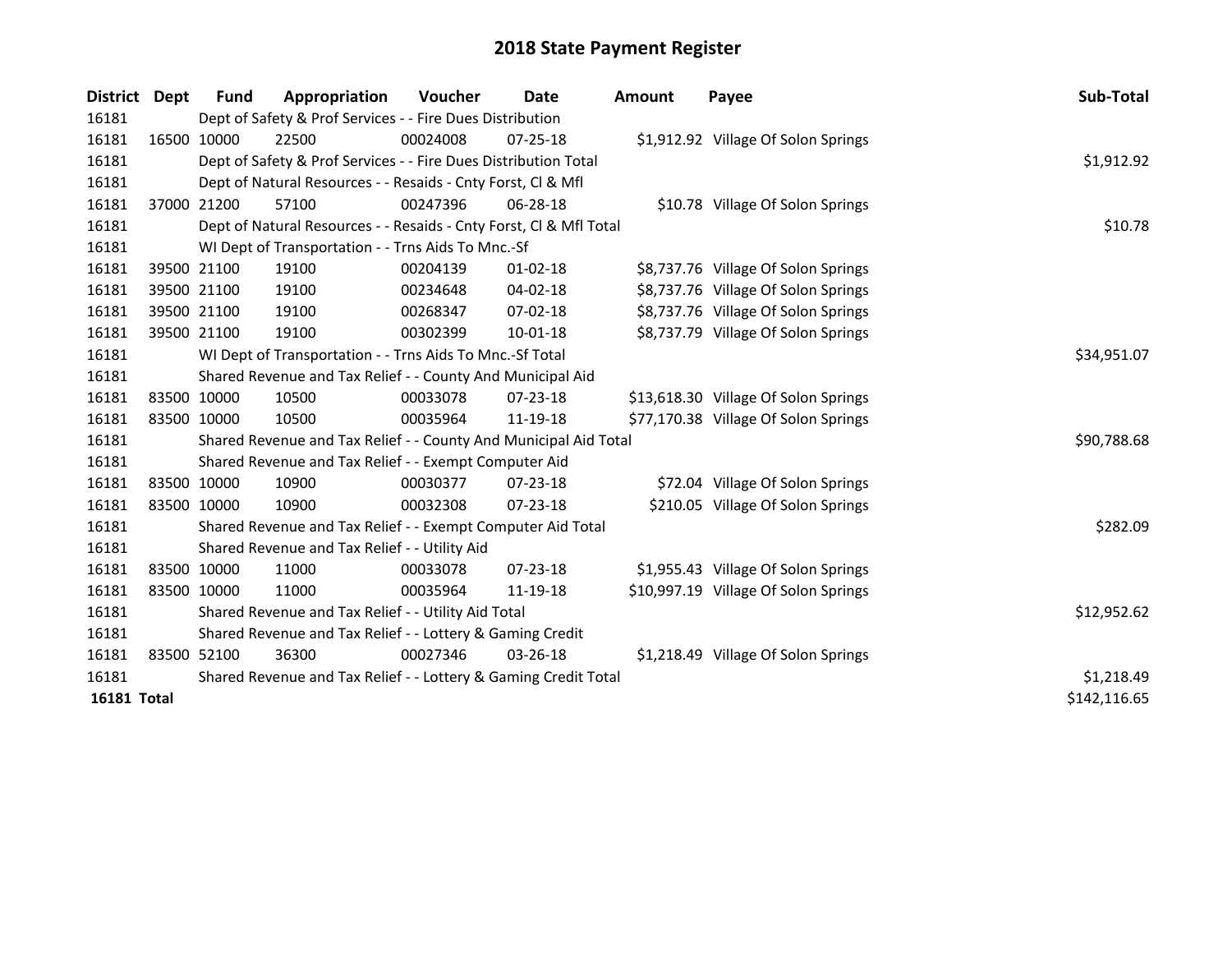# 2018 State Payment Register

| District | Dept | Fund | Appropriation | Voucher | Date | Amount | Payee | Sub-Total |
|---|---|---|---|---|---|---|---|---|
| 16181 | | Dept of Safety & Prof Services - - Fire Dues Distribution | | | | | | |
| 16181 | 16500 | 10000 | 22500 | 00024008 | 07-25-18 | $1,912.92 | Village Of Solon Springs | |
| 16181 | | Dept of Safety & Prof Services - - Fire Dues Distribution Total | | | | | | $1,912.92 |
| 16181 | | Dept of Natural Resources - - Resaids - Cnty Forst, Cl & Mfl | | | | | | |
| 16181 | 37000 | 21200 | 57100 | 00247396 | 06-28-18 | $10.78 | Village Of Solon Springs | |
| 16181 | | Dept of Natural Resources - - Resaids - Cnty Forst, Cl & Mfl Total | | | | | | $10.78 |
| 16181 | | WI Dept of Transportation - - Trns Aids To Mnc.-Sf | | | | | | |
| 16181 | 39500 | 21100 | 19100 | 00204139 | 01-02-18 | $8,737.76 | Village Of Solon Springs | |
| 16181 | 39500 | 21100 | 19100 | 00234648 | 04-02-18 | $8,737.76 | Village Of Solon Springs | |
| 16181 | 39500 | 21100 | 19100 | 00268347 | 07-02-18 | $8,737.76 | Village Of Solon Springs | |
| 16181 | 39500 | 21100 | 19100 | 00302399 | 10-01-18 | $8,737.79 | Village Of Solon Springs | |
| 16181 | | WI Dept of Transportation - - Trns Aids To Mnc.-Sf Total | | | | | | $34,951.07 |
| 16181 | | Shared Revenue and Tax Relief - - County And Municipal Aid | | | | | | |
| 16181 | 83500 | 10000 | 10500 | 00033078 | 07-23-18 | $13,618.30 | Village Of Solon Springs | |
| 16181 | 83500 | 10000 | 10500 | 00035964 | 11-19-18 | $77,170.38 | Village Of Solon Springs | |
| 16181 | | Shared Revenue and Tax Relief - - County And Municipal Aid Total | | | | | | $90,788.68 |
| 16181 | | Shared Revenue and Tax Relief - - Exempt Computer Aid | | | | | | |
| 16181 | 83500 | 10000 | 10900 | 00030377 | 07-23-18 | $72.04 | Village Of Solon Springs | |
| 16181 | 83500 | 10000 | 10900 | 00032308 | 07-23-18 | $210.05 | Village Of Solon Springs | |
| 16181 | | Shared Revenue and Tax Relief - - Exempt Computer Aid Total | | | | | | $282.09 |
| 16181 | | Shared Revenue and Tax Relief - - Utility Aid | | | | | | |
| 16181 | 83500 | 10000 | 11000 | 00033078 | 07-23-18 | $1,955.43 | Village Of Solon Springs | |
| 16181 | 83500 | 10000 | 11000 | 00035964 | 11-19-18 | $10,997.19 | Village Of Solon Springs | |
| 16181 | | Shared Revenue and Tax Relief - - Utility Aid Total | | | | | | $12,952.62 |
| 16181 | | Shared Revenue and Tax Relief - - Lottery & Gaming Credit | | | | | | |
| 16181 | 83500 | 52100 | 36300 | 00027346 | 03-26-18 | $1,218.49 | Village Of Solon Springs | |
| 16181 | | Shared Revenue and Tax Relief - - Lottery & Gaming Credit Total | | | | | | $1,218.49 |
| **16181 Total** | | | | | | | | $142,116.65 |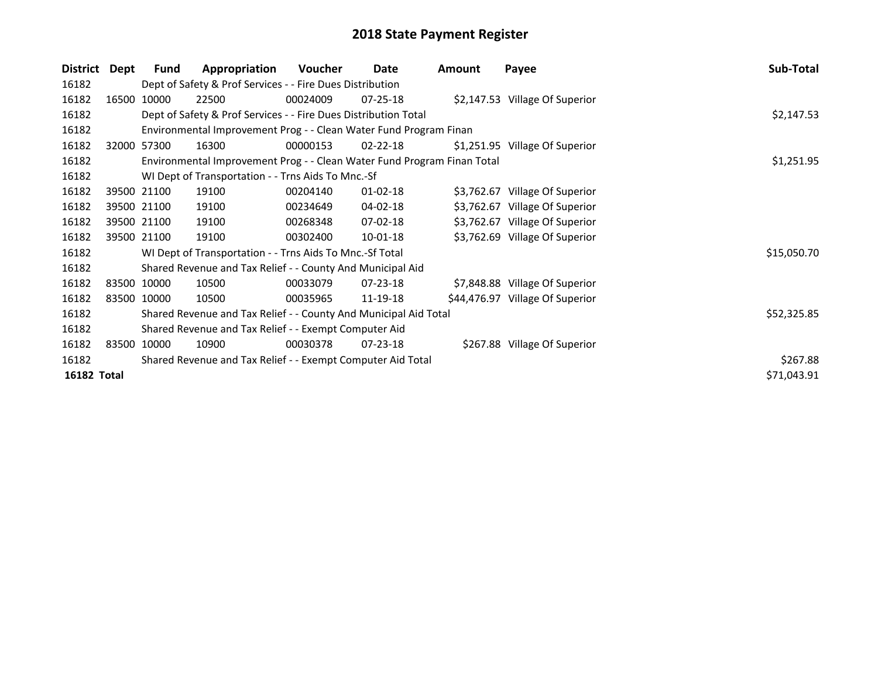# 2018 State Payment Register

| District | Dept | Fund | Appropriation | Voucher | Date | Amount | Payee | Sub-Total |
|---|---|---|---|---|---|---|---|---|
| 16182 | | Dept of Safety & Prof Services - - Fire Dues Distribution | | | | | | |
| 16182 | 16500 | 10000 | 22500 | 00024009 | 07-25-18 | $2,147.53 | Village Of Superior | |
| 16182 | | Dept of Safety & Prof Services - - Fire Dues Distribution Total | | | | | | $2,147.53 |
| 16182 | | Environmental Improvement Prog - - Clean Water Fund Program Finan | | | | | | |
| 16182 | 32000 | 57300 | 16300 | 00000153 | 02-22-18 | $1,251.95 | Village Of Superior | |
| 16182 | | Environmental Improvement Prog - - Clean Water Fund Program Finan Total | | | | | | $1,251.95 |
| 16182 | | WI Dept of Transportation - - Trns Aids To Mnc.-Sf | | | | | | |
| 16182 | 39500 | 21100 | 19100 | 00204140 | 01-02-18 | $3,762.67 | Village Of Superior | |
| 16182 | 39500 | 21100 | 19100 | 00234649 | 04-02-18 | $3,762.67 | Village Of Superior | |
| 16182 | 39500 | 21100 | 19100 | 00268348 | 07-02-18 | $3,762.67 | Village Of Superior | |
| 16182 | 39500 | 21100 | 19100 | 00302400 | 10-01-18 | $3,762.69 | Village Of Superior | |
| 16182 | | WI Dept of Transportation - - Trns Aids To Mnc.-Sf Total | | | | | | $15,050.70 |
| 16182 | | Shared Revenue and Tax Relief - - County And Municipal Aid | | | | | | |
| 16182 | 83500 | 10000 | 10500 | 00033079 | 07-23-18 | $7,848.88 | Village Of Superior | |
| 16182 | 83500 | 10000 | 10500 | 00035965 | 11-19-18 | $44,476.97 | Village Of Superior | |
| 16182 | | Shared Revenue and Tax Relief - - County And Municipal Aid Total | | | | | | $52,325.85 |
| 16182 | | Shared Revenue and Tax Relief - - Exempt Computer Aid | | | | | | |
| 16182 | 83500 | 10000 | 10900 | 00030378 | 07-23-18 | $267.88 | Village Of Superior | |
| 16182 | | Shared Revenue and Tax Relief - - Exempt Computer Aid Total | | | | | | $267.88 |
| **16182 Total** | | | | | | | | $71,043.91 |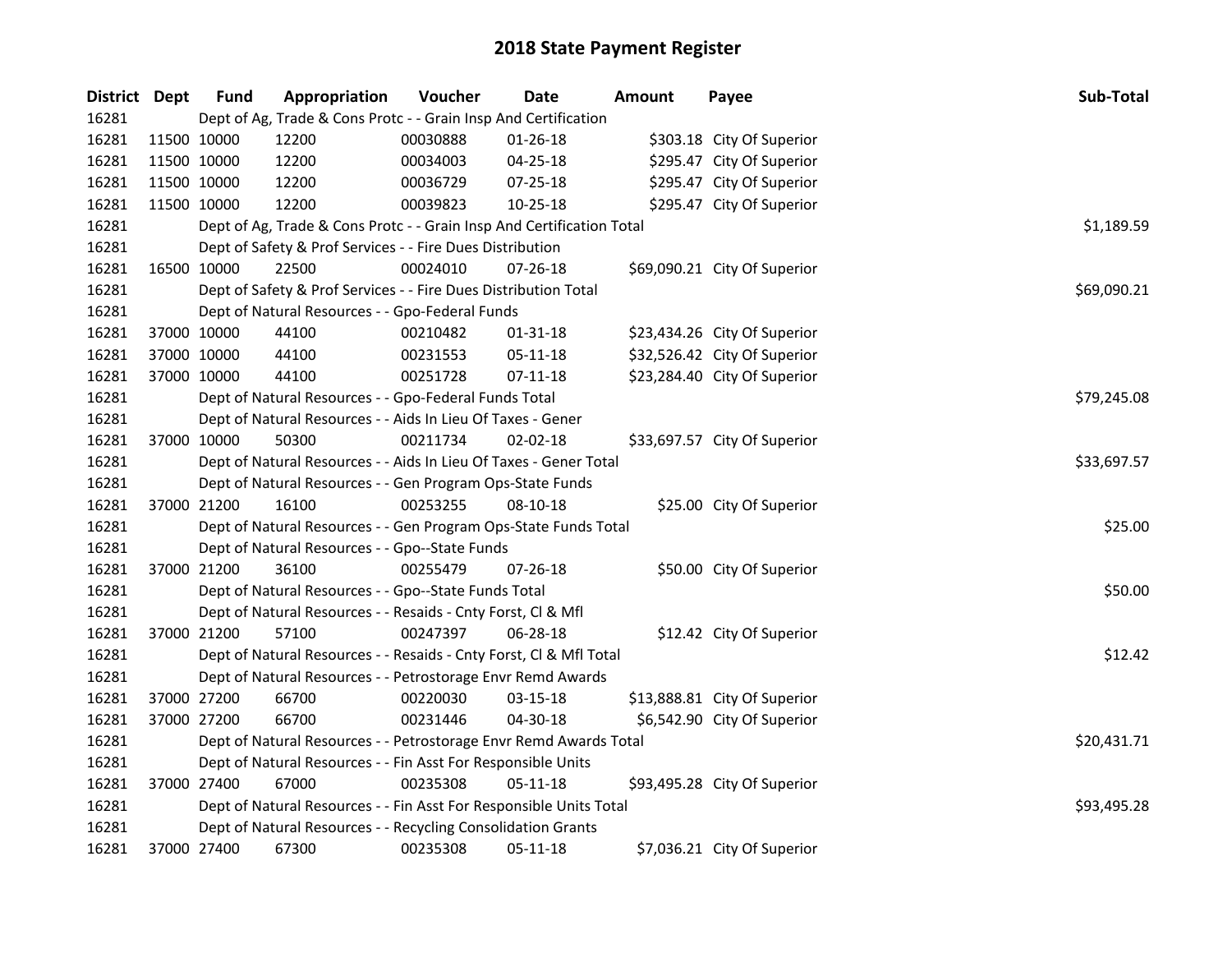# 2018 State Payment Register

| District | Dept | Fund | Appropriation | Voucher | Date | Amount | Payee | Sub-Total |
|---|---|---|---|---|---|---|---|---|
| 16281 | | | Dept of Ag, Trade & Cons Protc - - Grain Insp And Certification | | | | | |
| 16281 | 11500 | 10000 | 12200 | 00030888 | 01-26-18 | $303.18 | City Of Superior | |
| 16281 | 11500 | 10000 | 12200 | 00034003 | 04-25-18 | $295.47 | City Of Superior | |
| 16281 | 11500 | 10000 | 12200 | 00036729 | 07-25-18 | $295.47 | City Of Superior | |
| 16281 | 11500 | 10000 | 12200 | 00039823 | 10-25-18 | $295.47 | City Of Superior | |
| 16281 | | | Dept of Ag, Trade & Cons Protc - - Grain Insp And Certification Total | | | | | $1,189.59 |
| 16281 | | | Dept of Safety & Prof Services - - Fire Dues Distribution | | | | | |
| 16281 | 16500 | 10000 | 22500 | 00024010 | 07-26-18 | $69,090.21 | City Of Superior | |
| 16281 | | | Dept of Safety & Prof Services - - Fire Dues Distribution Total | | | | | $69,090.21 |
| 16281 | | | Dept of Natural Resources - - Gpo-Federal Funds | | | | | |
| 16281 | 37000 | 10000 | 44100 | 00210482 | 01-31-18 | $23,434.26 | City Of Superior | |
| 16281 | 37000 | 10000 | 44100 | 00231553 | 05-11-18 | $32,526.42 | City Of Superior | |
| 16281 | 37000 | 10000 | 44100 | 00251728 | 07-11-18 | $23,284.40 | City Of Superior | |
| 16281 | | | Dept of Natural Resources - - Gpo-Federal Funds Total | | | | | $79,245.08 |
| 16281 | | | Dept of Natural Resources - - Aids In Lieu Of Taxes - Gener | | | | | |
| 16281 | 37000 | 10000 | 50300 | 00211734 | 02-02-18 | $33,697.57 | City Of Superior | |
| 16281 | | | Dept of Natural Resources - - Aids In Lieu Of Taxes - Gener Total | | | | | $33,697.57 |
| 16281 | | | Dept of Natural Resources - - Gen Program Ops-State Funds | | | | | |
| 16281 | 37000 | 21200 | 16100 | 00253255 | 08-10-18 | $25.00 | City Of Superior | |
| 16281 | | | Dept of Natural Resources - - Gen Program Ops-State Funds Total | | | | | $25.00 |
| 16281 | | | Dept of Natural Resources - - Gpo--State Funds | | | | | |
| 16281 | 37000 | 21200 | 36100 | 00255479 | 07-26-18 | $50.00 | City Of Superior | |
| 16281 | | | Dept of Natural Resources - - Gpo--State Funds Total | | | | | $50.00 |
| 16281 | | | Dept of Natural Resources - - Resaids - Cnty Forst, Cl & Mfl | | | | | |
| 16281 | 37000 | 21200 | 57100 | 00247397 | 06-28-18 | $12.42 | City Of Superior | |
| 16281 | | | Dept of Natural Resources - - Resaids - Cnty Forst, Cl & Mfl Total | | | | | $12.42 |
| 16281 | | | Dept of Natural Resources - - Petrostorage Envr Remd Awards | | | | | |
| 16281 | 37000 | 27200 | 66700 | 00220030 | 03-15-18 | $13,888.81 | City Of Superior | |
| 16281 | 37000 | 27200 | 66700 | 00231446 | 04-30-18 | $6,542.90 | City Of Superior | |
| 16281 | | | Dept of Natural Resources - - Petrostorage Envr Remd Awards Total | | | | | $20,431.71 |
| 16281 | | | Dept of Natural Resources - - Fin Asst For Responsible Units | | | | | |
| 16281 | 37000 | 27400 | 67000 | 00235308 | 05-11-18 | $93,495.28 | City Of Superior | |
| 16281 | | | Dept of Natural Resources - - Fin Asst For Responsible Units Total | | | | | $93,495.28 |
| 16281 | | | Dept of Natural Resources - - Recycling Consolidation Grants | | | | | |
| 16281 | 37000 | 27400 | 67300 | 00235308 | 05-11-18 | $7,036.21 | City Of Superior | |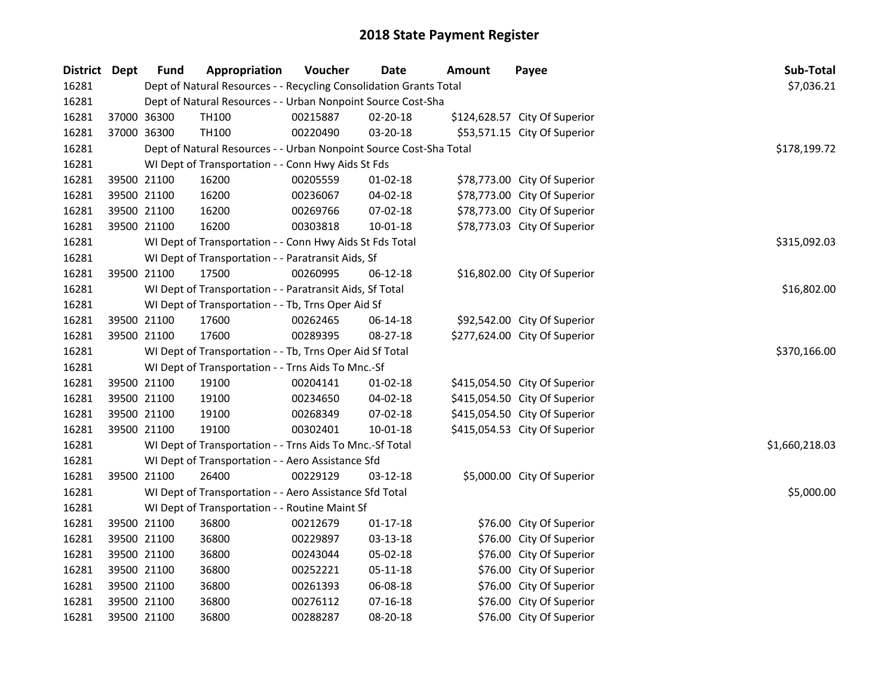# 2018 State Payment Register

| District | Dept | Fund | Appropriation | Voucher | Date | Amount | Payee | Sub-Total |
|---|---|---|---|---|---|---|---|---|
| 16281 | | | Dept of Natural Resources - - Recycling Consolidation Grants Total | | | | | $7,036.21 |
| 16281 | | | Dept of Natural Resources - - Urban Nonpoint Source Cost-Sha | | | | | |
| 16281 | 37000 | 36300 | TH100 | 00215887 | 02-20-18 | $124,628.57 | City Of Superior | |
| 16281 | 37000 | 36300 | TH100 | 00220490 | 03-20-18 | $53,571.15 | City Of Superior | |
| 16281 | | | Dept of Natural Resources - - Urban Nonpoint Source Cost-Sha Total | | | | | $178,199.72 |
| 16281 | | | WI Dept of Transportation - - Conn Hwy Aids St Fds | | | | | |
| 16281 | 39500 | 21100 | 16200 | 00205559 | 01-02-18 | $78,773.00 | City Of Superior | |
| 16281 | 39500 | 21100 | 16200 | 00236067 | 04-02-18 | $78,773.00 | City Of Superior | |
| 16281 | 39500 | 21100 | 16200 | 00269766 | 07-02-18 | $78,773.00 | City Of Superior | |
| 16281 | 39500 | 21100 | 16200 | 00303818 | 10-01-18 | $78,773.03 | City Of Superior | |
| 16281 | | | WI Dept of Transportation - - Conn Hwy Aids St Fds Total | | | | | $315,092.03 |
| 16281 | | | WI Dept of Transportation - - Paratransit Aids, Sf | | | | | |
| 16281 | 39500 | 21100 | 17500 | 00260995 | 06-12-18 | $16,802.00 | City Of Superior | |
| 16281 | | | WI Dept of Transportation - - Paratransit Aids, Sf Total | | | | | $16,802.00 |
| 16281 | | | WI Dept of Transportation - - Tb, Trns Oper Aid Sf | | | | | |
| 16281 | 39500 | 21100 | 17600 | 00262465 | 06-14-18 | $92,542.00 | City Of Superior | |
| 16281 | 39500 | 21100 | 17600 | 00289395 | 08-27-18 | $277,624.00 | City Of Superior | |
| 16281 | | | WI Dept of Transportation - - Tb, Trns Oper Aid Sf Total | | | | | $370,166.00 |
| 16281 | | | WI Dept of Transportation - - Trns Aids To Mnc.-Sf | | | | | |
| 16281 | 39500 | 21100 | 19100 | 00204141 | 01-02-18 | $415,054.50 | City Of Superior | |
| 16281 | 39500 | 21100 | 19100 | 00234650 | 04-02-18 | $415,054.50 | City Of Superior | |
| 16281 | 39500 | 21100 | 19100 | 00268349 | 07-02-18 | $415,054.50 | City Of Superior | |
| 16281 | 39500 | 21100 | 19100 | 00302401 | 10-01-18 | $415,054.53 | City Of Superior | |
| 16281 | | | WI Dept of Transportation - - Trns Aids To Mnc.-Sf Total | | | | | $1,660,218.03 |
| 16281 | | | WI Dept of Transportation - - Aero Assistance Sfd | | | | | |
| 16281 | 39500 | 21100 | 26400 | 00229129 | 03-12-18 | $5,000.00 | City Of Superior | |
| 16281 | | | WI Dept of Transportation - - Aero Assistance Sfd Total | | | | | $5,000.00 |
| 16281 | | | WI Dept of Transportation - - Routine Maint Sf | | | | | |
| 16281 | 39500 | 21100 | 36800 | 00212679 | 01-17-18 | $76.00 | City Of Superior | |
| 16281 | 39500 | 21100 | 36800 | 00229897 | 03-13-18 | $76.00 | City Of Superior | |
| 16281 | 39500 | 21100 | 36800 | 00243044 | 05-02-18 | $76.00 | City Of Superior | |
| 16281 | 39500 | 21100 | 36800 | 00252221 | 05-11-18 | $76.00 | City Of Superior | |
| 16281 | 39500 | 21100 | 36800 | 00261393 | 06-08-18 | $76.00 | City Of Superior | |
| 16281 | 39500 | 21100 | 36800 | 00276112 | 07-16-18 | $76.00 | City Of Superior | |
| 16281 | 39500 | 21100 | 36800 | 00288287 | 08-20-18 | $76.00 | City Of Superior | |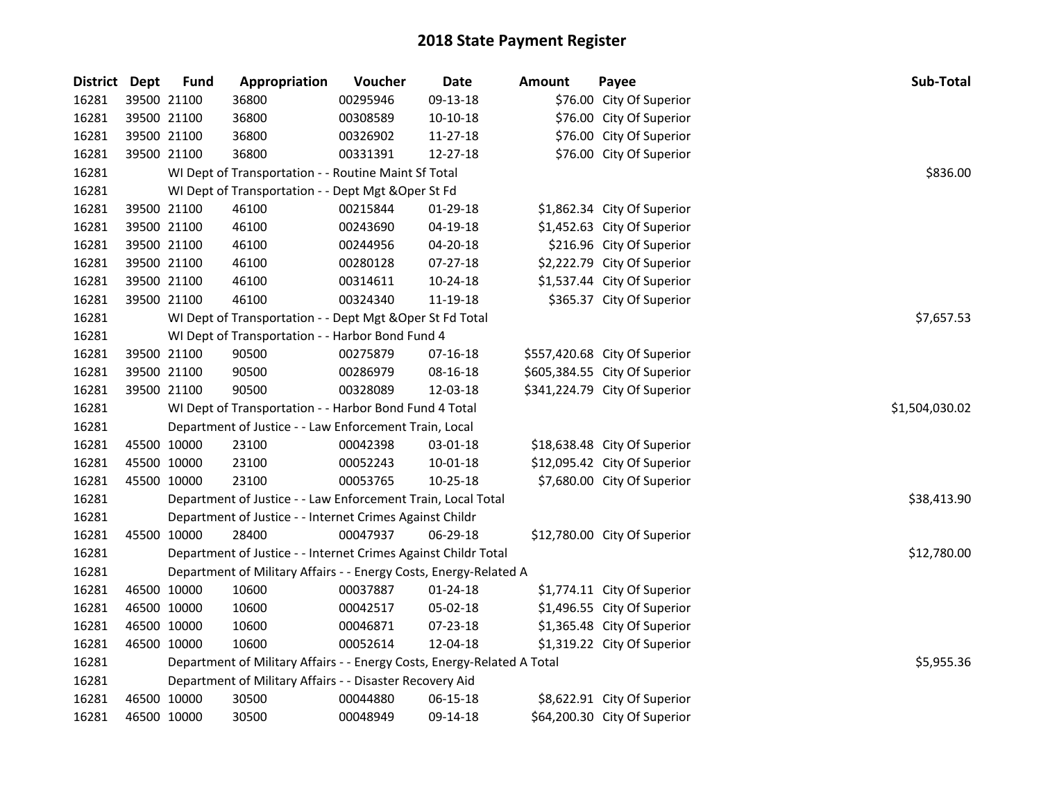# 2018 State Payment Register

| District | Dept | Fund | Appropriation | Voucher | Date | Amount | Payee | Sub-Total |
|---|---|---|---|---|---|---|---|---|
| 16281 | 39500 | 21100 | 36800 | 00295946 | 09-13-18 | $76.00 | City Of Superior | |
| 16281 | 39500 | 21100 | 36800 | 00308589 | 10-10-18 | $76.00 | City Of Superior | |
| 16281 | 39500 | 21100 | 36800 | 00326902 | 11-27-18 | $76.00 | City Of Superior | |
| 16281 | 39500 | 21100 | 36800 | 00331391 | 12-27-18 | $76.00 | City Of Superior | |
| 16281 | | WI Dept of Transportation - - Routine Maint Sf Total | | | | | | $836.00 |
| 16281 | | WI Dept of Transportation - - Dept Mgt &Oper St Fd | | | | | | |
| 16281 | 39500 | 21100 | 46100 | 00215844 | 01-29-18 | $1,862.34 | City Of Superior | |
| 16281 | 39500 | 21100 | 46100 | 00243690 | 04-19-18 | $1,452.63 | City Of Superior | |
| 16281 | 39500 | 21100 | 46100 | 00244956 | 04-20-18 | $216.96 | City Of Superior | |
| 16281 | 39500 | 21100 | 46100 | 00280128 | 07-27-18 | $2,222.79 | City Of Superior | |
| 16281 | 39500 | 21100 | 46100 | 00314611 | 10-24-18 | $1,537.44 | City Of Superior | |
| 16281 | 39500 | 21100 | 46100 | 00324340 | 11-19-18 | $365.37 | City Of Superior | |
| 16281 | | WI Dept of Transportation - - Dept Mgt &Oper St Fd Total | | | | | | $7,657.53 |
| 16281 | | WI Dept of Transportation - - Harbor Bond Fund 4 | | | | | | |
| 16281 | 39500 | 21100 | 90500 | 00275879 | 07-16-18 | $557,420.68 | City Of Superior | |
| 16281 | 39500 | 21100 | 90500 | 00286979 | 08-16-18 | $605,384.55 | City Of Superior | |
| 16281 | 39500 | 21100 | 90500 | 00328089 | 12-03-18 | $341,224.79 | City Of Superior | |
| 16281 | | WI Dept of Transportation - - Harbor Bond Fund 4 Total | | | | | | $1,504,030.02 |
| 16281 | | Department of Justice - - Law Enforcement Train, Local | | | | | | |
| 16281 | 45500 | 10000 | 23100 | 00042398 | 03-01-18 | $18,638.48 | City Of Superior | |
| 16281 | 45500 | 10000 | 23100 | 00052243 | 10-01-18 | $12,095.42 | City Of Superior | |
| 16281 | 45500 | 10000 | 23100 | 00053765 | 10-25-18 | $7,680.00 | City Of Superior | |
| 16281 | | Department of Justice - - Law Enforcement Train, Local Total | | | | | | $38,413.90 |
| 16281 | | Department of Justice - - Internet Crimes Against Childr | | | | | | |
| 16281 | 45500 | 10000 | 28400 | 00047937 | 06-29-18 | $12,780.00 | City Of Superior | |
| 16281 | | Department of Justice - - Internet Crimes Against Childr Total | | | | | | $12,780.00 |
| 16281 | | Department of Military Affairs - - Energy Costs, Energy-Related A | | | | | | |
| 16281 | 46500 | 10000 | 10600 | 00037887 | 01-24-18 | $1,774.11 | City Of Superior | |
| 16281 | 46500 | 10000 | 10600 | 00042517 | 05-02-18 | $1,496.55 | City Of Superior | |
| 16281 | 46500 | 10000 | 10600 | 00046871 | 07-23-18 | $1,365.48 | City Of Superior | |
| 16281 | 46500 | 10000 | 10600 | 00052614 | 12-04-18 | $1,319.22 | City Of Superior | |
| 16281 | | Department of Military Affairs - - Energy Costs, Energy-Related A Total | | | | | | $5,955.36 |
| 16281 | | Department of Military Affairs - - Disaster Recovery Aid | | | | | | |
| 16281 | 46500 | 10000 | 30500 | 00044880 | 06-15-18 | $8,622.91 | City Of Superior | |
| 16281 | 46500 | 10000 | 30500 | 00048949 | 09-14-18 | $64,200.30 | City Of Superior | |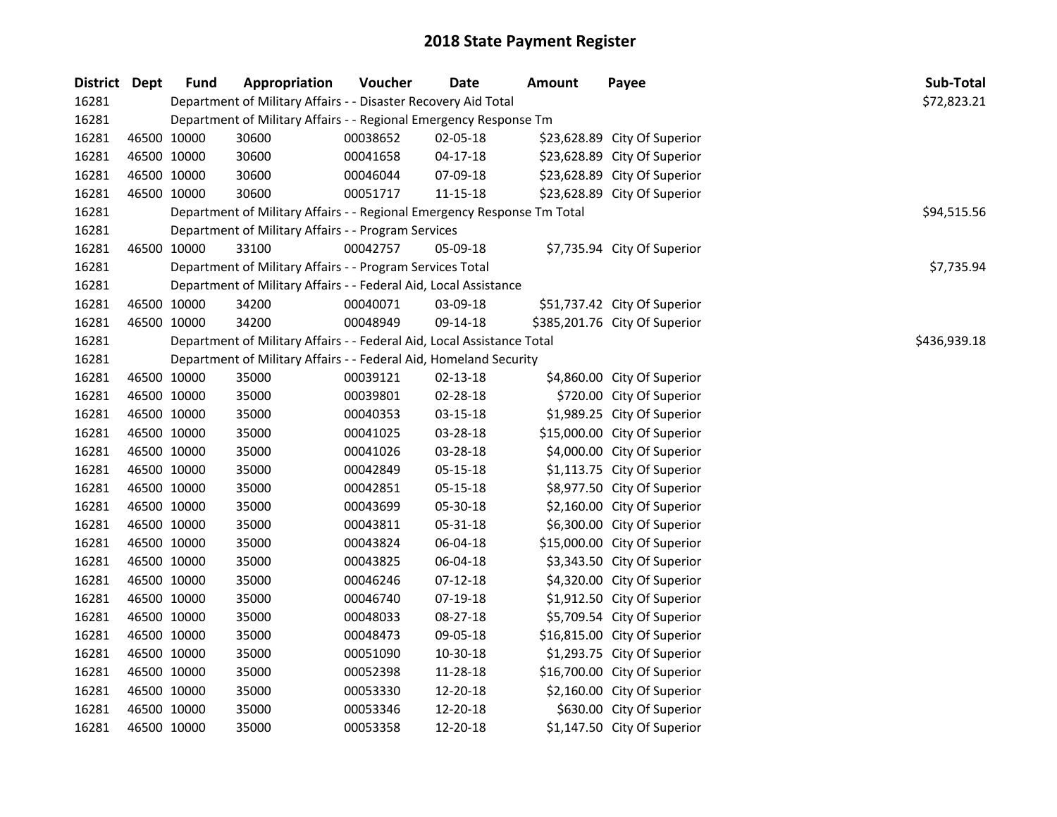# 2018 State Payment Register

| District | Dept | Fund | Appropriation | Voucher | Date | Amount | Payee | Sub-Total |
|---|---|---|---|---|---|---|---|---|
| 16281 | | Department of Military Affairs - - Disaster Recovery Aid Total | | | | | | $72,823.21 |
| 16281 | | Department of Military Affairs - - Regional Emergency Response Tm | | | | | | |
| 16281 | 46500 | 10000 | 30600 | 00038652 | 02-05-18 | $23,628.89 | City Of Superior | |
| 16281 | 46500 | 10000 | 30600 | 00041658 | 04-17-18 | $23,628.89 | City Of Superior | |
| 16281 | 46500 | 10000 | 30600 | 00046044 | 07-09-18 | $23,628.89 | City Of Superior | |
| 16281 | 46500 | 10000 | 30600 | 00051717 | 11-15-18 | $23,628.89 | City Of Superior | |
| 16281 | | Department of Military Affairs - - Regional Emergency Response Tm Total | | | | | | $94,515.56 |
| 16281 | | Department of Military Affairs - - Program Services | | | | | | |
| 16281 | 46500 | 10000 | 33100 | 00042757 | 05-09-18 | $7,735.94 | City Of Superior | |
| 16281 | | Department of Military Affairs - - Program Services Total | | | | | | $7,735.94 |
| 16281 | | Department of Military Affairs - - Federal Aid, Local Assistance | | | | | | |
| 16281 | 46500 | 10000 | 34200 | 00040071 | 03-09-18 | $51,737.42 | City Of Superior | |
| 16281 | 46500 | 10000 | 34200 | 00048949 | 09-14-18 | $385,201.76 | City Of Superior | |
| 16281 | | Department of Military Affairs - - Federal Aid, Local Assistance Total | | | | | | $436,939.18 |
| 16281 | | Department of Military Affairs - - Federal Aid, Homeland Security | | | | | | |
| 16281 | 46500 | 10000 | 35000 | 00039121 | 02-13-18 | $4,860.00 | City Of Superior | |
| 16281 | 46500 | 10000 | 35000 | 00039801 | 02-28-18 | $720.00 | City Of Superior | |
| 16281 | 46500 | 10000 | 35000 | 00040353 | 03-15-18 | $1,989.25 | City Of Superior | |
| 16281 | 46500 | 10000 | 35000 | 00041025 | 03-28-18 | $15,000.00 | City Of Superior | |
| 16281 | 46500 | 10000 | 35000 | 00041026 | 03-28-18 | $4,000.00 | City Of Superior | |
| 16281 | 46500 | 10000 | 35000 | 00042849 | 05-15-18 | $1,113.75 | City Of Superior | |
| 16281 | 46500 | 10000 | 35000 | 00042851 | 05-15-18 | $8,977.50 | City Of Superior | |
| 16281 | 46500 | 10000 | 35000 | 00043699 | 05-30-18 | $2,160.00 | City Of Superior | |
| 16281 | 46500 | 10000 | 35000 | 00043811 | 05-31-18 | $6,300.00 | City Of Superior | |
| 16281 | 46500 | 10000 | 35000 | 00043824 | 06-04-18 | $15,000.00 | City Of Superior | |
| 16281 | 46500 | 10000 | 35000 | 00043825 | 06-04-18 | $3,343.50 | City Of Superior | |
| 16281 | 46500 | 10000 | 35000 | 00046246 | 07-12-18 | $4,320.00 | City Of Superior | |
| 16281 | 46500 | 10000 | 35000 | 00046740 | 07-19-18 | $1,912.50 | City Of Superior | |
| 16281 | 46500 | 10000 | 35000 | 00048033 | 08-27-18 | $5,709.54 | City Of Superior | |
| 16281 | 46500 | 10000 | 35000 | 00048473 | 09-05-18 | $16,815.00 | City Of Superior | |
| 16281 | 46500 | 10000 | 35000 | 00051090 | 10-30-18 | $1,293.75 | City Of Superior | |
| 16281 | 46500 | 10000 | 35000 | 00052398 | 11-28-18 | $16,700.00 | City Of Superior | |
| 16281 | 46500 | 10000 | 35000 | 00053330 | 12-20-18 | $2,160.00 | City Of Superior | |
| 16281 | 46500 | 10000 | 35000 | 00053346 | 12-20-18 | $630.00 | City Of Superior | |
| 16281 | 46500 | 10000 | 35000 | 00053358 | 12-20-18 | $1,147.50 | City Of Superior | |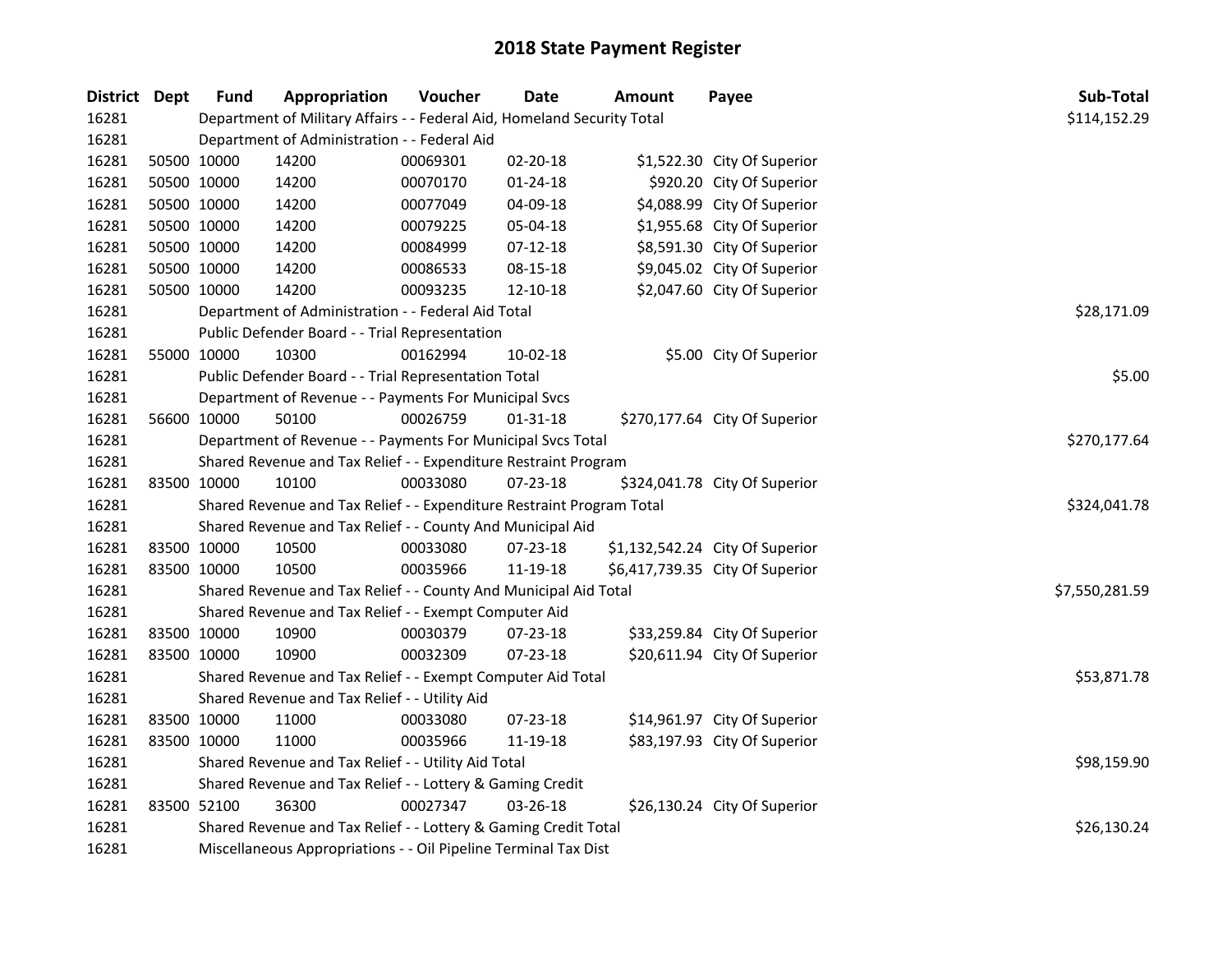# 2018 State Payment Register

| District | Dept | Fund | Appropriation | Voucher | Date | Amount | Payee | Sub-Total |
|---|---|---|---|---|---|---|---|---|
| 16281 | | Department of Military Affairs - - Federal Aid, Homeland Security Total | | | | | | $114,152.29 |
| 16281 | | Department of Administration - - Federal Aid | | | | | | |
| 16281 | 50500 | 10000 | 14200 | 00069301 | 02-20-18 | $1,522.30 | City Of Superior | |
| 16281 | 50500 | 10000 | 14200 | 00070170 | 01-24-18 | $920.20 | City Of Superior | |
| 16281 | 50500 | 10000 | 14200 | 00077049 | 04-09-18 | $4,088.99 | City Of Superior | |
| 16281 | 50500 | 10000 | 14200 | 00079225 | 05-04-18 | $1,955.68 | City Of Superior | |
| 16281 | 50500 | 10000 | 14200 | 00084999 | 07-12-18 | $8,591.30 | City Of Superior | |
| 16281 | 50500 | 10000 | 14200 | 00086533 | 08-15-18 | $9,045.02 | City Of Superior | |
| 16281 | 50500 | 10000 | 14200 | 00093235 | 12-10-18 | $2,047.60 | City Of Superior | |
| 16281 | | Department of Administration - - Federal Aid Total | | | | | | $28,171.09 |
| 16281 | | Public Defender Board - - Trial Representation | | | | | | |
| 16281 | 55000 | 10000 | 10300 | 00162994 | 10-02-18 | $5.00 | City Of Superior | |
| 16281 | | Public Defender Board - - Trial Representation Total | | | | | | $5.00 |
| 16281 | | Department of Revenue - - Payments For Municipal Svcs | | | | | | |
| 16281 | 56600 | 10000 | 50100 | 00026759 | 01-31-18 | $270,177.64 | City Of Superior | |
| 16281 | | Department of Revenue - - Payments For Municipal Svcs Total | | | | | | $270,177.64 |
| 16281 | | Shared Revenue and Tax Relief - - Expenditure Restraint Program | | | | | | |
| 16281 | 83500 | 10000 | 10100 | 00033080 | 07-23-18 | $324,041.78 | City Of Superior | |
| 16281 | | Shared Revenue and Tax Relief - - Expenditure Restraint Program Total | | | | | | $324,041.78 |
| 16281 | | Shared Revenue and Tax Relief - - County And Municipal Aid | | | | | | |
| 16281 | 83500 | 10000 | 10500 | 00033080 | 07-23-18 | $1,132,542.24 | City Of Superior | |
| 16281 | 83500 | 10000 | 10500 | 00035966 | 11-19-18 | $6,417,739.35 | City Of Superior | |
| 16281 | | Shared Revenue and Tax Relief - - County And Municipal Aid Total | | | | | | $7,550,281.59 |
| 16281 | | Shared Revenue and Tax Relief - - Exempt Computer Aid | | | | | | |
| 16281 | 83500 | 10000 | 10900 | 00030379 | 07-23-18 | $33,259.84 | City Of Superior | |
| 16281 | 83500 | 10000 | 10900 | 00032309 | 07-23-18 | $20,611.94 | City Of Superior | |
| 16281 | | Shared Revenue and Tax Relief - - Exempt Computer Aid Total | | | | | | $53,871.78 |
| 16281 | | Shared Revenue and Tax Relief - - Utility Aid | | | | | | |
| 16281 | 83500 | 10000 | 11000 | 00033080 | 07-23-18 | $14,961.97 | City Of Superior | |
| 16281 | 83500 | 10000 | 11000 | 00035966 | 11-19-18 | $83,197.93 | City Of Superior | |
| 16281 | | Shared Revenue and Tax Relief - - Utility Aid Total | | | | | | $98,159.90 |
| 16281 | | Shared Revenue and Tax Relief - - Lottery & Gaming Credit | | | | | | |
| 16281 | 83500 | 52100 | 36300 | 00027347 | 03-26-18 | $26,130.24 | City Of Superior | |
| 16281 | | Shared Revenue and Tax Relief - - Lottery & Gaming Credit Total | | | | | | $26,130.24 |
| 16281 | | Miscellaneous Appropriations - - Oil Pipeline Terminal Tax Dist | | | | | | |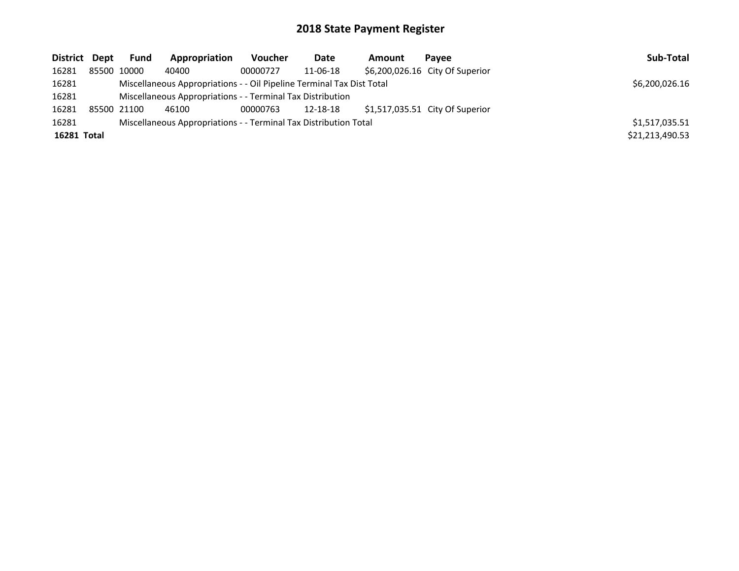# 2018 State Payment Register

| District | Dept | Fund | Appropriation | Voucher | Date | Amount | Payee | Sub-Total |
|---|---|---|---|---|---|---|---|---|
| 16281 | 85500 | 10000 | 40400 | 00000727 | 11-06-18 | $6,200,026.16 | City Of Superior | |
| 16281 | | Miscellaneous Appropriations - - Oil Pipeline Terminal Tax Dist Total | | | | | | $6,200,026.16 |
| 16281 | | Miscellaneous Appropriations - - Terminal Tax Distribution | | | | | | |
| 16281 | 85500 | 21100 | 46100 | 00000763 | 12-18-18 | $1,517,035.51 | City Of Superior | |
| 16281 | | Miscellaneous Appropriations - - Terminal Tax Distribution Total | | | | | | $1,517,035.51 |
| **16281 Total** | | | | | | | | $21,213,490.53 |